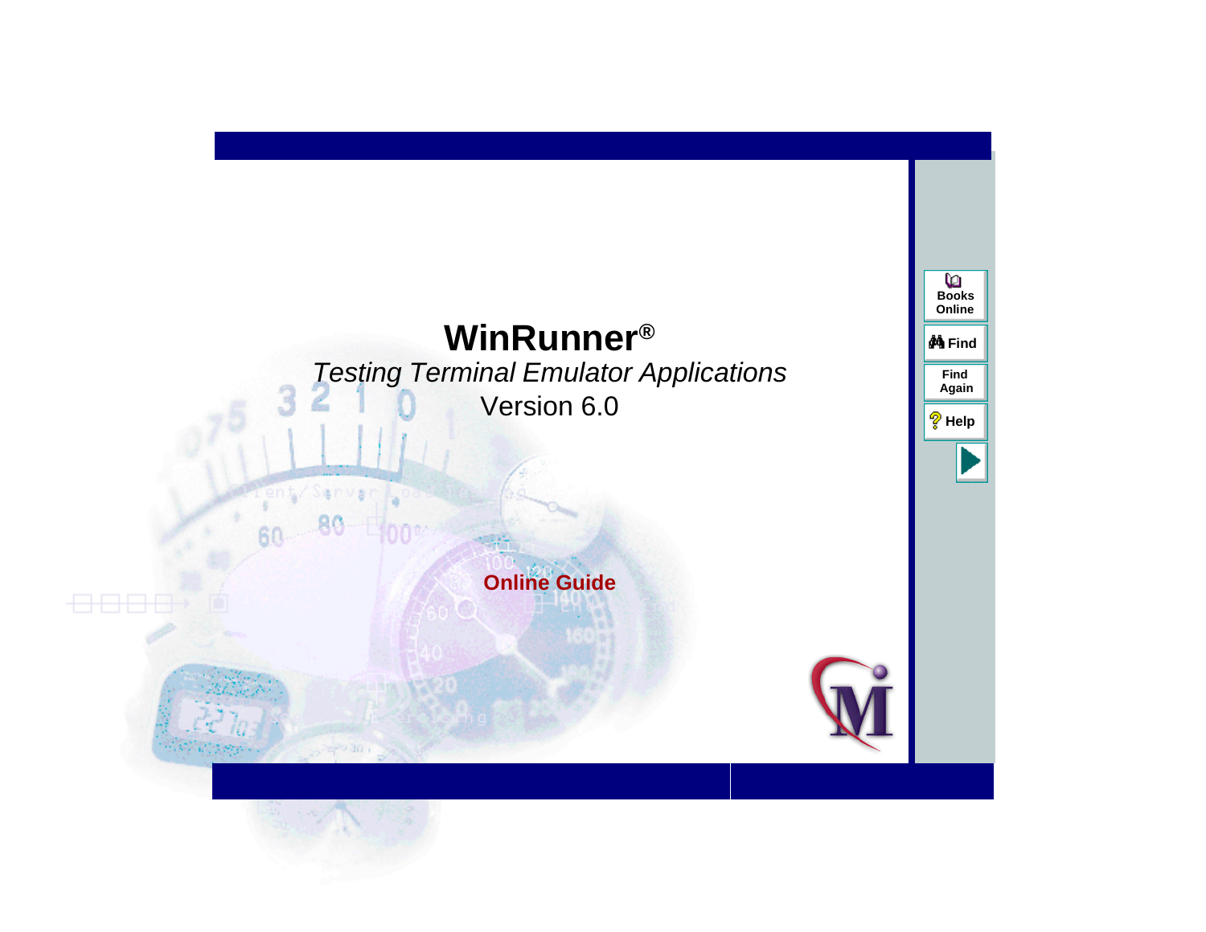# WinRunner®

*Testing Terminal Emulator Applications*

Version 6.0

**Online Guide**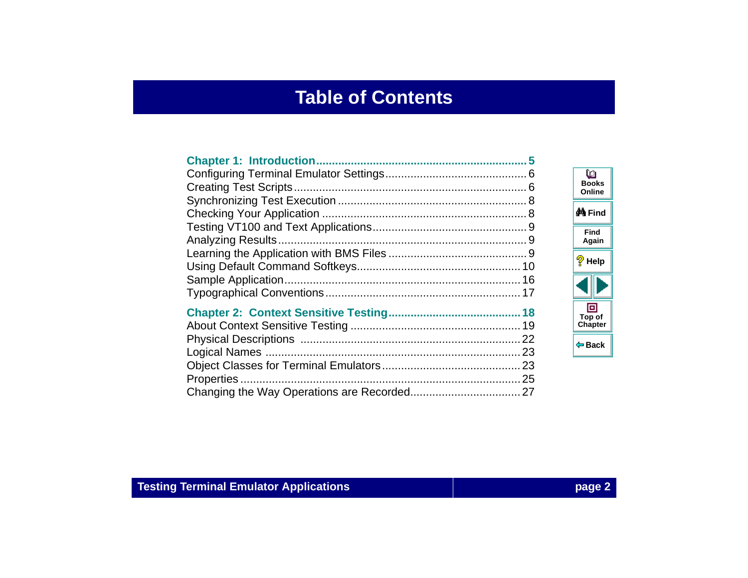# Table of Contents

**Chapter 1: Introduction .................................................... 5**

Configuring Terminal Emulator Settings ............................................ 6

Creating Test Scripts ............................................ 6

Synchronizing Test Execution ............................................ 8

Checking Your Application ............................................ 8

Testing VT100 and Text Applications ............................................ 9

Analyzing Results ............................................ 9

Learning the Application with BMS Files ............................................ 9

Using Default Command Softkeys ............................................ 10

Sample Application ............................................ 16

Typographical Conventions ............................................ 17

**Chapter 2: Context Sensitive Testing ............................................ 18**

About Context Sensitive Testing ............................................ 19

Physical Descriptions ............................................ 22

Logical Names ............................................ 23

Object Classes for Terminal Emulators ............................................ 23

Properties ............................................ 25

Changing the Way Operations are Recorded ............................................ 27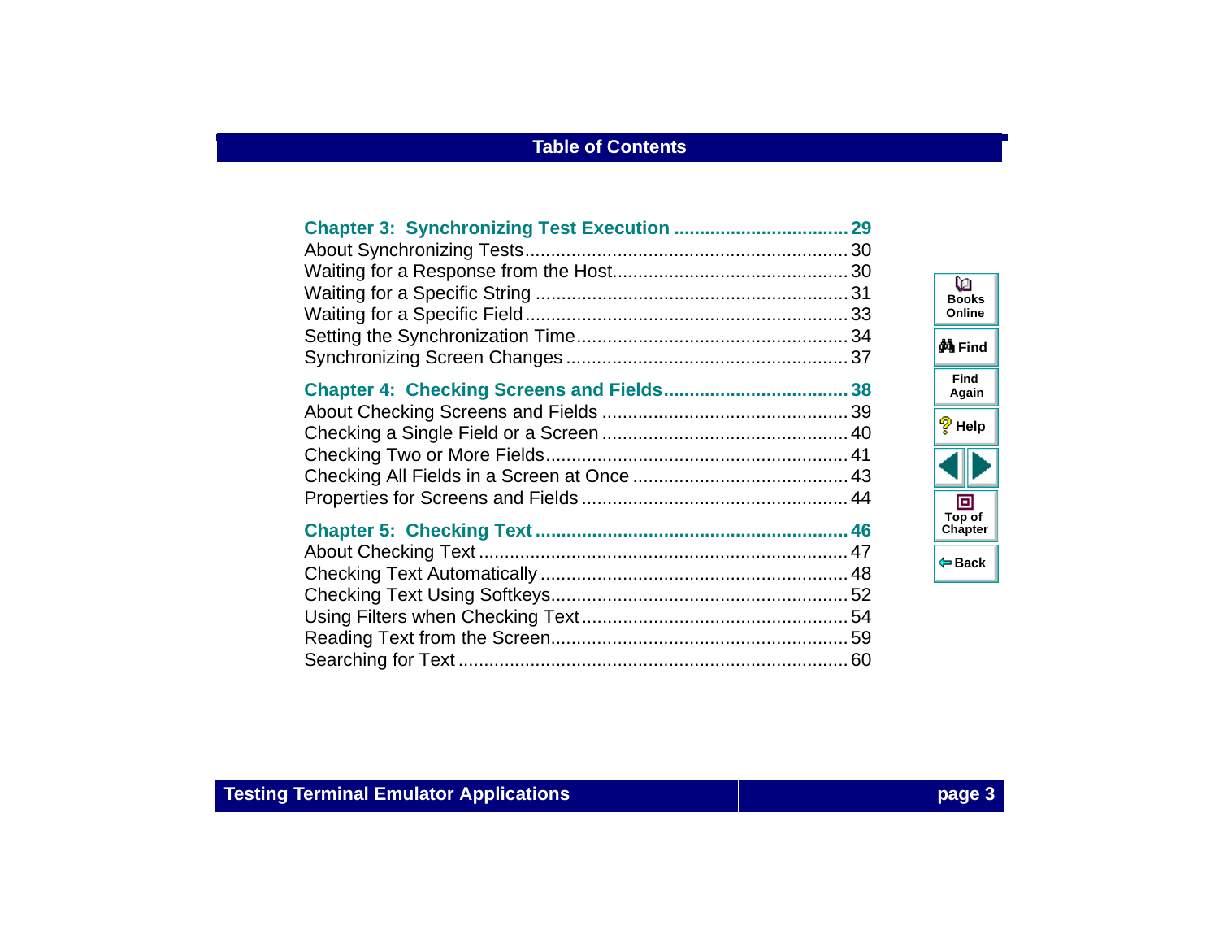# Table of Contents

**Chapter 3: Synchronizing Test Execution .................................. 29**

About Synchronizing Tests............................................................. 30
Waiting for a Response from the Host............................................ 30
Waiting for a Specific String ........................................................... 31
Waiting for a Specific Field.............................................................. 33
Setting the Synchronization Time.................................................... 34
Synchronizing Screen Changes ...................................................... 37

**Chapter 4: Checking Screens and Fields.................................... 38**

About Checking Screens and Fields ............................................... 39
Checking a Single Field or a Screen ............................................... 40
Checking Two or More Fields.......................................................... 41
Checking All Fields in a Screen at Once .......................................... 43
Properties for Screens and Fields ................................................... 44

**Chapter 5: Checking Text............................................................ 46**

About Checking Text ....................................................................... 47
Checking Text Automatically ........................................................... 48
Checking Text Using Softkeys......................................................... 52
Using Filters when Checking Text................................................... 54
Reading Text from the Screen......................................................... 59
Searching for Text ........................................................................... 60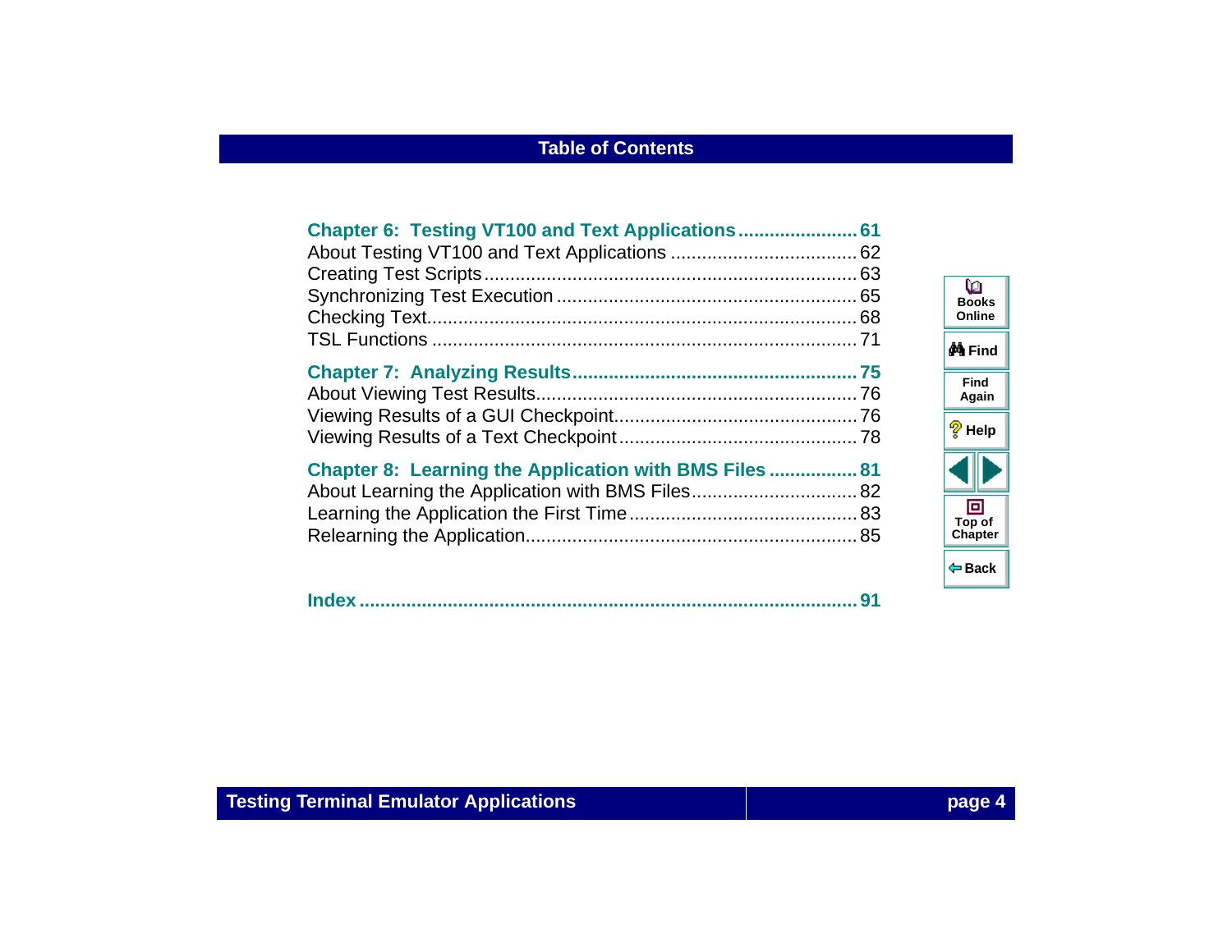# Table of Contents

**Chapter 6: Testing VT100 and Text Applications....................... 61**

About Testing VT100 and Text Applications .................................... 62

Creating Test Scripts........................................................................ 63

Synchronizing Test Execution .......................................................... 65

Checking Text.................................................................................. 68

TSL Functions ................................................................................. 71

**Chapter 7: Analyzing Results...................................................... 75**

About Viewing Test Results............................................................. 76

Viewing Results of a GUI Checkpoint.............................................. 76

Viewing Results of a Text Checkpoint ............................................. 78

**Chapter 8: Learning the Application with BMS Files ................. 81**

About Learning the Application with BMS Files................................ 82

Learning the Application the First Time ............................................ 83

Relearning the Application................................................................ 85

**Index ............................................................................................. 91**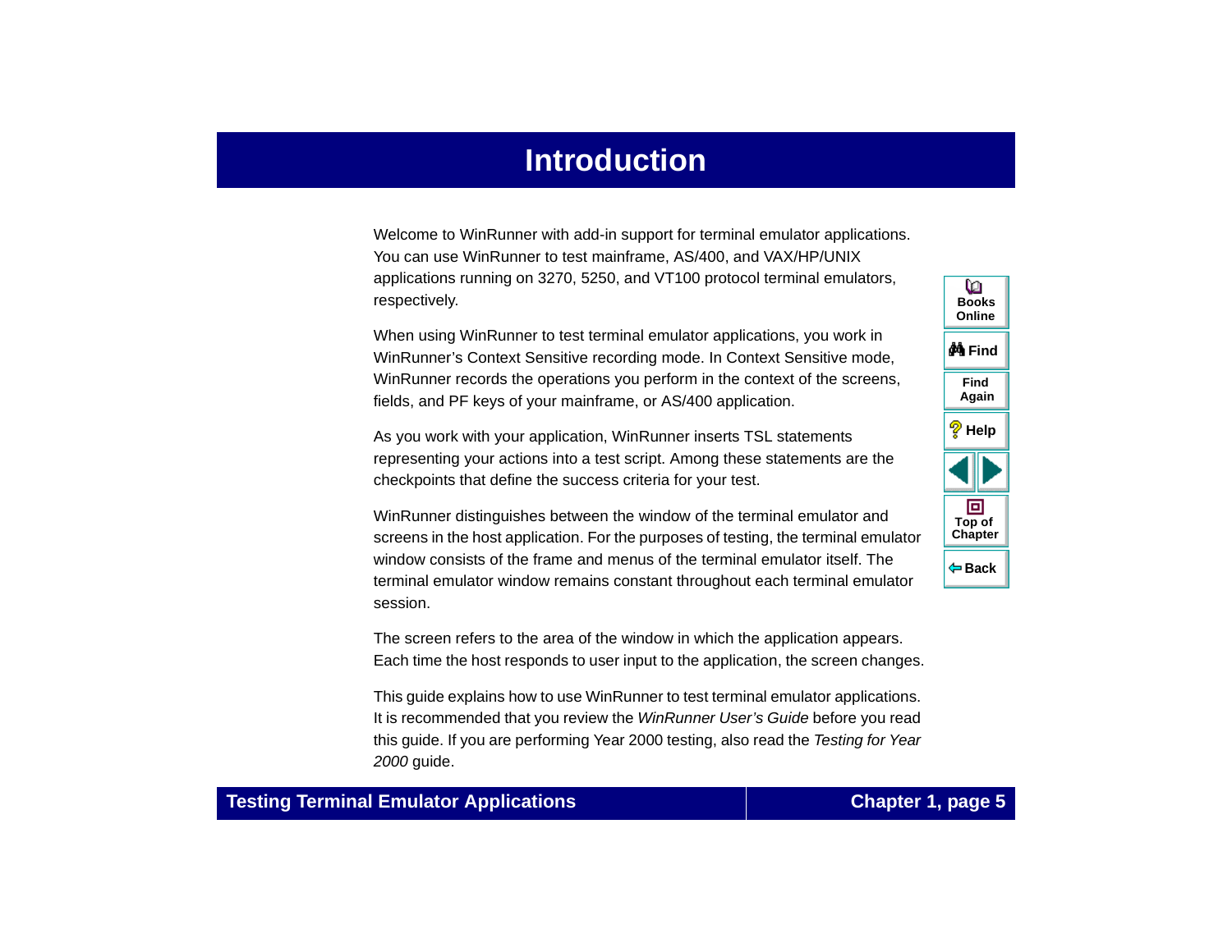# Introduction

Welcome to WinRunner with add-in support for terminal emulator applications. You can use WinRunner to test mainframe, AS/400, and VAX/HP/UNIX applications running on 3270, 5250, and VT100 protocol terminal emulators, respectively.

When using WinRunner to test terminal emulator applications, you work in WinRunner’s Context Sensitive recording mode. In Context Sensitive mode, WinRunner records the operations you perform in the context of the screens, fields, and PF keys of your mainframe, or AS/400 application.

As you work with your application, WinRunner inserts TSL statements representing your actions into a test script. Among these statements are the checkpoints that define the success criteria for your test.

WinRunner distinguishes between the window of the terminal emulator and screens in the host application. For the purposes of testing, the terminal emulator window consists of the frame and menus of the terminal emulator itself. The terminal emulator window remains constant throughout each terminal emulator session.

The screen refers to the area of the window in which the application appears. Each time the host responds to user input to the application, the screen changes.

This guide explains how to use WinRunner to test terminal emulator applications. It is recommended that you review the *WinRunner User’s Guide* before you read this guide. If you are performing Year 2000 testing, also read the *Testing for Year 2000* guide.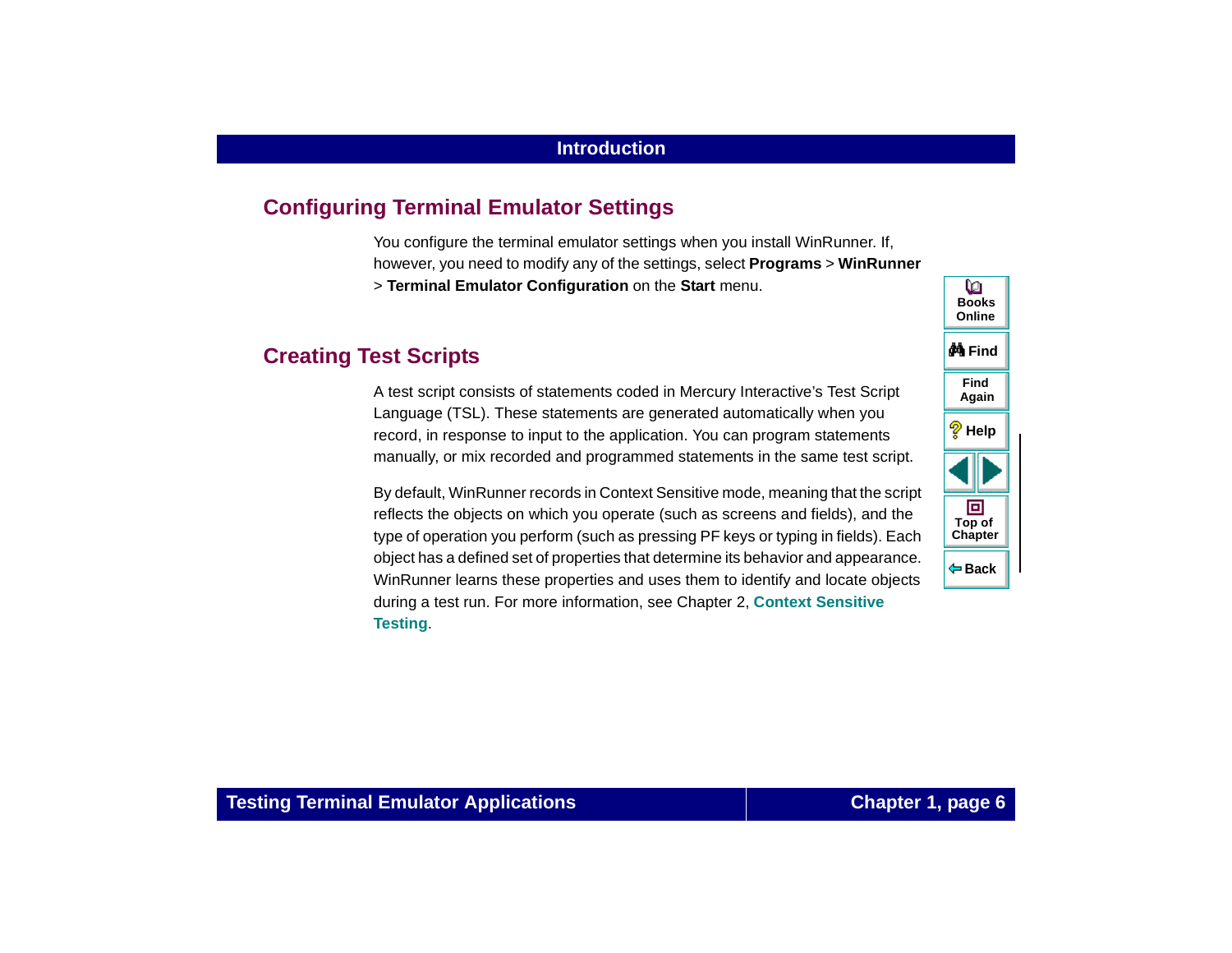## Configuring Terminal Emulator Settings

You configure the terminal emulator settings when you install WinRunner. If, however, you need to modify any of the settings, select **Programs** > **WinRunner** > **Terminal Emulator Configuration** on the **Start** menu.

## Creating Test Scripts

A test script consists of statements coded in Mercury Interactive's Test Script Language (TSL). These statements are generated automatically when you record, in response to input to the application. You can program statements manually, or mix recorded and programmed statements in the same test script.

By default, WinRunner records in Context Sensitive mode, meaning that the script reflects the objects on which you operate (such as screens and fields), and the type of operation you perform (such as pressing PF keys or typing in fields). Each object has a defined set of properties that determine its behavior and appearance. WinRunner learns these properties and uses them to identify and locate objects during a test run. For more information, see Chapter 2, **Context Sensitive Testing**.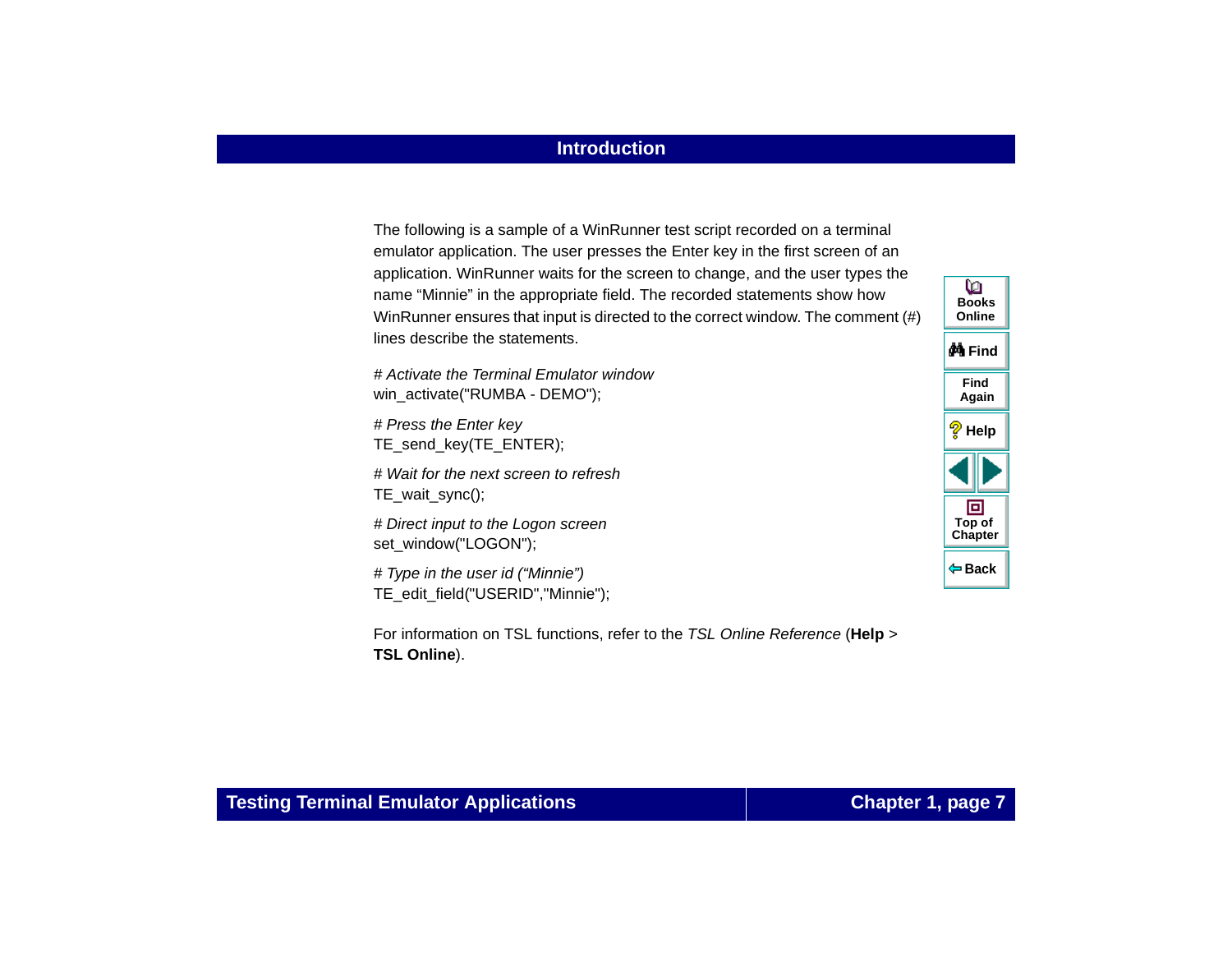The following is a sample of a WinRunner test script recorded on a terminal emulator application. The user presses the Enter key in the first screen of an application. WinRunner waits for the screen to change, and the user types the name “Minnie” in the appropriate field. The recorded statements show how WinRunner ensures that input is directed to the correct window. The comment (#) lines describe the statements.

```
# Activate the Terminal Emulator window
win_activate("RUMBA - DEMO");

# Press the Enter key
TE_send_key(TE_ENTER);

# Wait for the next screen to refresh
TE_wait_sync();

# Direct input to the Logon screen
set_window("LOGON");

# Type in the user id (“Minnie”)
TE_edit_field("USERID","Minnie");
```

For information on TSL functions, refer to the *TSL Online Reference* (**Help** > **TSL Online**).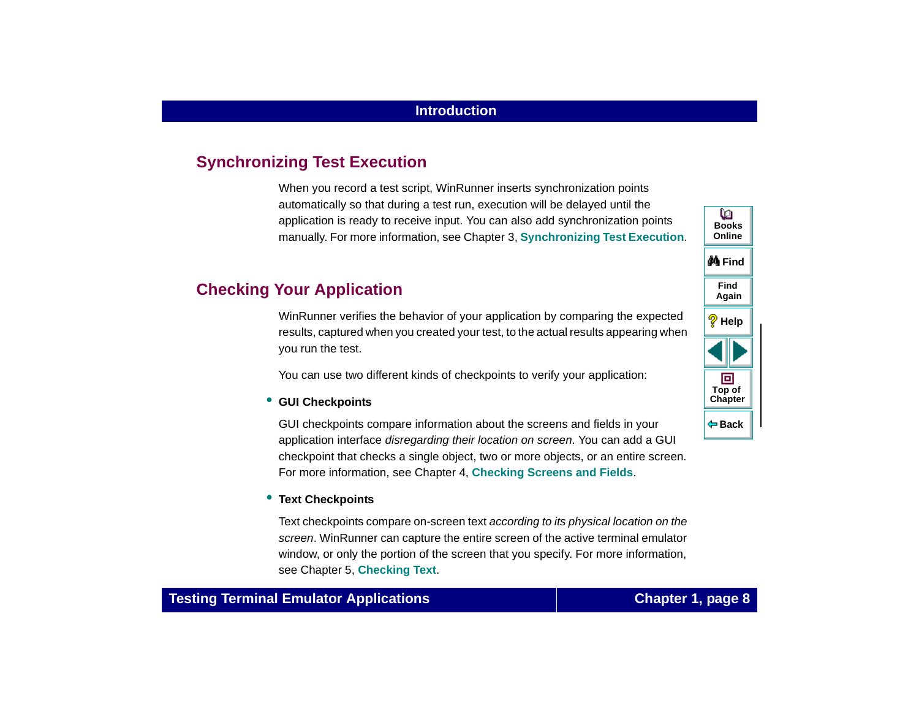## Synchronizing Test Execution

When you record a test script, WinRunner inserts synchronization points automatically so that during a test run, execution will be delayed until the application is ready to receive input. You can also add synchronization points manually. For more information, see Chapter 3, **Synchronizing Test Execution**.

## Checking Your Application

WinRunner verifies the behavior of your application by comparing the expected results, captured when you created your test, to the actual results appearing when you run the test.

You can use two different kinds of checkpoints to verify your application:

- **GUI Checkpoints**

  GUI checkpoints compare information about the screens and fields in your application interface *disregarding their location on screen*. You can add a GUI checkpoint that checks a single object, two or more objects, or an entire screen. For more information, see Chapter 4, **Checking Screens and Fields**.

- **Text Checkpoints**

  Text checkpoints compare on-screen text *according to its physical location on the screen*. WinRunner can capture the entire screen of the active terminal emulator window, or only the portion of the screen that you specify. For more information, see Chapter 5, **Checking Text**.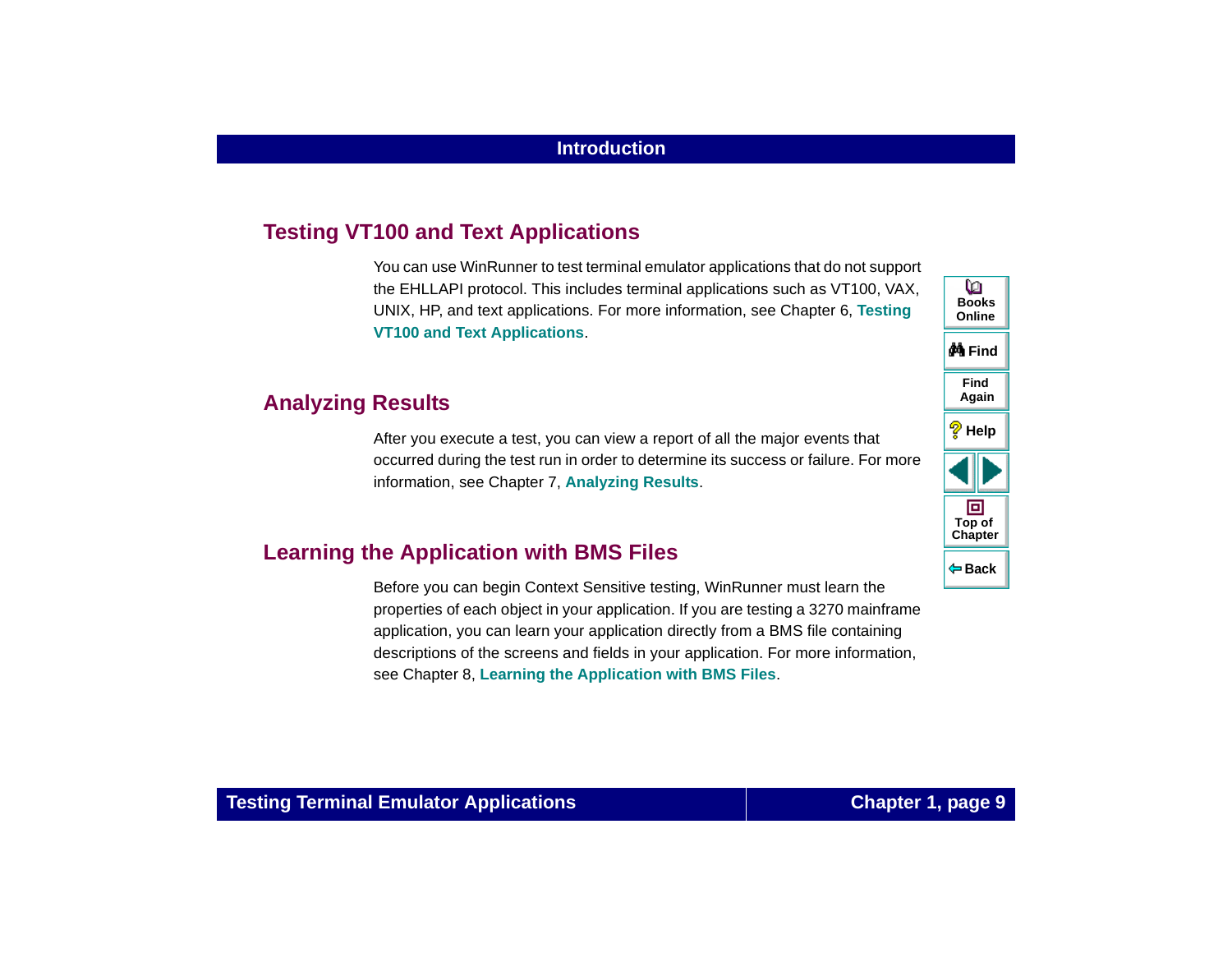## Testing VT100 and Text Applications

You can use WinRunner to test terminal emulator applications that do not support the EHLLAPI protocol. This includes terminal applications such as VT100, VAX, UNIX, HP, and text applications. For more information, see Chapter 6, **Testing VT100 and Text Applications**.

## Analyzing Results

After you execute a test, you can view a report of all the major events that occurred during the test run in order to determine its success or failure. For more information, see Chapter 7, **Analyzing Results**.

## Learning the Application with BMS Files

Before you can begin Context Sensitive testing, WinRunner must learn the properties of each object in your application. If you are testing a 3270 mainframe application, you can learn your application directly from a BMS file containing descriptions of the screens and fields in your application. For more information, see Chapter 8, **Learning the Application with BMS Files**.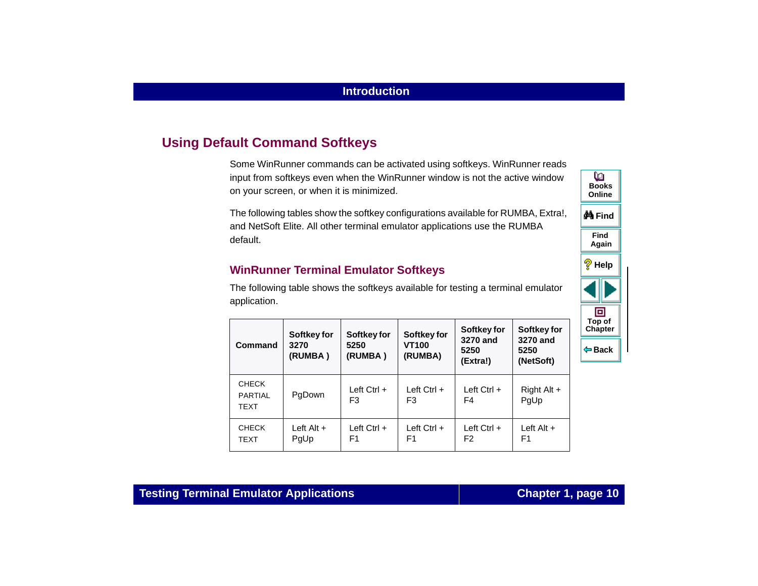## Using Default Command Softkeys

Some WinRunner commands can be activated using softkeys. WinRunner reads input from softkeys even when the WinRunner window is not the active window on your screen, or when it is minimized.

The following tables show the softkey configurations available for RUMBA, Extra!, and NetSoft Elite. All other terminal emulator applications use the RUMBA default.

### WinRunner Terminal Emulator Softkeys

The following table shows the softkeys available for testing a terminal emulator application.

| Command | Softkey for 3270 (RUMBA ) | Softkey for 5250 (RUMBA ) | Softkey for VT100 (RUMBA) | Softkey for 3270 and 5250 (Extra!) | Softkey for 3270 and 5250 (NetSoft) |
|---|---|---|---|---|---|
| CHECK PARTIAL TEXT | PgDown | Left Ctrl + F3 | Left Ctrl + F3 | Left Ctrl + F4 | Right Alt + PgUp |
| CHECK TEXT | Left Alt + PgUp | Left Ctrl + F1 | Left Ctrl + F1 | Left Ctrl + F2 | Left Alt + F1 |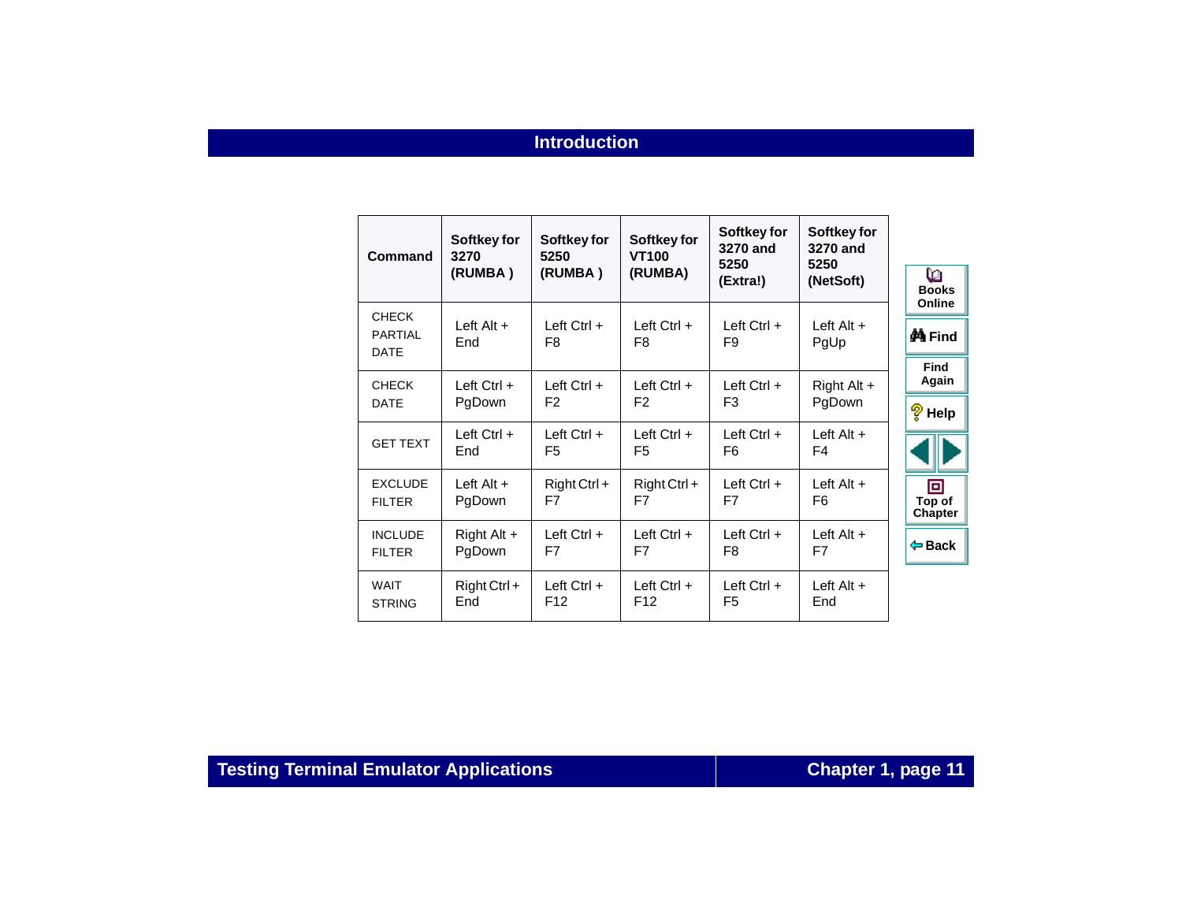| Command | Softkey for 3270 (RUMBA ) | Softkey for 5250 (RUMBA ) | Softkey for VT100 (RUMBA) | Softkey for 3270 and 5250 (Extra!) | Softkey for 3270 and 5250 (NetSoft) |
|---|---|---|---|---|---|
| CHECK PARTIAL DATE | Left Alt + End | Left Ctrl + F8 | Left Ctrl + F8 | Left Ctrl + F9 | Left Alt + PgUp |
| CHECK DATE | Left Ctrl + PgDown | Left Ctrl + F2 | Left Ctrl + F2 | Left Ctrl + F3 | Right Alt + PgDown |
| GET TEXT | Left Ctrl + End | Left Ctrl + F5 | Left Ctrl + F5 | Left Ctrl + F6 | Left Alt + F4 |
| EXCLUDE FILTER | Left Alt + PgDown | Right Ctrl + F7 | Right Ctrl + F7 | Left Ctrl + F7 | Left Alt + F6 |
| INCLUDE FILTER | Right Alt + PgDown | Left Ctrl + F7 | Left Ctrl + F7 | Left Ctrl + F8 | Left Alt + F7 |
| WAIT STRING | Right Ctrl + End | Left Ctrl + F12 | Left Ctrl + F12 | Left Ctrl + F5 | Left Alt + End |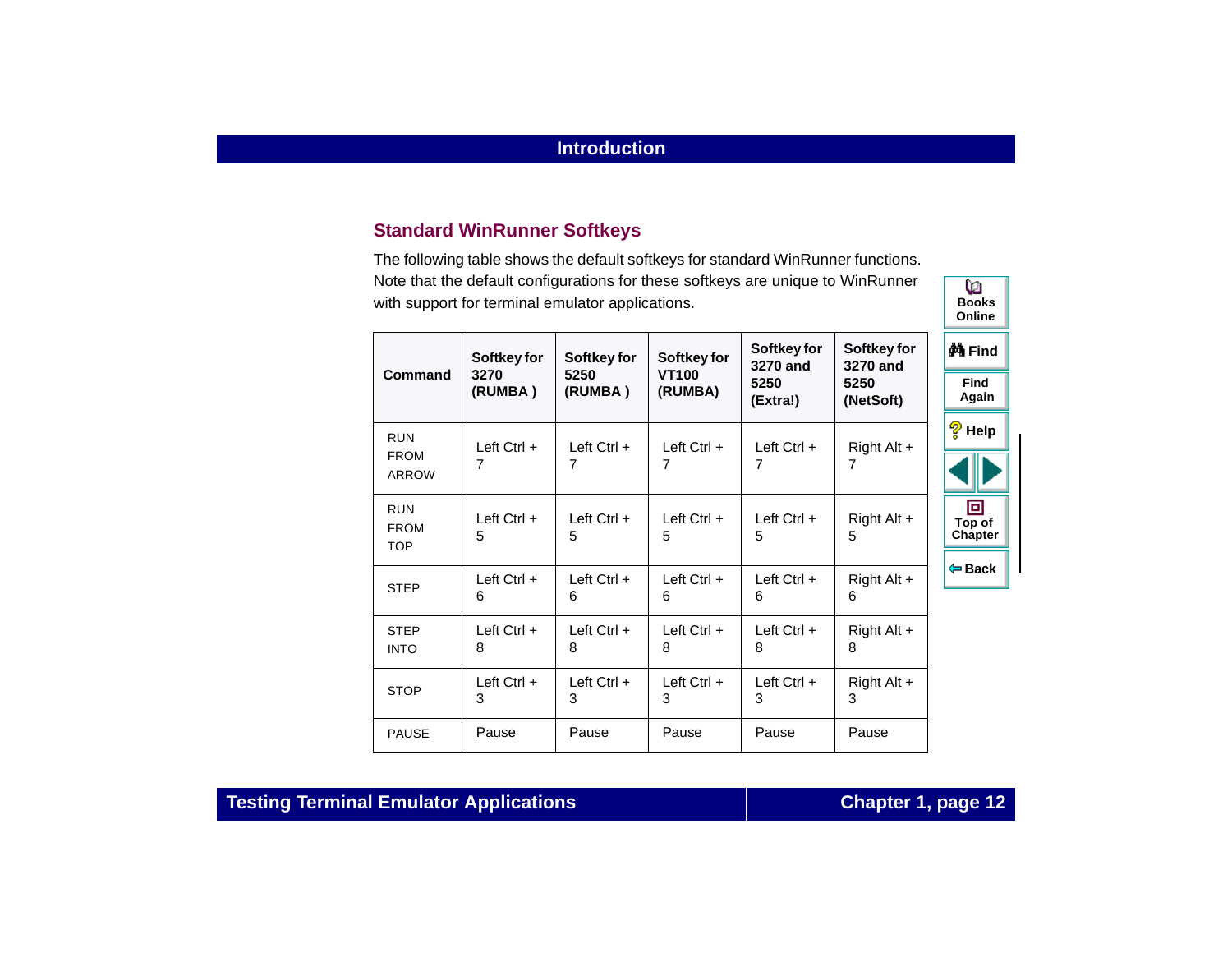## Standard WinRunner Softkeys

The following table shows the default softkeys for standard WinRunner functions. Note that the default configurations for these softkeys are unique to WinRunner with support for terminal emulator applications.

| Command | Softkey for 3270 (RUMBA ) | Softkey for 5250 (RUMBA ) | Softkey for VT100 (RUMBA) | Softkey for 3270 and 5250 (Extra!) | Softkey for 3270 and 5250 (NetSoft) |
|---|---|---|---|---|---|
| RUN FROM ARROW | Left Ctrl + 7 | Left Ctrl + 7 | Left Ctrl + 7 | Left Ctrl + 7 | Right Alt + 7 |
| RUN FROM TOP | Left Ctrl + 5 | Left Ctrl + 5 | Left Ctrl + 5 | Left Ctrl + 5 | Right Alt + 5 |
| STEP | Left Ctrl + 6 | Left Ctrl + 6 | Left Ctrl + 6 | Left Ctrl + 6 | Right Alt + 6 |
| STEP INTO | Left Ctrl + 8 | Left Ctrl + 8 | Left Ctrl + 8 | Left Ctrl + 8 | Right Alt + 8 |
| STOP | Left Ctrl + 3 | Left Ctrl + 3 | Left Ctrl + 3 | Left Ctrl + 3 | Right Alt + 3 |
| PAUSE | Pause | Pause | Pause | Pause | Pause |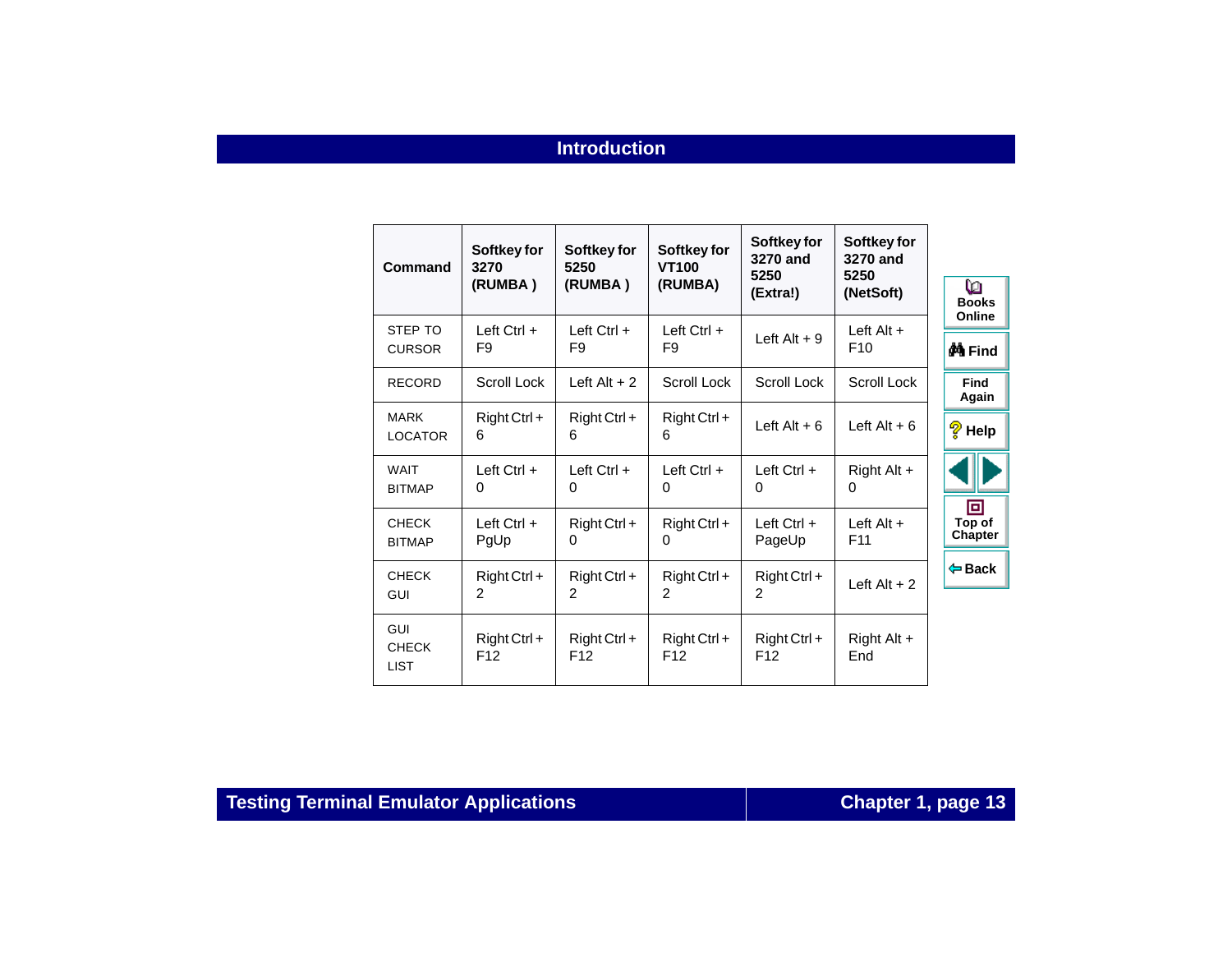| Command | Softkey for 3270 (RUMBA ) | Softkey for 5250 (RUMBA ) | Softkey for VT100 (RUMBA) | Softkey for 3270 and 5250 (Extra!) | Softkey for 3270 and 5250 (NetSoft) |
|---|---|---|---|---|---|
| STEP TO CURSOR | Left Ctrl + F9 | Left Ctrl + F9 | Left Ctrl + F9 | Left Alt + 9 | Left Alt + F10 |
| RECORD | Scroll Lock | Left Alt + 2 | Scroll Lock | Scroll Lock | Scroll Lock |
| MARK LOCATOR | Right Ctrl + 6 | Right Ctrl + 6 | Right Ctrl + 6 | Left Alt + 6 | Left Alt + 6 |
| WAIT BITMAP | Left Ctrl + 0 | Left Ctrl + 0 | Left Ctrl + 0 | Left Ctrl + 0 | Right Alt + 0 |
| CHECK BITMAP | Left Ctrl + PgUp | Right Ctrl + 0 | Right Ctrl + 0 | Left Ctrl + PageUp | Left Alt + F11 |
| CHECK GUI | Right Ctrl + 2 | Right Ctrl + 2 | Right Ctrl + 2 | Right Ctrl + 2 | Left Alt + 2 |
| GUI CHECK LIST | Right Ctrl + F12 | Right Ctrl + F12 | Right Ctrl + F12 | Right Ctrl + F12 | Right Alt + End |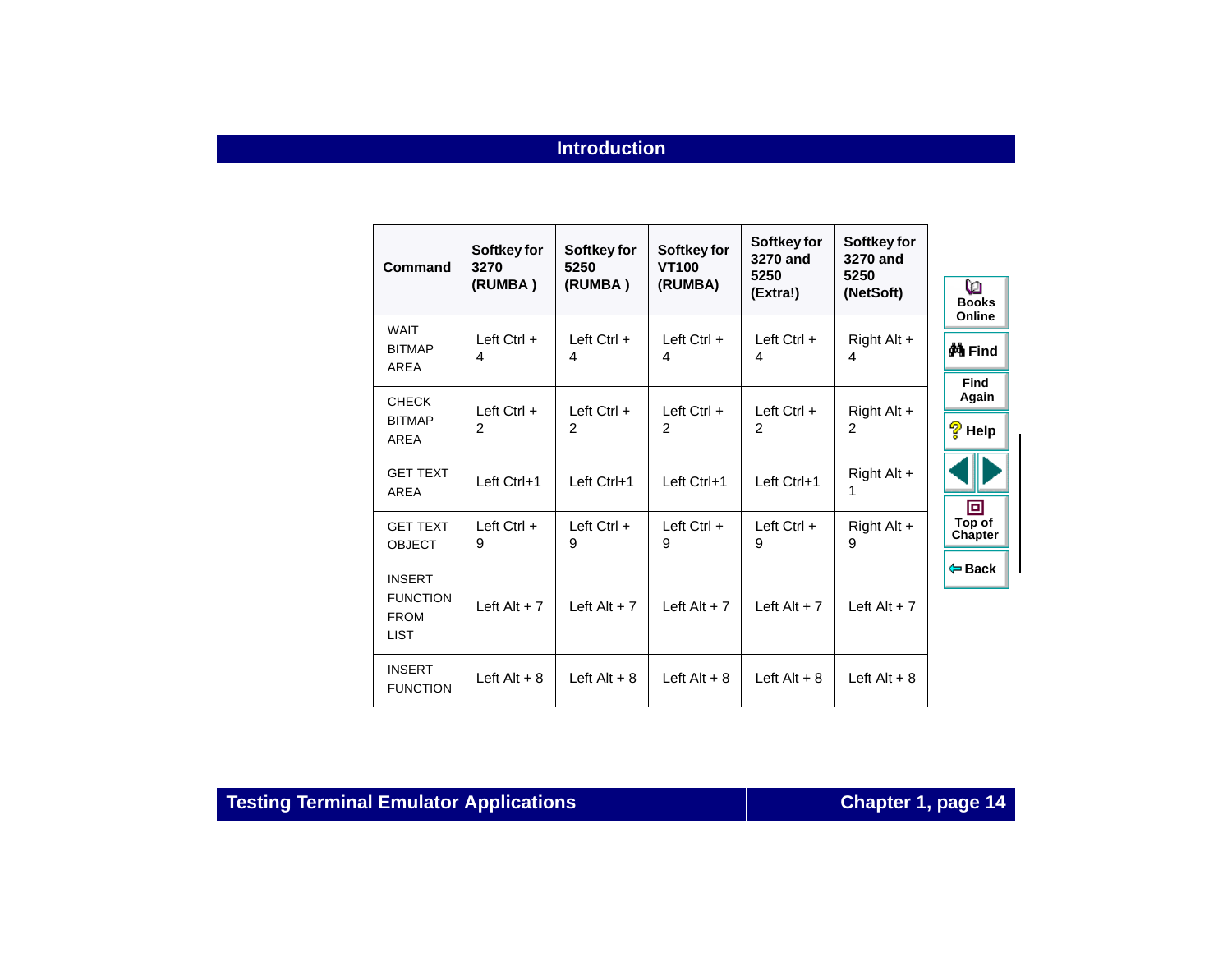| Command | Softkey for 3270 (RUMBA ) | Softkey for 5250 (RUMBA ) | Softkey for VT100 (RUMBA) | Softkey for 3270 and 5250 (Extra!) | Softkey for 3270 and 5250 (NetSoft) |
|---|---|---|---|---|---|
| WAIT BITMAP AREA | Left Ctrl + 4 | Left Ctrl + 4 | Left Ctrl + 4 | Left Ctrl + 4 | Right Alt + 4 |
| CHECK BITMAP AREA | Left Ctrl + 2 | Left Ctrl + 2 | Left Ctrl + 2 | Left Ctrl + 2 | Right Alt + 2 |
| GET TEXT AREA | Left Ctrl+1 | Left Ctrl+1 | Left Ctrl+1 | Left Ctrl+1 | Right Alt + 1 |
| GET TEXT OBJECT | Left Ctrl + 9 | Left Ctrl + 9 | Left Ctrl + 9 | Left Ctrl + 9 | Right Alt + 9 |
| INSERT FUNCTION FROM LIST | Left Alt + 7 | Left Alt + 7 | Left Alt + 7 | Left Alt + 7 | Left Alt + 7 |
| INSERT FUNCTION | Left Alt + 8 | Left Alt + 8 | Left Alt + 8 | Left Alt + 8 | Left Alt + 8 |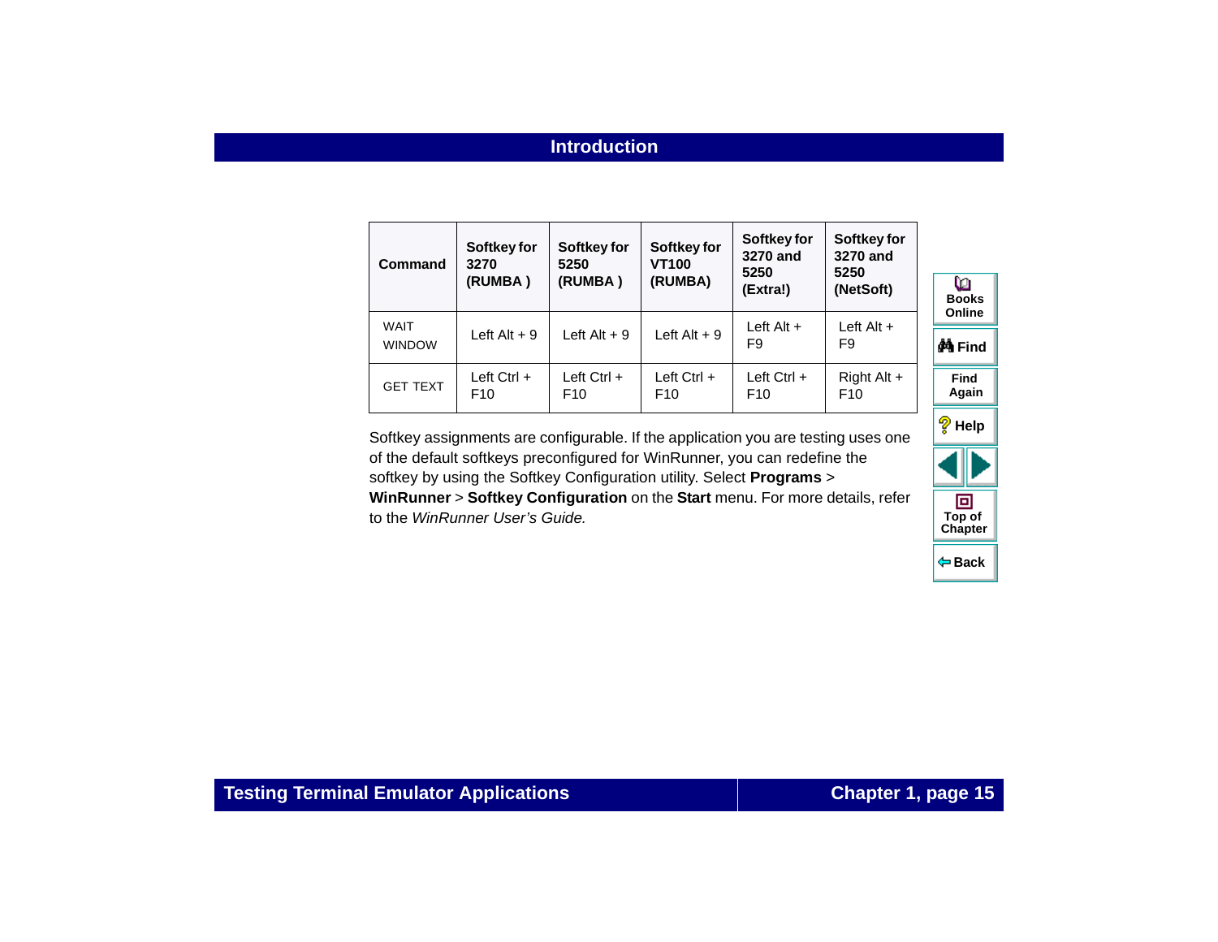| Command | Softkey for 3270 (RUMBA ) | Softkey for 5250 (RUMBA ) | Softkey for VT100 (RUMBA) | Softkey for 3270 and 5250 (Extra!) | Softkey for 3270 and 5250 (NetSoft) |
|---|---|---|---|---|---|
| WAIT WINDOW | Left Alt + 9 | Left Alt + 9 | Left Alt + 9 | Left Alt + F9 | Left Alt + F9 |
| GET TEXT | Left Ctrl + F10 | Left Ctrl + F10 | Left Ctrl + F10 | Left Ctrl + F10 | Right Alt + F10 |

Softkey assignments are configurable. If the application you are testing uses one of the default softkeys preconfigured for WinRunner, you can redefine the softkey by using the Softkey Configuration utility. Select **Programs** > **WinRunner** > **Softkey Configuration** on the **Start** menu. For more details, refer to the *WinRunner User's Guide.*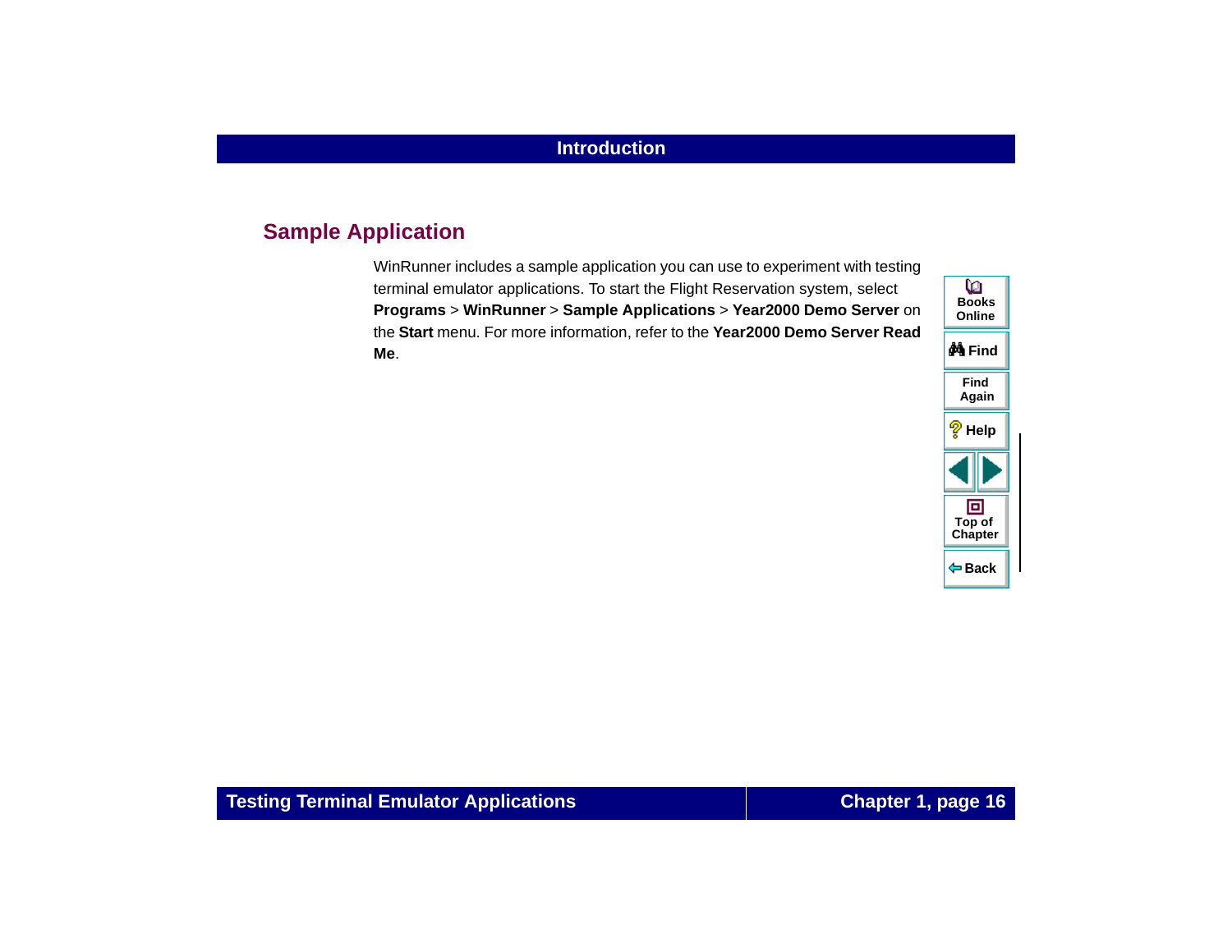## Sample Application

WinRunner includes a sample application you can use to experiment with testing terminal emulator applications. To start the Flight Reservation system, select **Programs** > **WinRunner** > **Sample Applications** > **Year2000 Demo Server** on the **Start** menu. For more information, refer to the **Year2000 Demo Server Read Me**.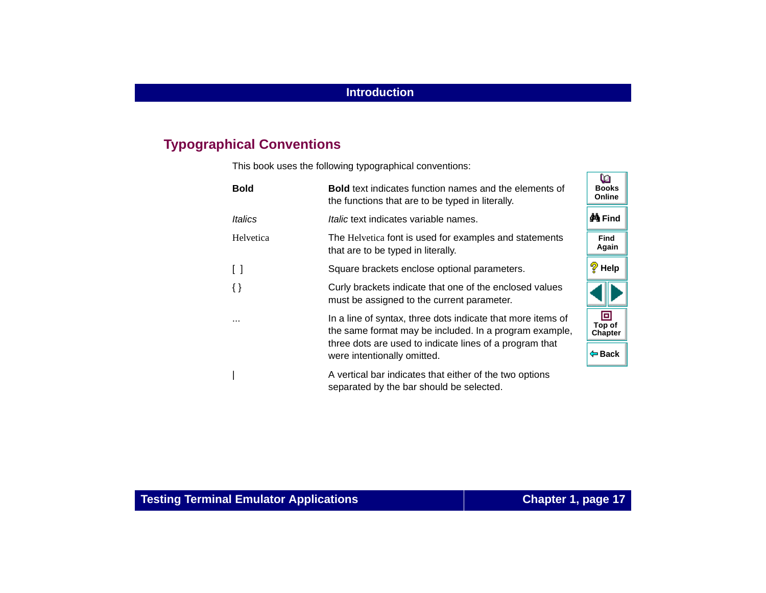## Typographical Conventions

This book uses the following typographical conventions:

| | |
|---|---|
| **Bold** | **Bold** text indicates function names and the elements of the functions that are to be typed in literally. |
| *Italics* | *Italic* text indicates variable names. |
| Helvetica | The Helvetica font is used for examples and statements that are to be typed in literally. |
| [ ] | Square brackets enclose optional parameters. |
| { } | Curly brackets indicate that one of the enclosed values must be assigned to the current parameter. |
| ... | In a line of syntax, three dots indicate that more items of the same format may be included. In a program example, three dots are used to indicate lines of a program that were intentionally omitted. |
| \| | A vertical bar indicates that either of the two options separated by the bar should be selected. |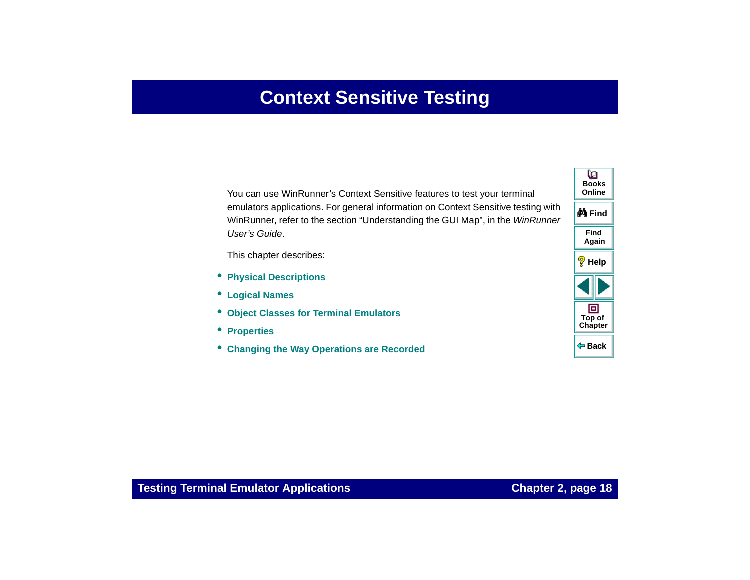# Context Sensitive Testing

You can use WinRunner's Context Sensitive features to test your terminal emulators applications. For general information on Context Sensitive testing with WinRunner, refer to the section "Understanding the GUI Map", in the *WinRunner User's Guide*.

This chapter describes:

- **Physical Descriptions**
- **Logical Names**
- **Object Classes for Terminal Emulators**
- **Properties**
- **Changing the Way Operations are Recorded**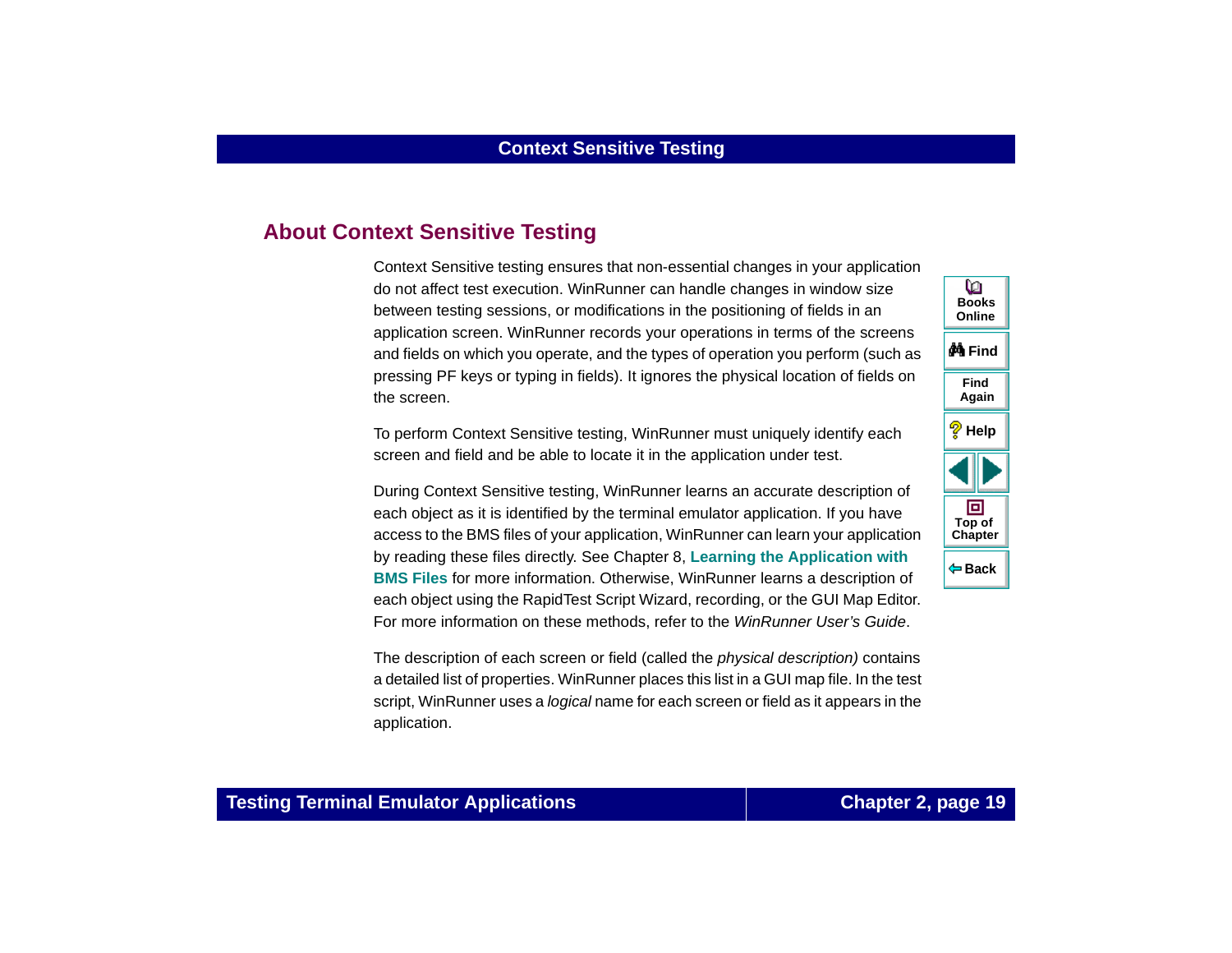## About Context Sensitive Testing

Context Sensitive testing ensures that non-essential changes in your application do not affect test execution. WinRunner can handle changes in window size between testing sessions, or modifications in the positioning of fields in an application screen. WinRunner records your operations in terms of the screens and fields on which you operate, and the types of operation you perform (such as pressing PF keys or typing in fields). It ignores the physical location of fields on the screen.

To perform Context Sensitive testing, WinRunner must uniquely identify each screen and field and be able to locate it in the application under test.

During Context Sensitive testing, WinRunner learns an accurate description of each object as it is identified by the terminal emulator application. If you have access to the BMS files of your application, WinRunner can learn your application by reading these files directly. See Chapter 8, **Learning the Application with BMS Files** for more information. Otherwise, WinRunner learns a description of each object using the RapidTest Script Wizard, recording, or the GUI Map Editor. For more information on these methods, refer to the *WinRunner User's Guide*.

The description of each screen or field (called the *physical description)* contains a detailed list of properties. WinRunner places this list in a GUI map file. In the test script, WinRunner uses a *logical* name for each screen or field as it appears in the application.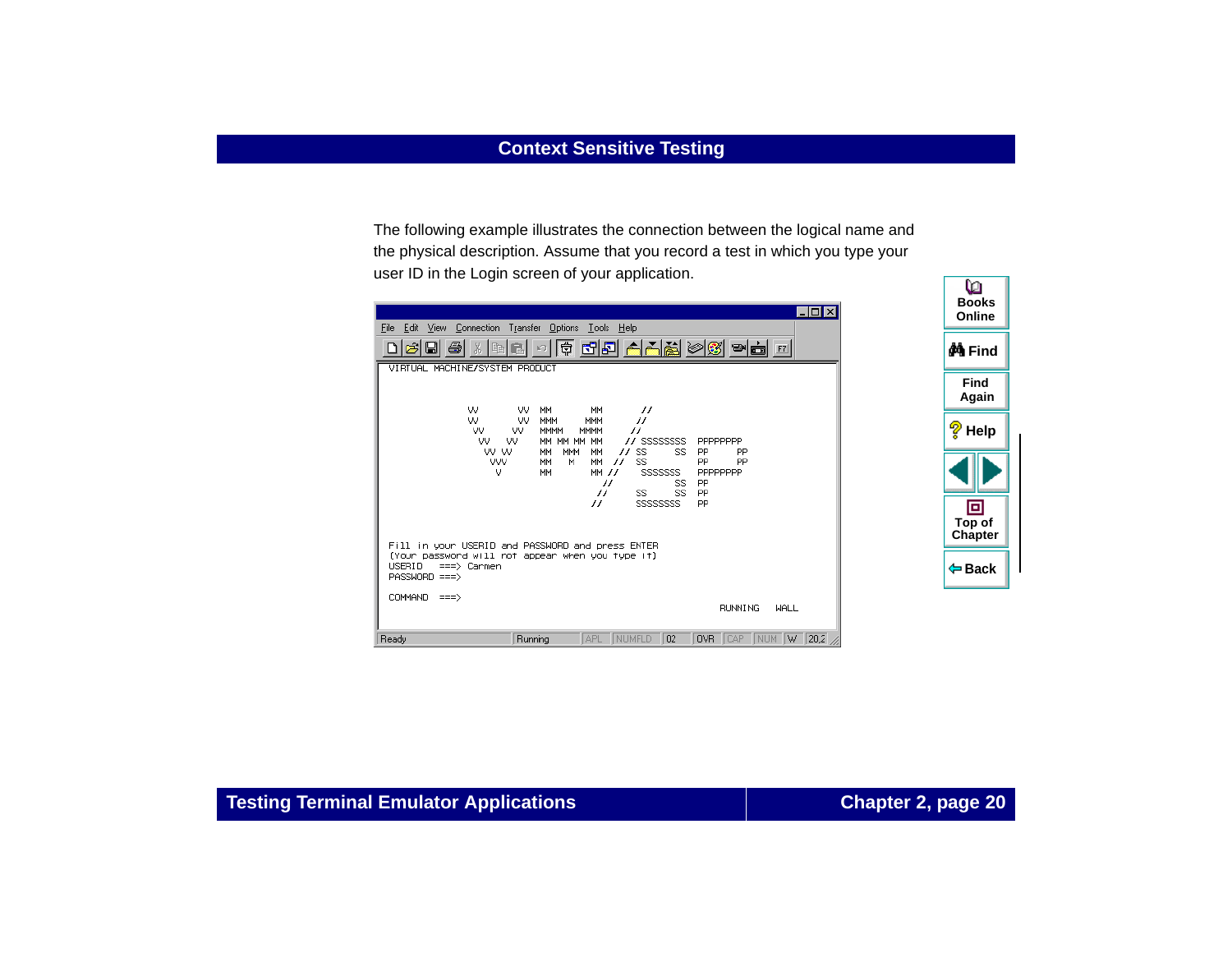The following example illustrates the connection between the logical name and the physical description. Assume that you record a test in which you type your user ID in the Login screen of your application.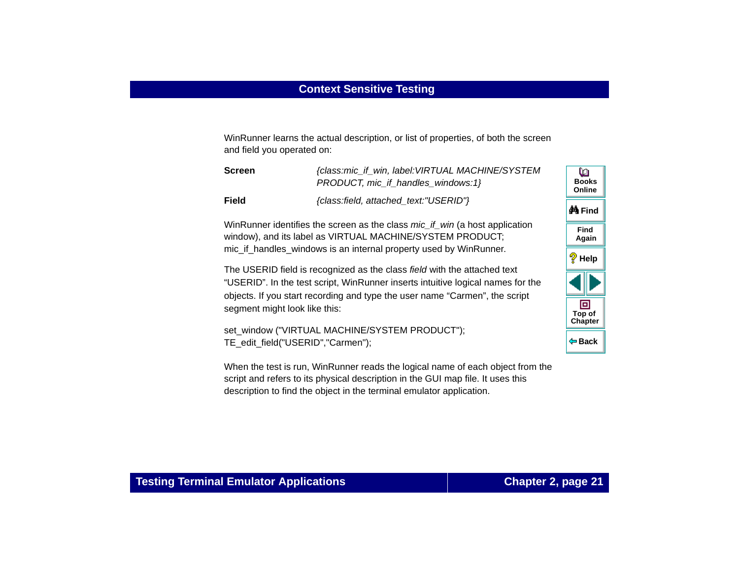WinRunner learns the actual description, or list of properties, of both the screen and field you operated on:

| | |
|---|---|
| **Screen** | *{class:mic_if_win, label:VIRTUAL MACHINE/SYSTEM PRODUCT, mic_if_handles_windows:1}* |
| **Field** | *{class:field, attached_text:"USERID"}* |

WinRunner identifies the screen as the class *mic_if_win* (a host application window), and its label as VIRTUAL MACHINE/SYSTEM PRODUCT; mic_if_handles_windows is an internal property used by WinRunner.

The USERID field is recognized as the class *field* with the attached text “USERID”. In the test script, WinRunner inserts intuitive logical names for the objects. If you start recording and type the user name “Carmen”, the script segment might look like this:

```
set_window ("VIRTUAL MACHINE/SYSTEM PRODUCT");
TE_edit_field("USERID","Carmen");
```

When the test is run, WinRunner reads the logical name of each object from the script and refers to its physical description in the GUI map file. It uses this description to find the object in the terminal emulator application.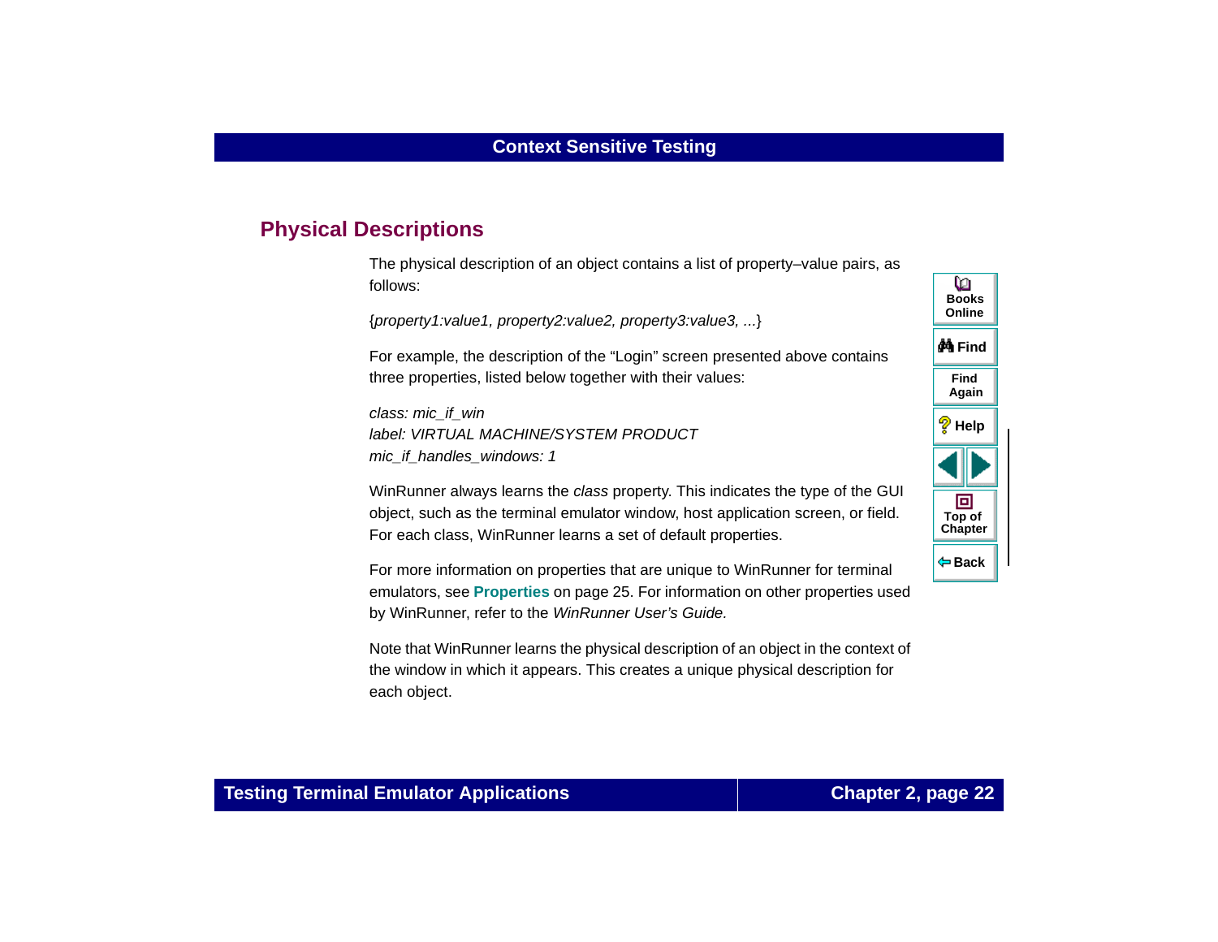## Physical Descriptions

The physical description of an object contains a list of property–value pairs, as follows:

{*property1:value1, property2:value2, property3:value3, ...*}

For example, the description of the “Login” screen presented above contains three properties, listed below together with their values:

*class: mic_if_win*
*label: VIRTUAL MACHINE/SYSTEM PRODUCT*
*mic_if_handles_windows: 1*

WinRunner always learns the *class* property. This indicates the type of the GUI object, such as the terminal emulator window, host application screen, or field. For each class, WinRunner learns a set of default properties.

For more information on properties that are unique to WinRunner for terminal emulators, see **Properties** on page 25. For information on other properties used by WinRunner, refer to the *WinRunner User’s Guide.*

Note that WinRunner learns the physical description of an object in the context of the window in which it appears. This creates a unique physical description for each object.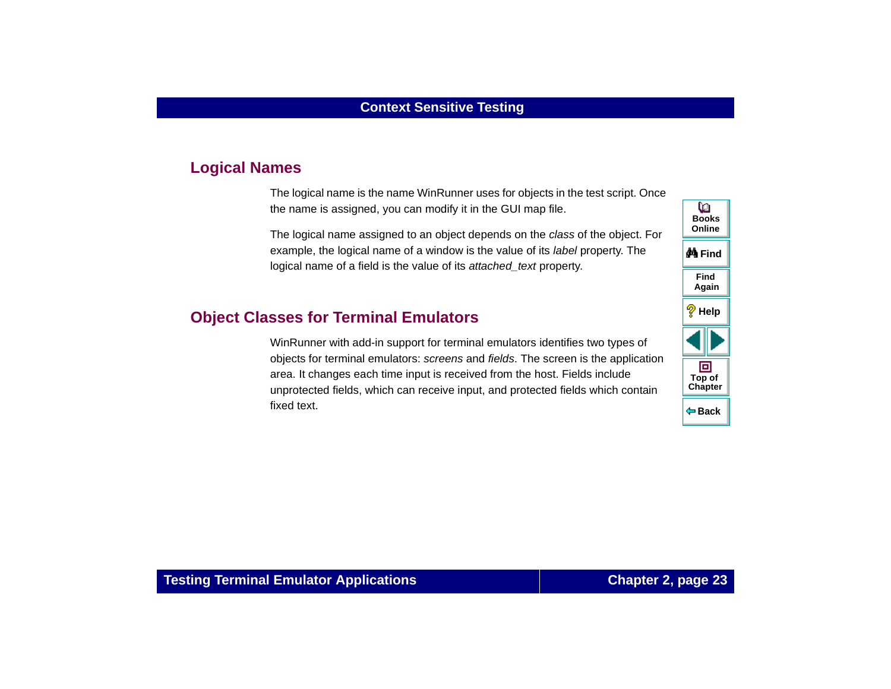## Logical Names

The logical name is the name WinRunner uses for objects in the test script. Once the name is assigned, you can modify it in the GUI map file.

The logical name assigned to an object depends on the *class* of the object. For example, the logical name of a window is the value of its *label* property. The logical name of a field is the value of its *attached_text* property.

## Object Classes for Terminal Emulators

WinRunner with add-in support for terminal emulators identifies two types of objects for terminal emulators: *screens* and *fields*. The screen is the application area. It changes each time input is received from the host. Fields include unprotected fields, which can receive input, and protected fields which contain fixed text.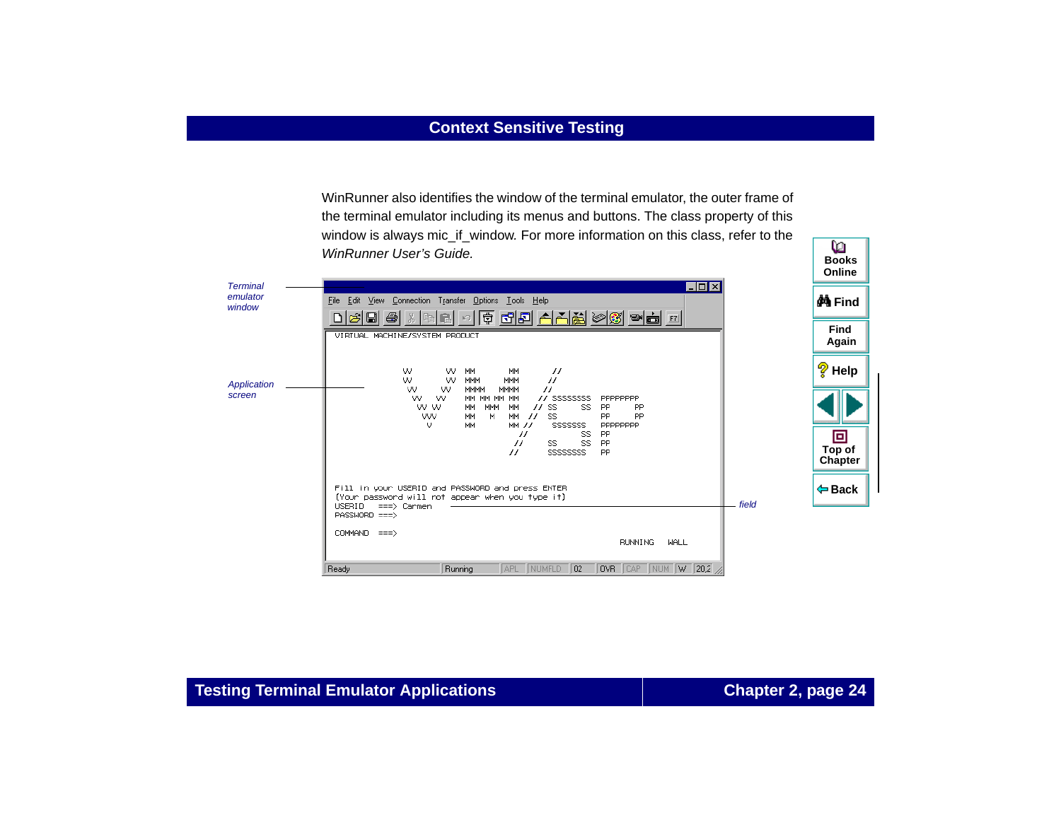WinRunner also identifies the window of the terminal emulator, the outer frame of the terminal emulator including its menus and buttons. The class property of this window is always mic_if_window. For more information on this class, refer to the *WinRunner User's Guide.*

*Terminal emulator window*

*Application screen*

*field*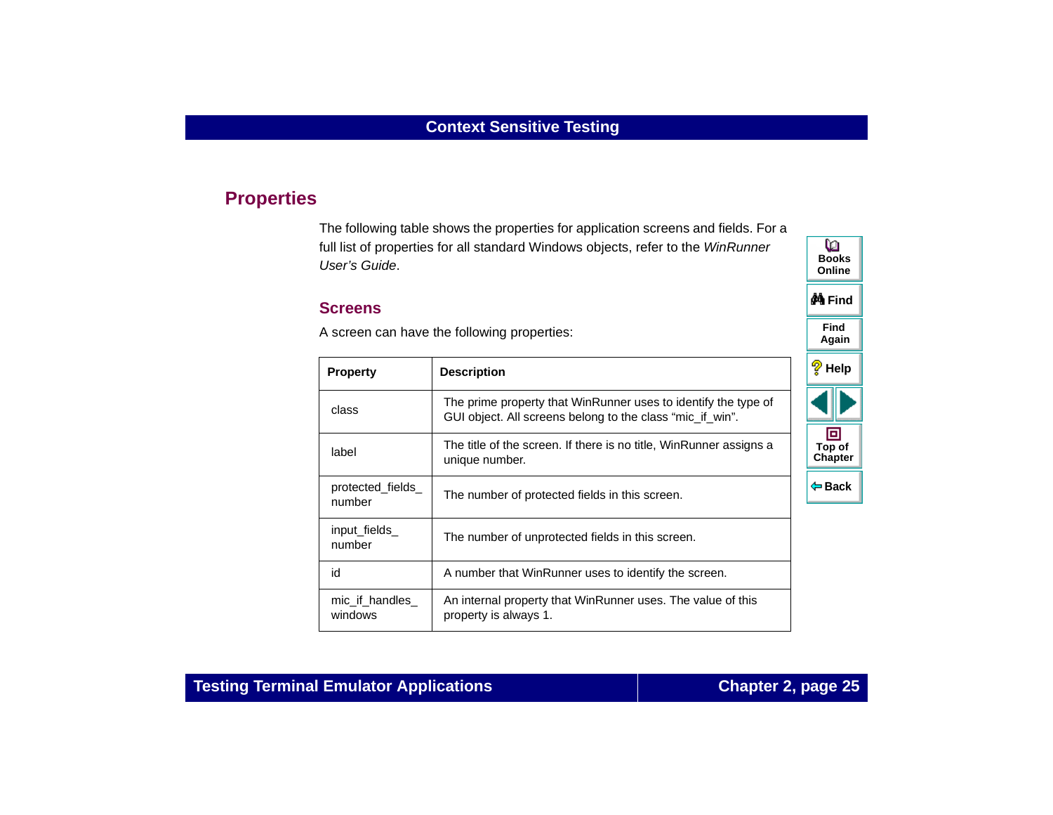## Properties

The following table shows the properties for application screens and fields. For a full list of properties for all standard Windows objects, refer to the *WinRunner User's Guide*.

### Screens

A screen can have the following properties:

| Property | Description |
|---|---|
| class | The prime property that WinRunner uses to identify the type of GUI object. All screens belong to the class "mic_if_win". |
| label | The title of the screen. If there is no title, WinRunner assigns a unique number. |
| protected_fields_number | The number of protected fields in this screen. |
| input_fields_number | The number of unprotected fields in this screen. |
| id | A number that WinRunner uses to identify the screen. |
| mic_if_handles_windows | An internal property that WinRunner uses. The value of this property is always 1. |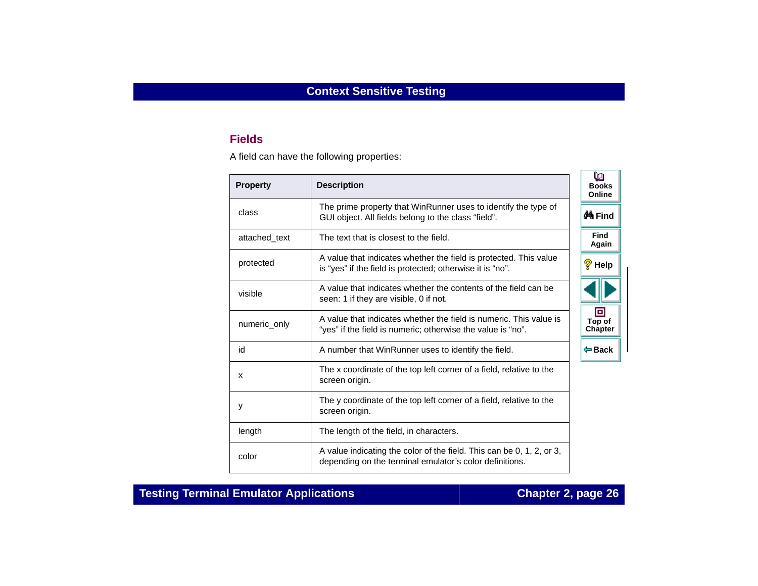## Fields

A field can have the following properties:

| Property | Description |
|---|---|
| class | The prime property that WinRunner uses to identify the type of GUI object. All fields belong to the class “field”. |
| attached_text | The text that is closest to the field. |
| protected | A value that indicates whether the field is protected. This value is “yes” if the field is protected; otherwise it is “no”. |
| visible | A value that indicates whether the contents of the field can be seen: 1 if they are visible, 0 if not. |
| numeric_only | A value that indicates whether the field is numeric. This value is “yes” if the field is numeric; otherwise the value is “no”. |
| id | A number that WinRunner uses to identify the field. |
| x | The x coordinate of the top left corner of a field, relative to the screen origin. |
| y | The y coordinate of the top left corner of a field, relative to the screen origin. |
| length | The length of the field, in characters. |
| color | A value indicating the color of the field. This can be 0, 1, 2, or 3, depending on the terminal emulator’s color definitions. |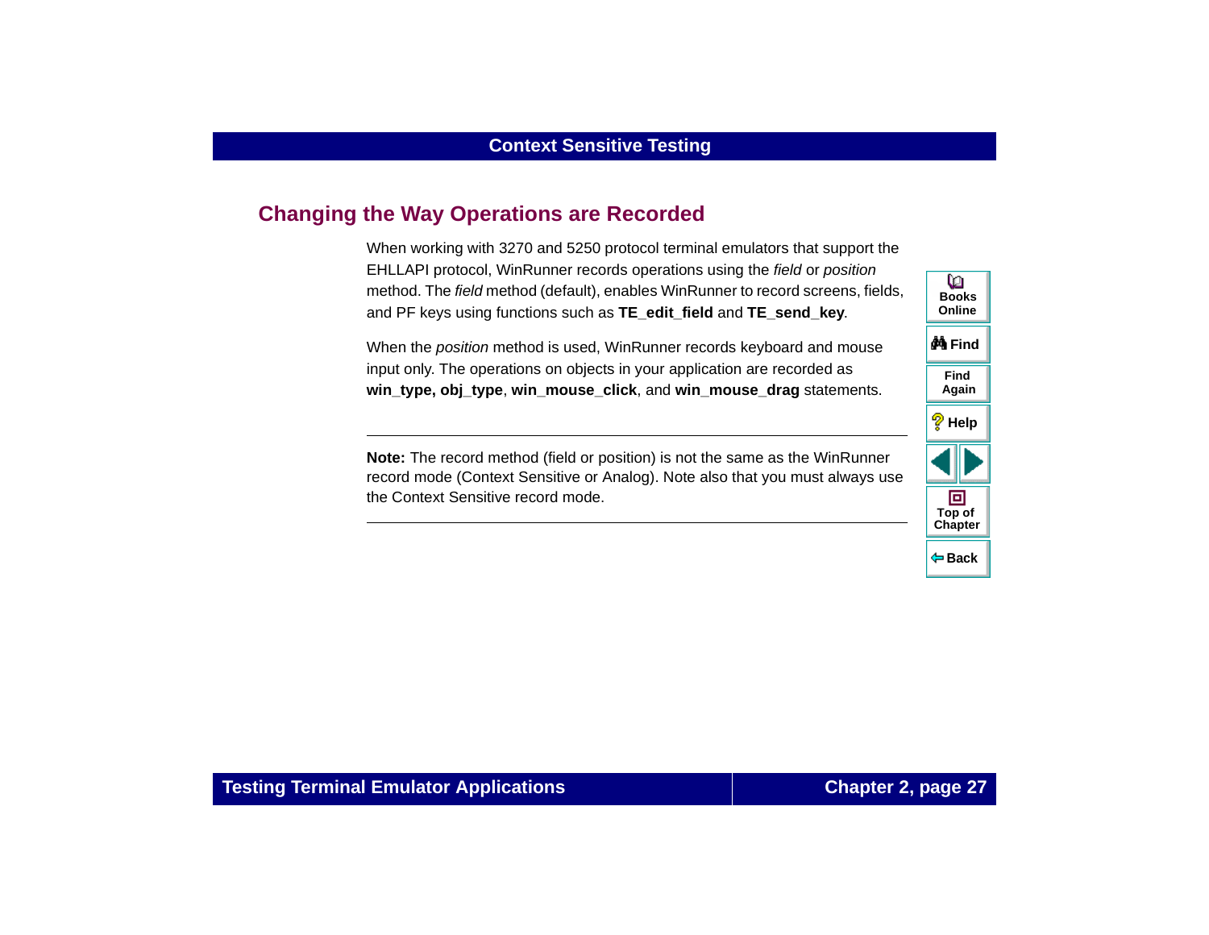## Changing the Way Operations are Recorded

When working with 3270 and 5250 protocol terminal emulators that support the EHLLAPI protocol, WinRunner records operations using the *field* or *position* method. The *field* method (default), enables WinRunner to record screens, fields, and PF keys using functions such as **TE_edit_field** and **TE_send_key**.

When the *position* method is used, WinRunner records keyboard and mouse input only. The operations on objects in your application are recorded as **win_type, obj_type**, **win_mouse_click**, and **win_mouse_drag** statements.

---

**Note:** The record method (field or position) is not the same as the WinRunner record mode (Context Sensitive or Analog). Note also that you must always use the Context Sensitive record mode.

---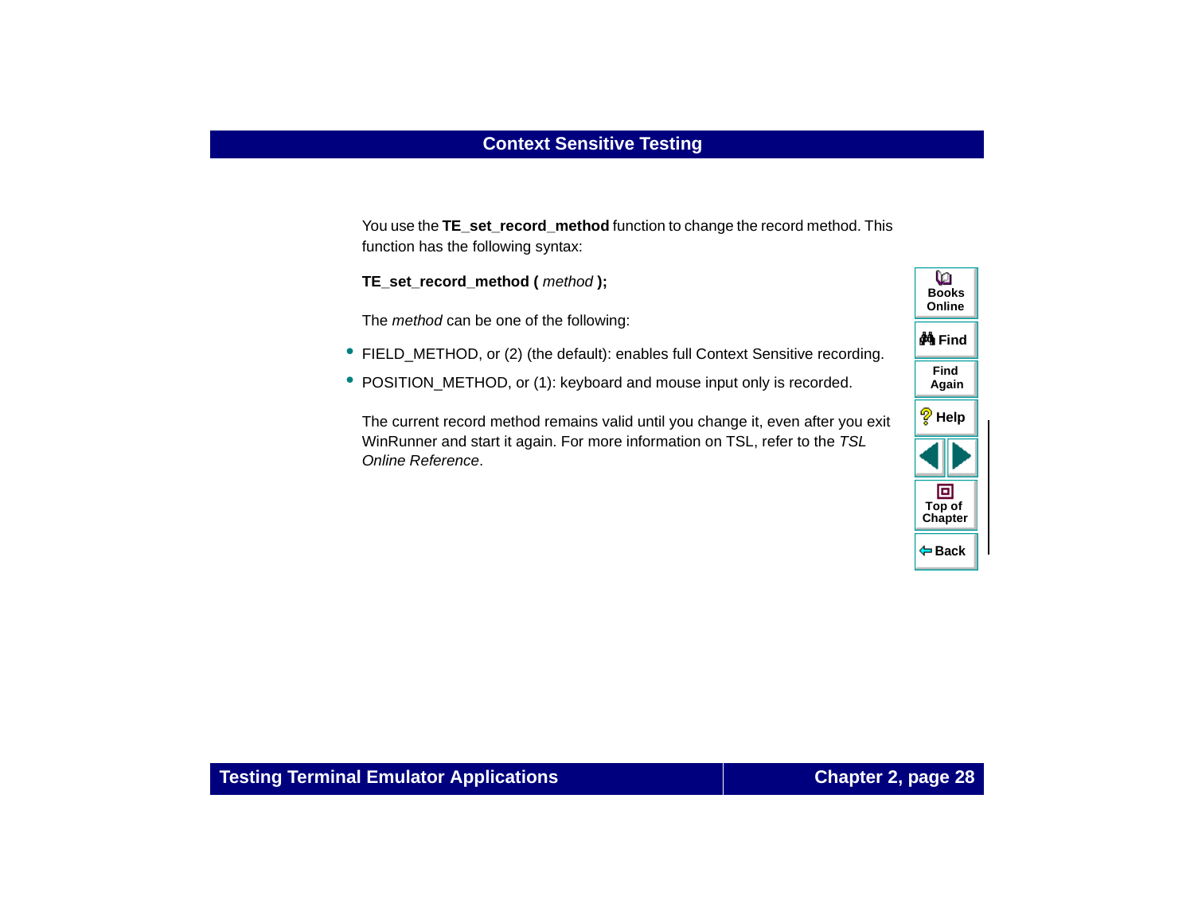You use the **TE_set_record_method** function to change the record method. This function has the following syntax:

**TE_set_record_method (** *method* **);**

The *method* can be one of the following:

- FIELD_METHOD, or (2) (the default): enables full Context Sensitive recording.
- POSITION_METHOD, or (1): keyboard and mouse input only is recorded.

The current record method remains valid until you change it, even after you exit WinRunner and start it again. For more information on TSL, refer to the *TSL Online Reference*.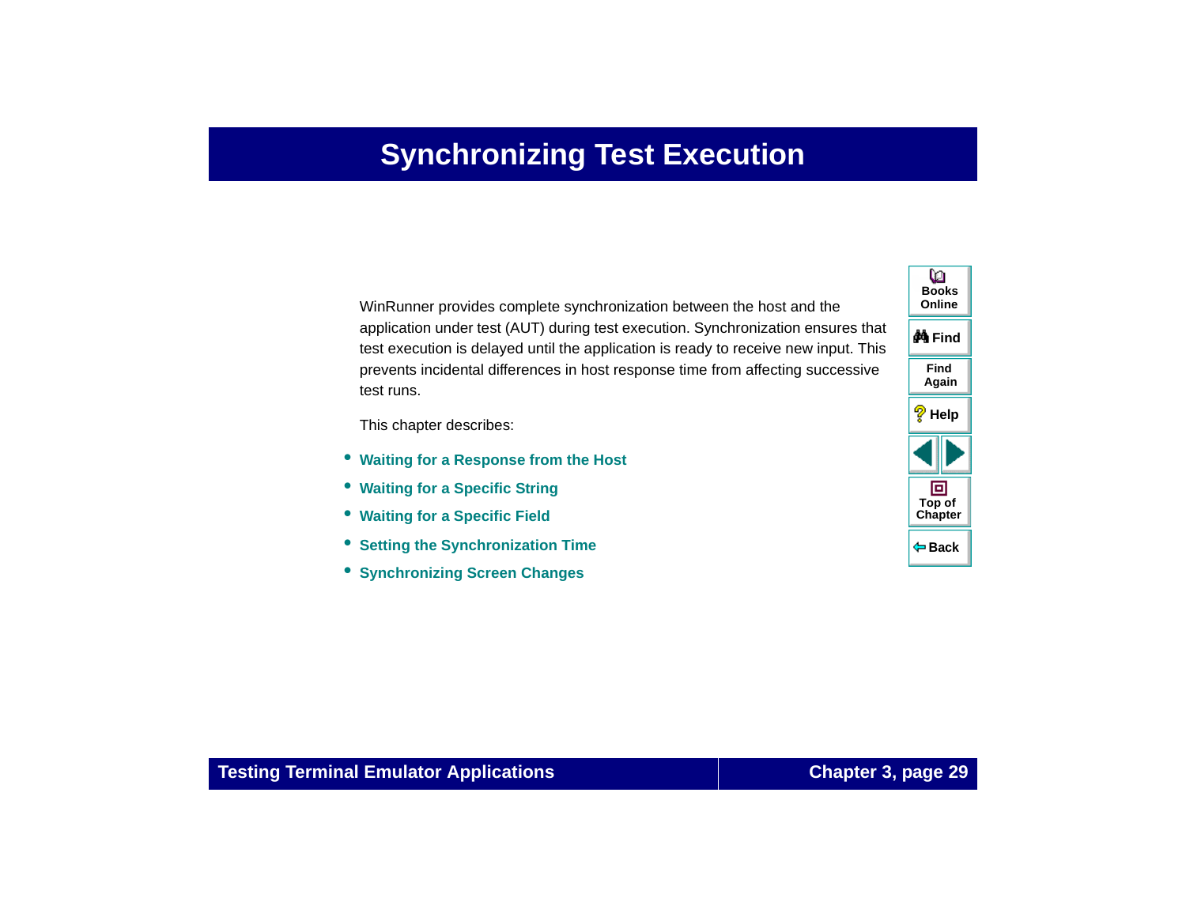# Synchronizing Test Execution

WinRunner provides complete synchronization between the host and the application under test (AUT) during test execution. Synchronization ensures that test execution is delayed until the application is ready to receive new input. This prevents incidental differences in host response time from affecting successive test runs.

This chapter describes:

- **Waiting for a Response from the Host**
- **Waiting for a Specific String**
- **Waiting for a Specific Field**
- **Setting the Synchronization Time**
- **Synchronizing Screen Changes**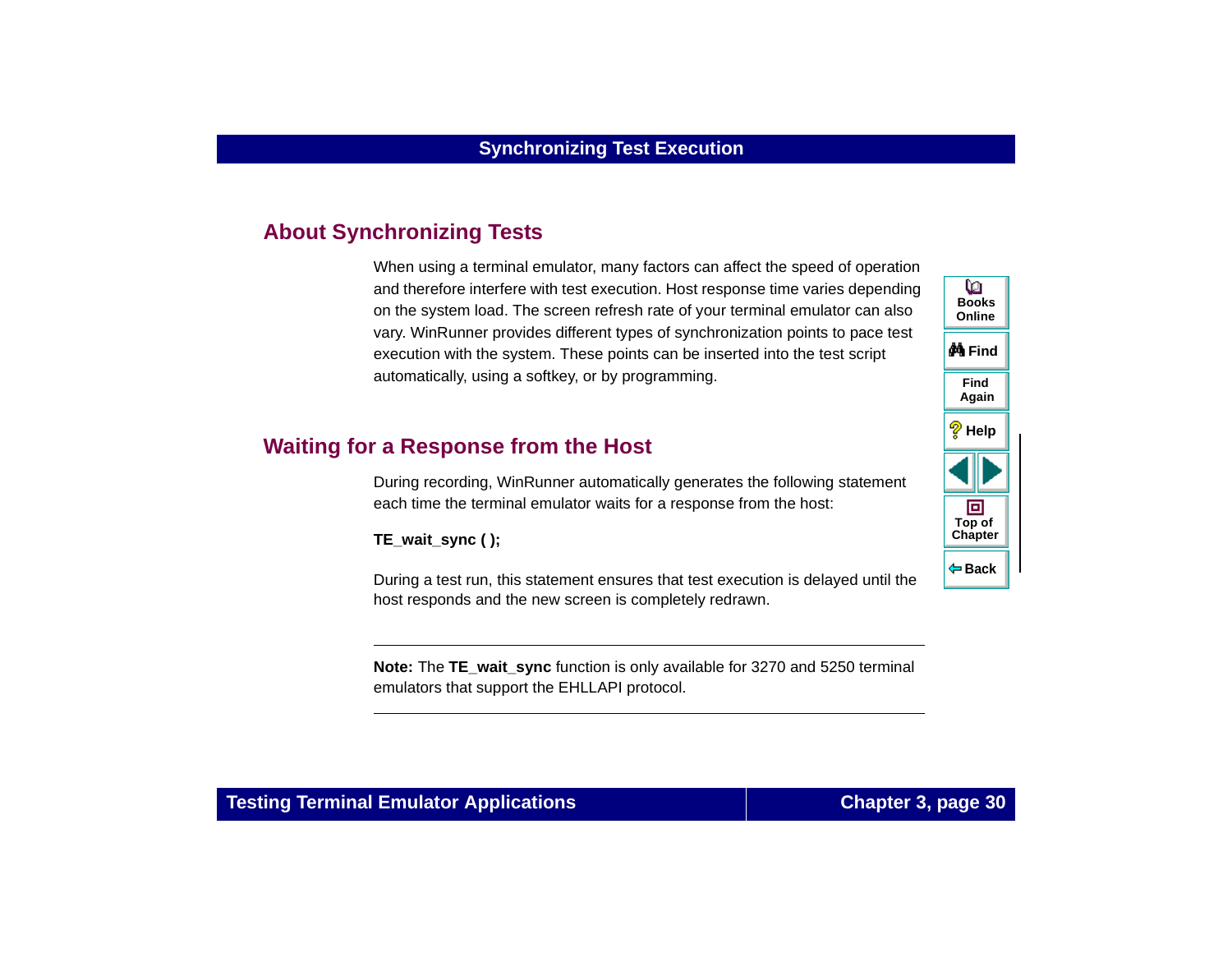## About Synchronizing Tests

When using a terminal emulator, many factors can affect the speed of operation and therefore interfere with test execution. Host response time varies depending on the system load. The screen refresh rate of your terminal emulator can also vary. WinRunner provides different types of synchronization points to pace test execution with the system. These points can be inserted into the test script automatically, using a softkey, or by programming.

## Waiting for a Response from the Host

During recording, WinRunner automatically generates the following statement each time the terminal emulator waits for a response from the host:

**TE_wait_sync ( );**

During a test run, this statement ensures that test execution is delayed until the host responds and the new screen is completely redrawn.

---

**Note:** The **TE_wait_sync** function is only available for 3270 and 5250 terminal emulators that support the EHLLAPI protocol.

---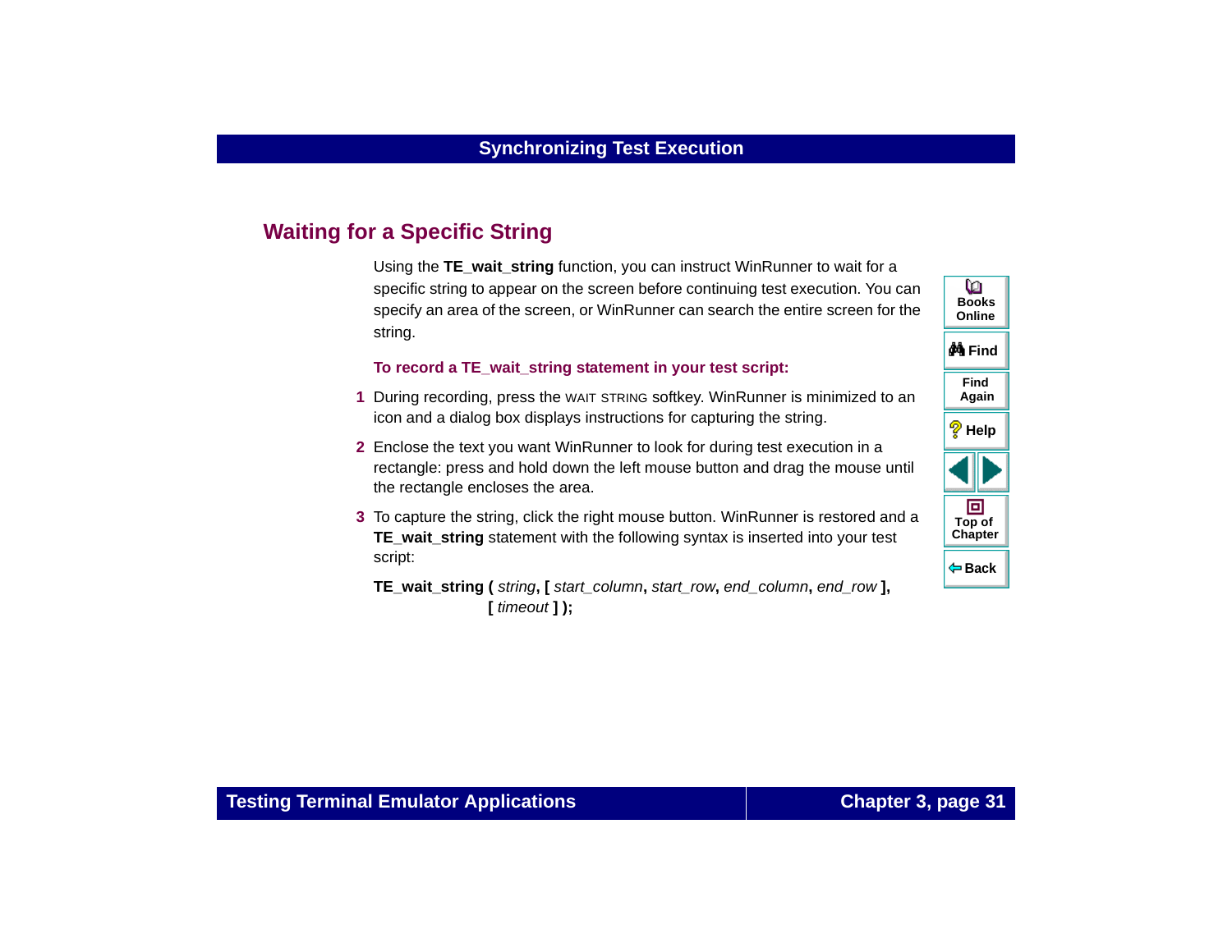## Waiting for a Specific String

Using the **TE_wait_string** function, you can instruct WinRunner to wait for a specific string to appear on the screen before continuing test execution. You can specify an area of the screen, or WinRunner can search the entire screen for the string.

**To record a TE_wait_string statement in your test script:**

1. During recording, press the WAIT STRING softkey. WinRunner is minimized to an icon and a dialog box displays instructions for capturing the string.
2. Enclose the text you want WinRunner to look for during test execution in a rectangle: press and hold down the left mouse button and drag the mouse until the rectangle encloses the area.
3. To capture the string, click the right mouse button. WinRunner is restored and a **TE_wait_string** statement with the following syntax is inserted into your test script:

**TE_wait_string (** *string*, **[** *start_column*, *start_row*, *end_column*, *end_row* **],**
**[** *timeout* **] );**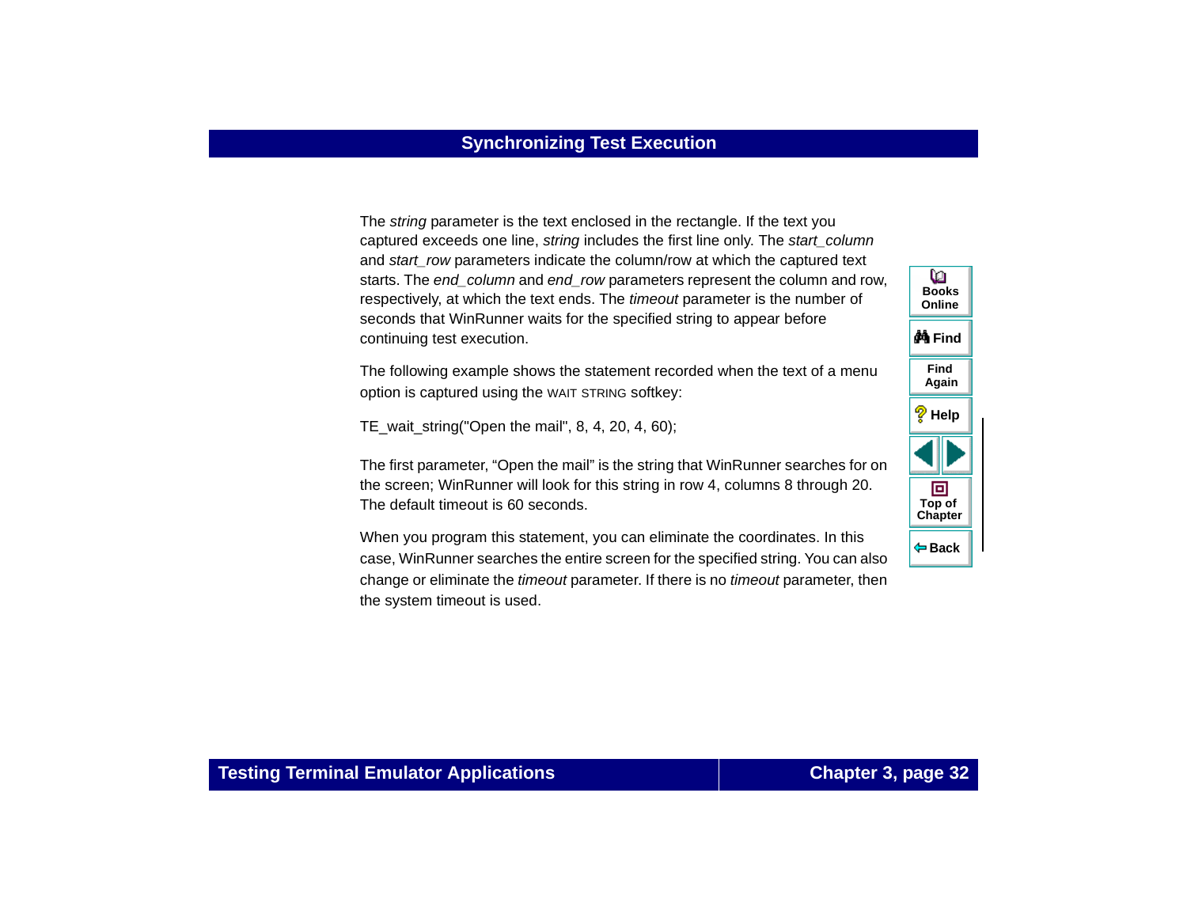The *string* parameter is the text enclosed in the rectangle. If the text you captured exceeds one line, *string* includes the first line only. The *start_column* and *start_row* parameters indicate the column/row at which the captured text starts. The *end_column* and *end_row* parameters represent the column and row, respectively, at which the text ends. The *timeout* parameter is the number of seconds that WinRunner waits for the specified string to appear before continuing test execution.

The following example shows the statement recorded when the text of a menu option is captured using the WAIT STRING softkey:

```
TE_wait_string("Open the mail", 8, 4, 20, 4, 60);
```

The first parameter, “Open the mail” is the string that WinRunner searches for on the screen; WinRunner will look for this string in row 4, columns 8 through 20. The default timeout is 60 seconds.

When you program this statement, you can eliminate the coordinates. In this case, WinRunner searches the entire screen for the specified string. You can also change or eliminate the *timeout* parameter. If there is no *timeout* parameter, then the system timeout is used.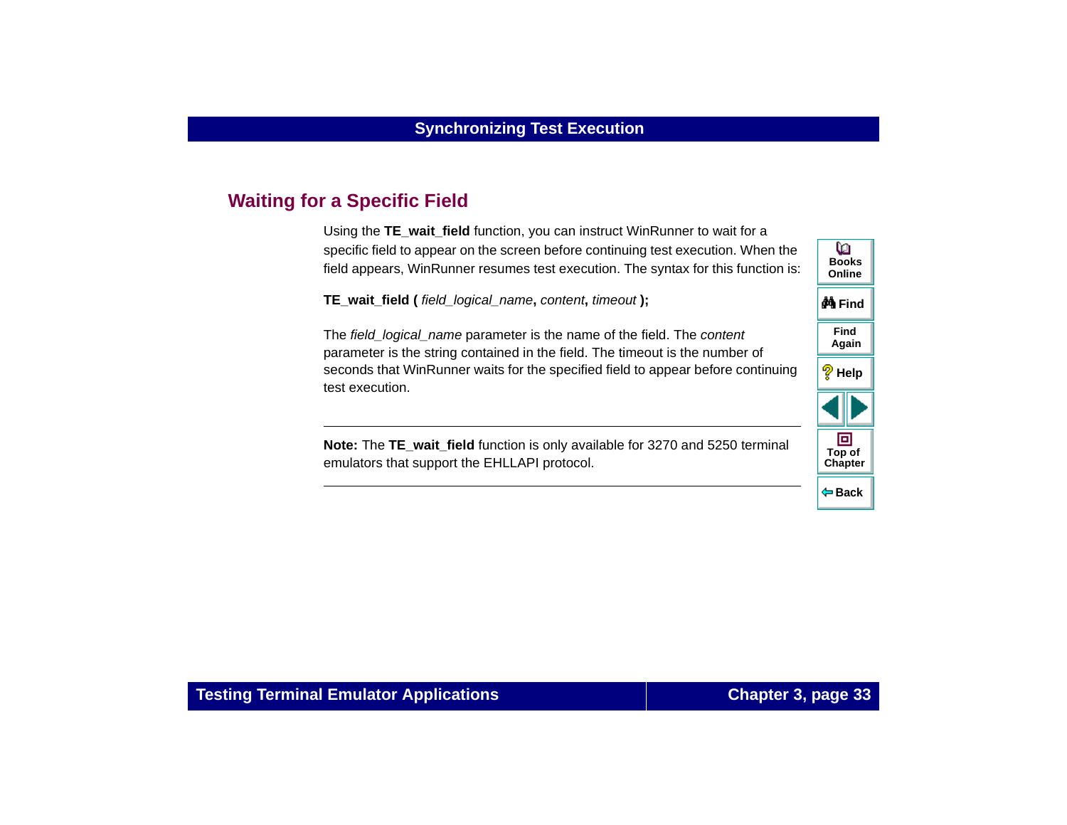## Waiting for a Specific Field

Using the **TE_wait_field** function, you can instruct WinRunner to wait for a specific field to appear on the screen before continuing test execution. When the field appears, WinRunner resumes test execution. The syntax for this function is:

**TE_wait_field (** *field_logical_name*, *content*, *timeout* **);**

The *field_logical_name* parameter is the name of the field. The *content* parameter is the string contained in the field. The timeout is the number of seconds that WinRunner waits for the specified field to appear before continuing test execution.

---

**Note:** The **TE_wait_field** function is only available for 3270 and 5250 terminal emulators that support the EHLLAPI protocol.

---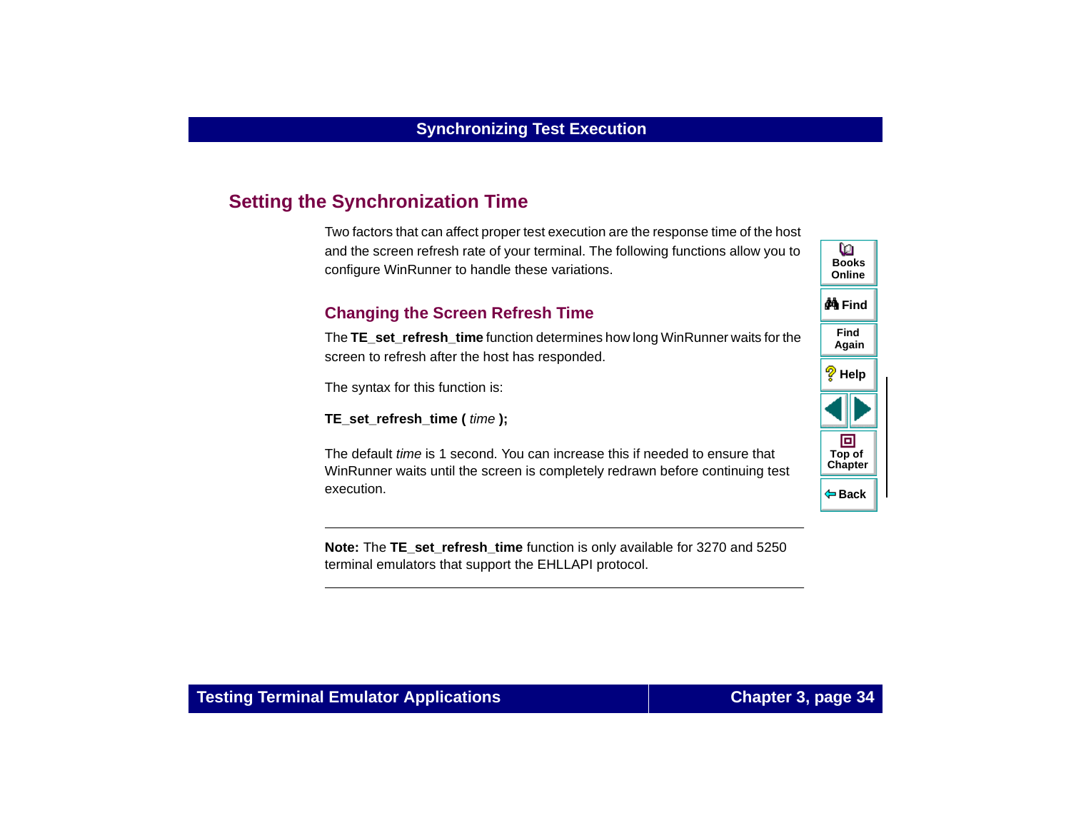## Setting the Synchronization Time

Two factors that can affect proper test execution are the response time of the host and the screen refresh rate of your terminal. The following functions allow you to configure WinRunner to handle these variations.

### Changing the Screen Refresh Time

The **TE_set_refresh_time** function determines how long WinRunner waits for the screen to refresh after the host has responded.

The syntax for this function is:

**TE_set_refresh_time (** *time* **);**

The default *time* is 1 second. You can increase this if needed to ensure that WinRunner waits until the screen is completely redrawn before continuing test execution.

---

**Note:** The **TE_set_refresh_time** function is only available for 3270 and 5250 terminal emulators that support the EHLLAPI protocol.

---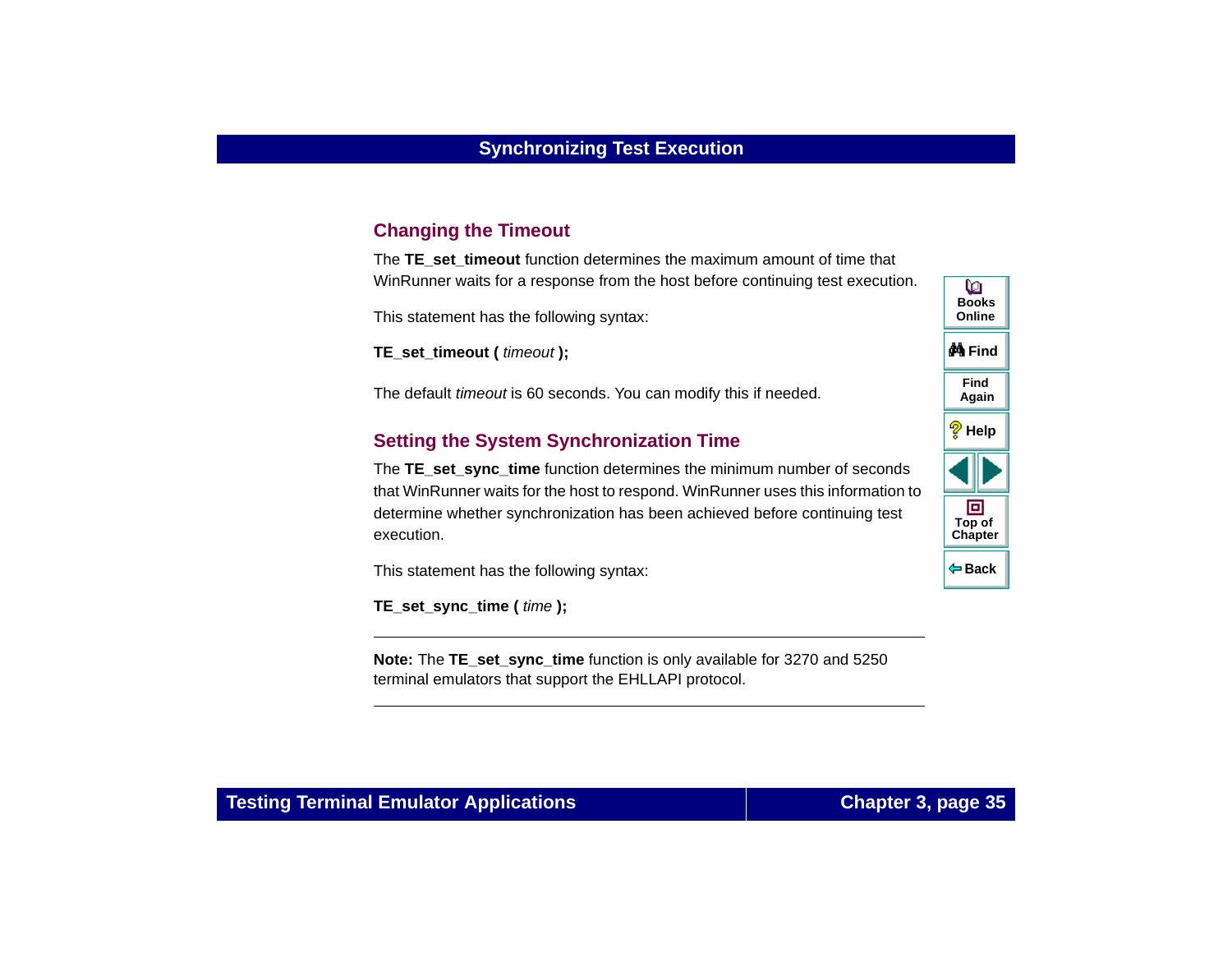## Changing the Timeout

The **TE_set_timeout** function determines the maximum amount of time that WinRunner waits for a response from the host before continuing test execution.

This statement has the following syntax:

**TE_set_timeout (** *timeout* **);**

The default *timeout* is 60 seconds. You can modify this if needed.

## Setting the System Synchronization Time

The **TE_set_sync_time** function determines the minimum number of seconds that WinRunner waits for the host to respond. WinRunner uses this information to determine whether synchronization has been achieved before continuing test execution.

This statement has the following syntax:

**TE_set_sync_time (** *time* **);**

---

**Note:** The **TE_set_sync_time** function is only available for 3270 and 5250 terminal emulators that support the EHLLAPI protocol.

---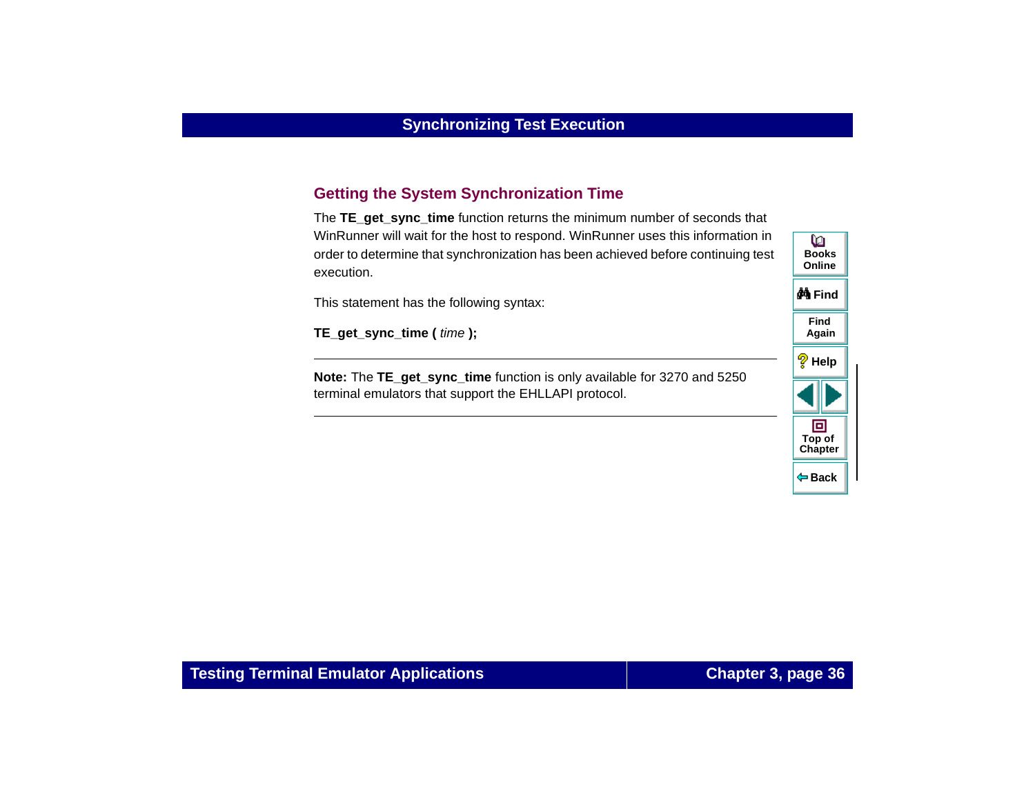## Getting the System Synchronization Time

The **TE_get_sync_time** function returns the minimum number of seconds that WinRunner will wait for the host to respond. WinRunner uses this information in order to determine that synchronization has been achieved before continuing test execution.

This statement has the following syntax:

**TE_get_sync_time (** *time* **);**

---

**Note:** The **TE_get_sync_time** function is only available for 3270 and 5250 terminal emulators that support the EHLLAPI protocol.

---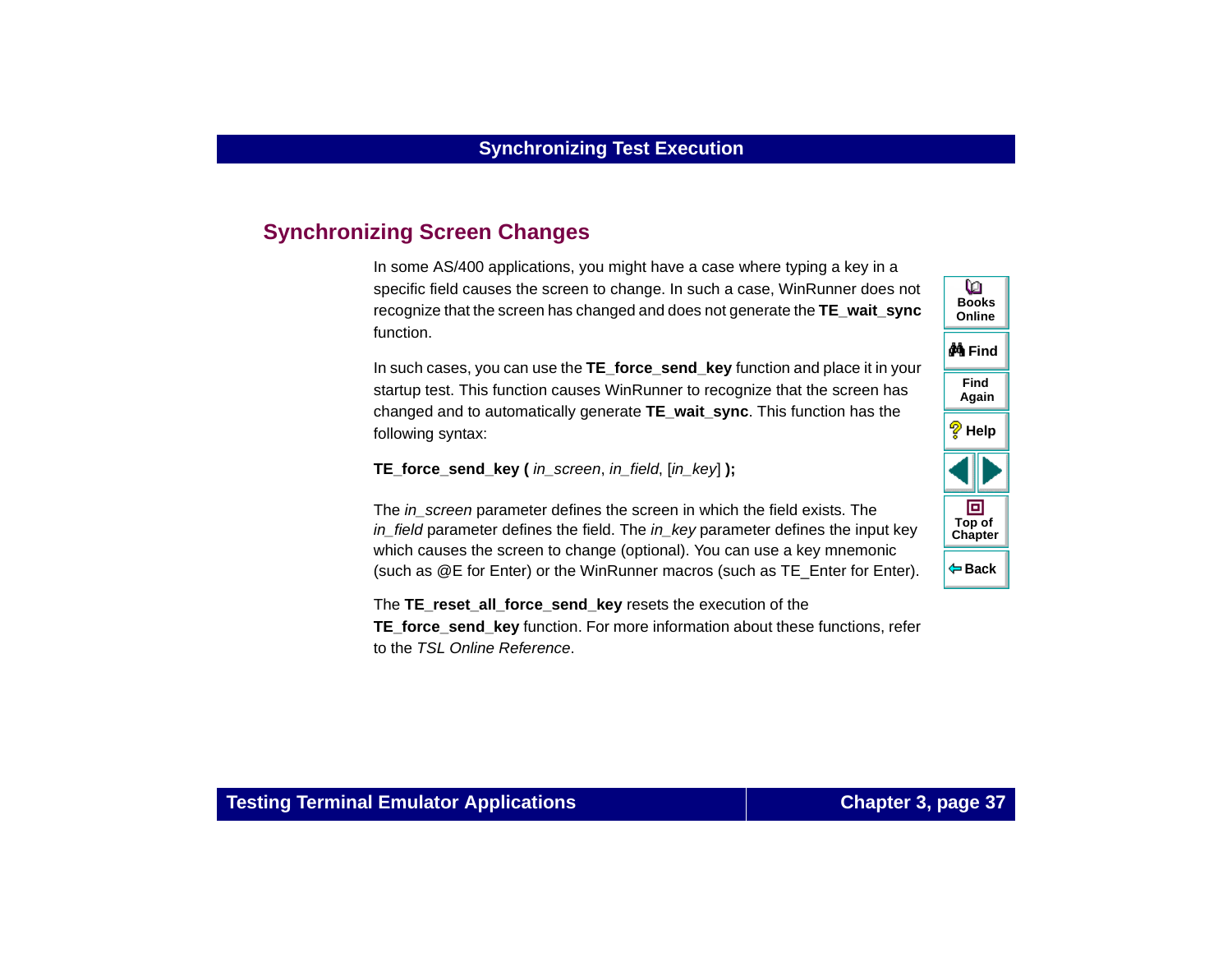## Synchronizing Screen Changes

In some AS/400 applications, you might have a case where typing a key in a specific field causes the screen to change. In such a case, WinRunner does not recognize that the screen has changed and does not generate the **TE_wait_sync** function.

In such cases, you can use the **TE_force_send_key** function and place it in your startup test. This function causes WinRunner to recognize that the screen has changed and to automatically generate **TE_wait_sync**. This function has the following syntax:

**TE_force_send_key (** *in_screen*, *in_field*, [*in_key*] **);**

The *in_screen* parameter defines the screen in which the field exists. The *in_field* parameter defines the field. The *in_key* parameter defines the input key which causes the screen to change (optional). You can use a key mnemonic (such as @E for Enter) or the WinRunner macros (such as TE_Enter for Enter).

The **TE_reset_all_force_send_key** resets the execution of the **TE_force_send_key** function. For more information about these functions, refer to the *TSL Online Reference*.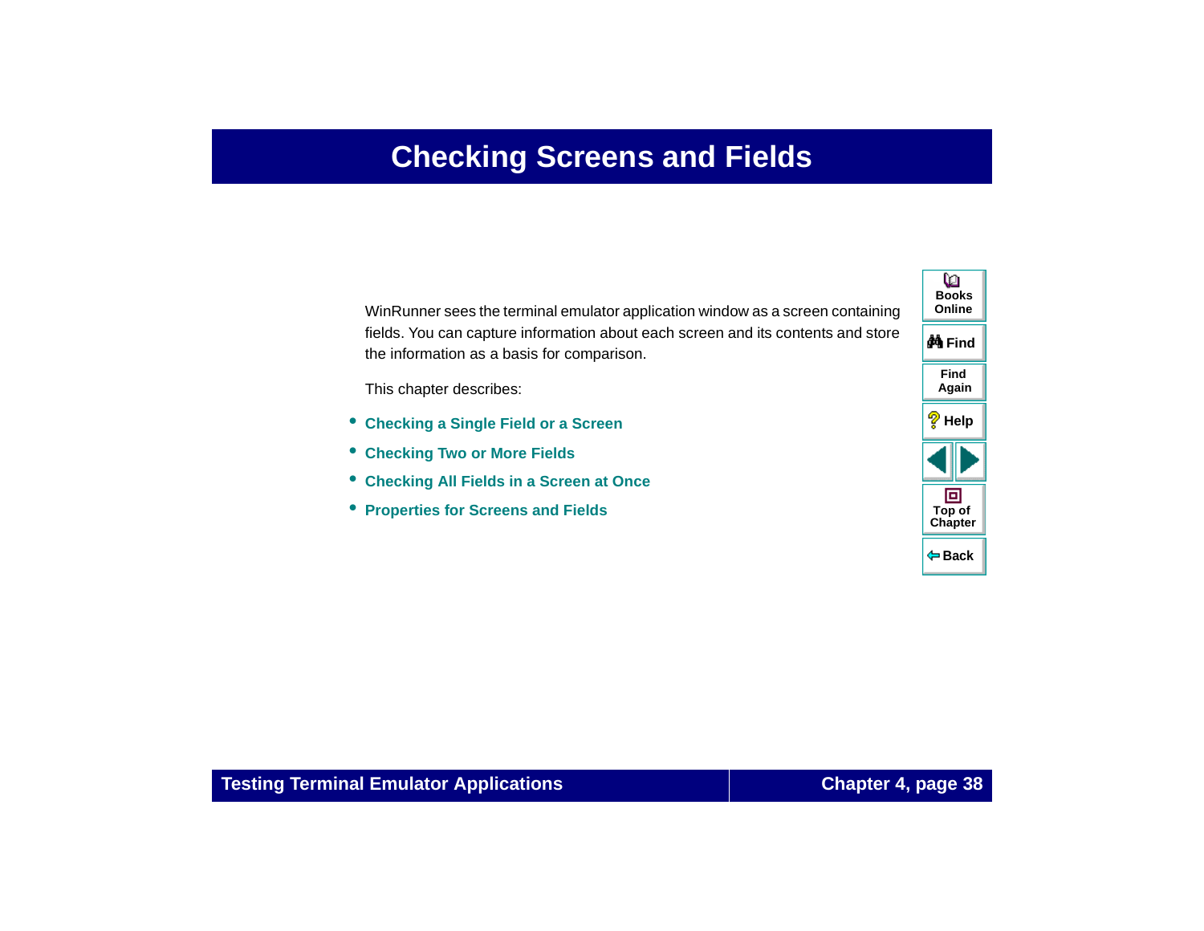# Checking Screens and Fields

WinRunner sees the terminal emulator application window as a screen containing fields. You can capture information about each screen and its contents and store the information as a basis for comparison.

This chapter describes:

- **Checking a Single Field or a Screen**
- **Checking Two or More Fields**
- **Checking All Fields in a Screen at Once**
- **Properties for Screens and Fields**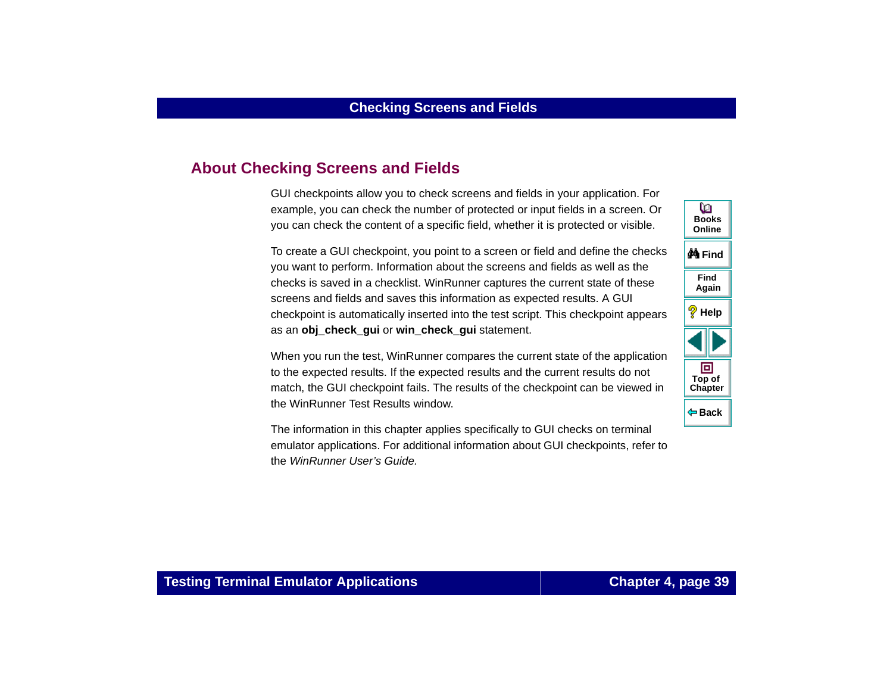## About Checking Screens and Fields

GUI checkpoints allow you to check screens and fields in your application. For example, you can check the number of protected or input fields in a screen. Or you can check the content of a specific field, whether it is protected or visible.

To create a GUI checkpoint, you point to a screen or field and define the checks you want to perform. Information about the screens and fields as well as the checks is saved in a checklist. WinRunner captures the current state of these screens and fields and saves this information as expected results. A GUI checkpoint is automatically inserted into the test script. This checkpoint appears as an **obj_check_gui** or **win_check_gui** statement.

When you run the test, WinRunner compares the current state of the application to the expected results. If the expected results and the current results do not match, the GUI checkpoint fails. The results of the checkpoint can be viewed in the WinRunner Test Results window.

The information in this chapter applies specifically to GUI checks on terminal emulator applications. For additional information about GUI checkpoints, refer to the *WinRunner User's Guide.*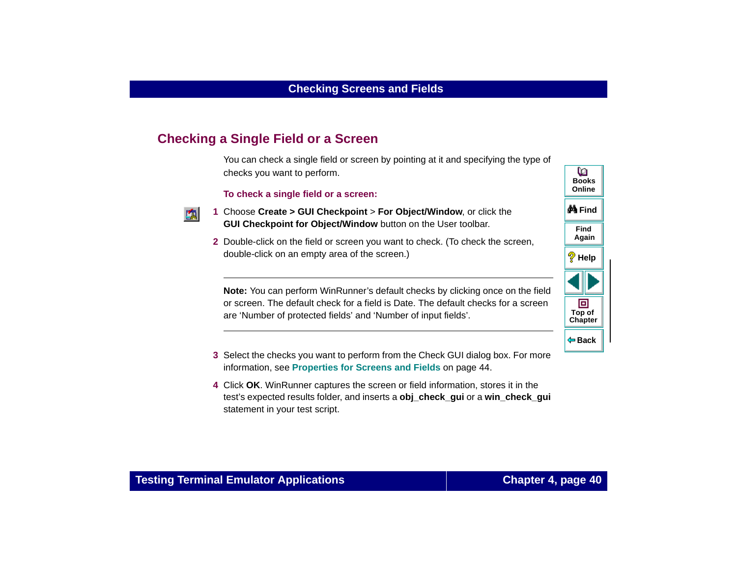## Checking a Single Field or a Screen

You can check a single field or screen by pointing at it and specifying the type of checks you want to perform.

**To check a single field or a screen:**

1. Choose **Create > GUI Checkpoint** > **For Object/Window**, or click the **GUI Checkpoint for Object/Window** button on the User toolbar.
2. Double-click on the field or screen you want to check. (To check the screen, double-click on an empty area of the screen.)

---

**Note:** You can perform WinRunner's default checks by clicking once on the field or screen. The default check for a field is Date. The default checks for a screen are 'Number of protected fields' and 'Number of input fields'.

---

3. Select the checks you want to perform from the Check GUI dialog box. For more information, see **Properties for Screens and Fields** on page 44.
4. Click **OK**. WinRunner captures the screen or field information, stores it in the test's expected results folder, and inserts a **obj_check_gui** or a **win_check_gui** statement in your test script.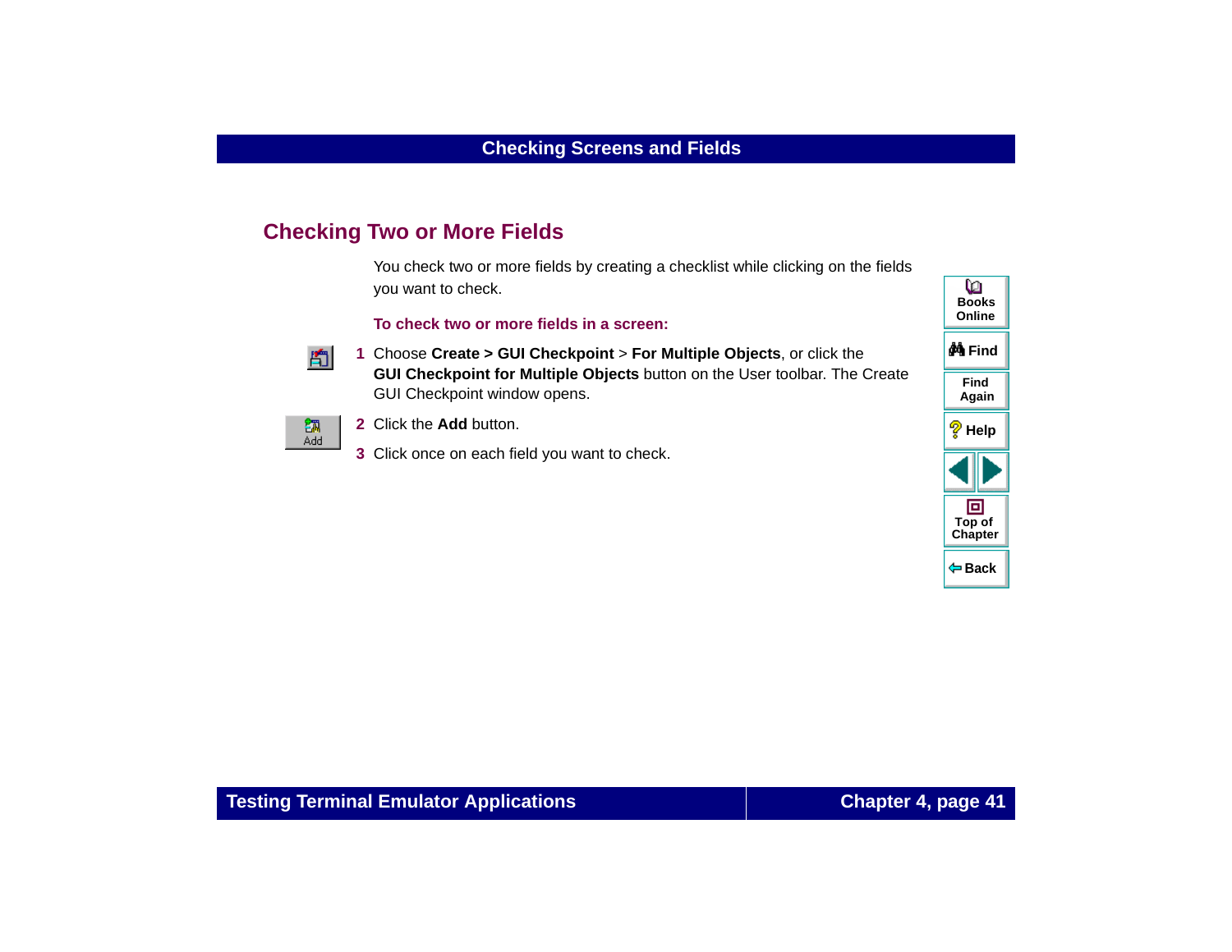## Checking Two or More Fields

You check two or more fields by creating a checklist while clicking on the fields you want to check.

**To check two or more fields in a screen:**

1. Choose **Create > GUI Checkpoint** > **For Multiple Objects**, or click the **GUI Checkpoint for Multiple Objects** button on the User toolbar. The Create GUI Checkpoint window opens.
2. Click the **Add** button.
3. Click once on each field you want to check.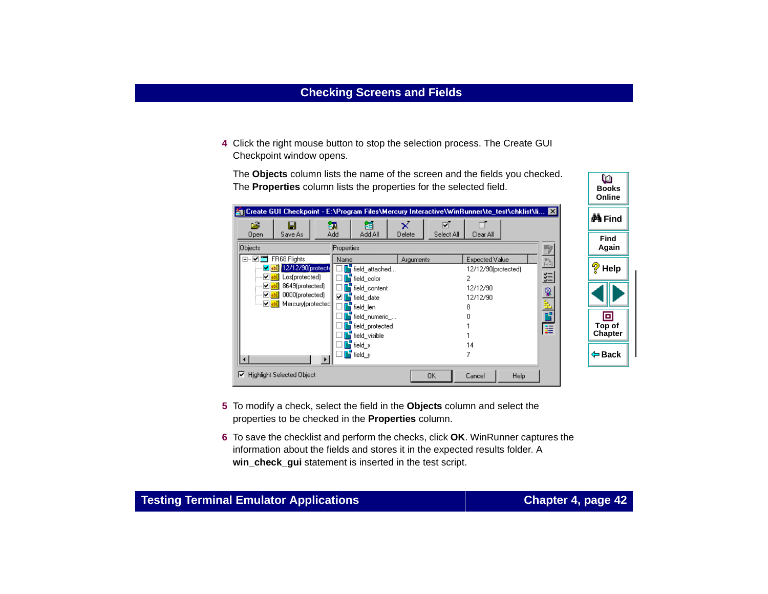4 Click the right mouse button to stop the selection process. The Create GUI Checkpoint window opens.

   The **Objects** column lists the name of the screen and the fields you checked. The **Properties** column lists the properties for the selected field.

5 To modify a check, select the field in the **Objects** column and select the properties to be checked in the **Properties** column.

6 To save the checklist and perform the checks, click **OK**. WinRunner captures the information about the fields and stores it in the expected results folder. A **win_check_gui** statement is inserted in the test script.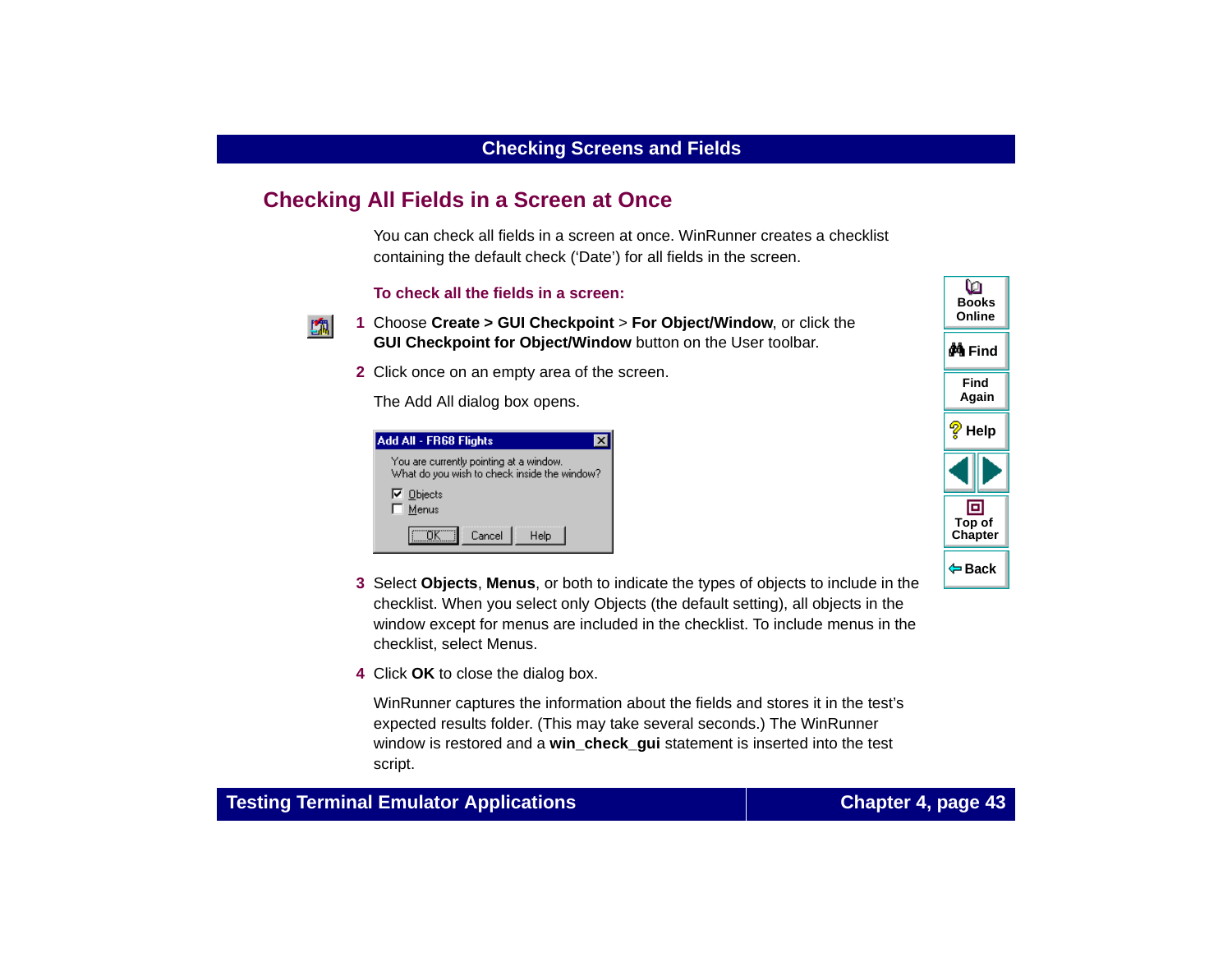## Checking All Fields in a Screen at Once

You can check all fields in a screen at once. WinRunner creates a checklist containing the default check (‘Date’) for all fields in the screen.

**To check all the fields in a screen:**

1. Choose **Create > GUI Checkpoint** > **For Object/Window**, or click the **GUI Checkpoint for Object/Window** button on the User toolbar.
2. Click once on an empty area of the screen.

   The Add All dialog box opens.

3. Select **Objects**, **Menus**, or both to indicate the types of objects to include in the checklist. When you select only Objects (the default setting), all objects in the window except for menus are included in the checklist. To include menus in the checklist, select Menus.
4. Click **OK** to close the dialog box.

   WinRunner captures the information about the fields and stores it in the test’s expected results folder. (This may take several seconds.) The WinRunner window is restored and a **win_check_gui** statement is inserted into the test script.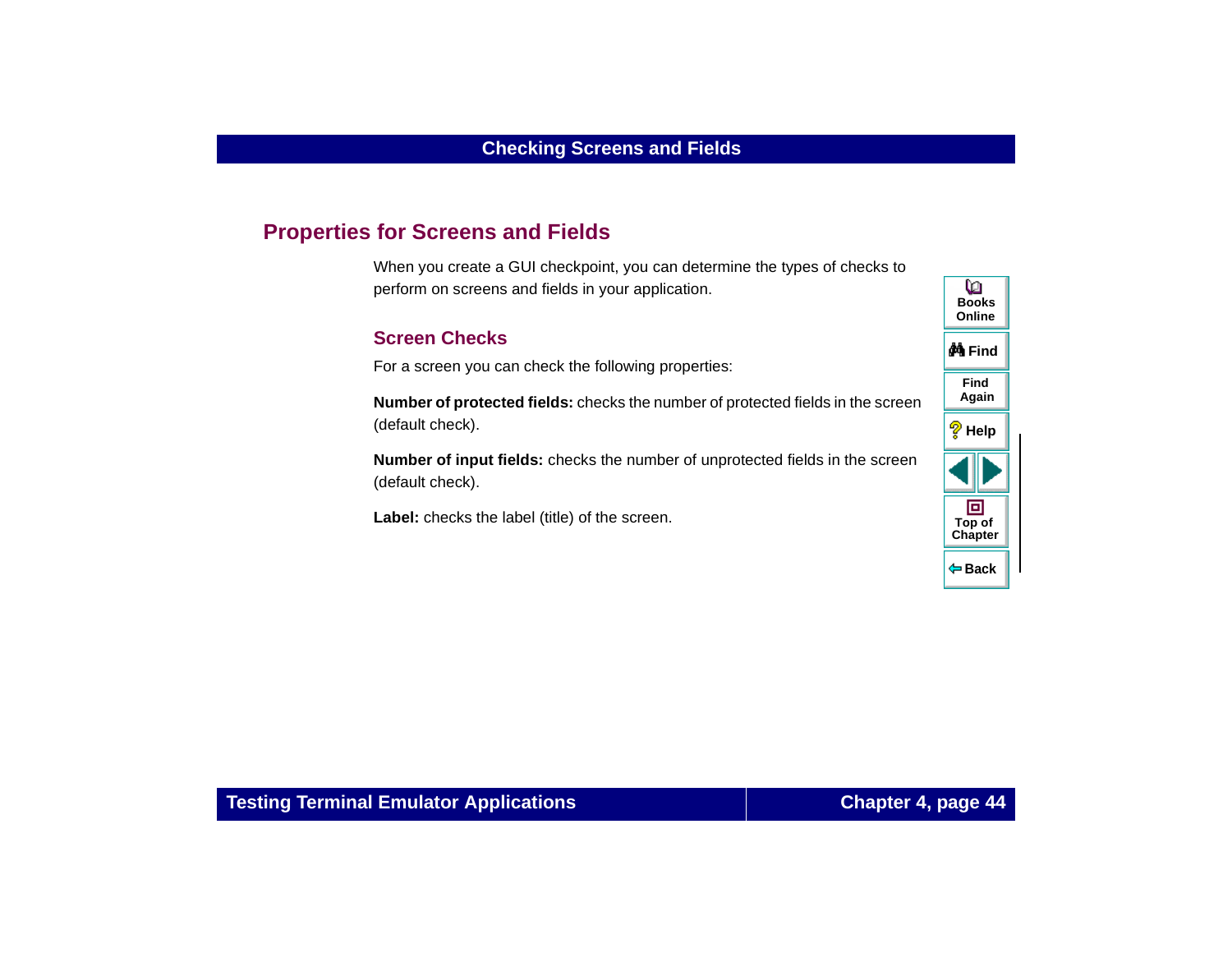## Properties for Screens and Fields

When you create a GUI checkpoint, you can determine the types of checks to perform on screens and fields in your application.

### Screen Checks

For a screen you can check the following properties:

**Number of protected fields:** checks the number of protected fields in the screen (default check).

**Number of input fields:** checks the number of unprotected fields in the screen (default check).

**Label:** checks the label (title) of the screen.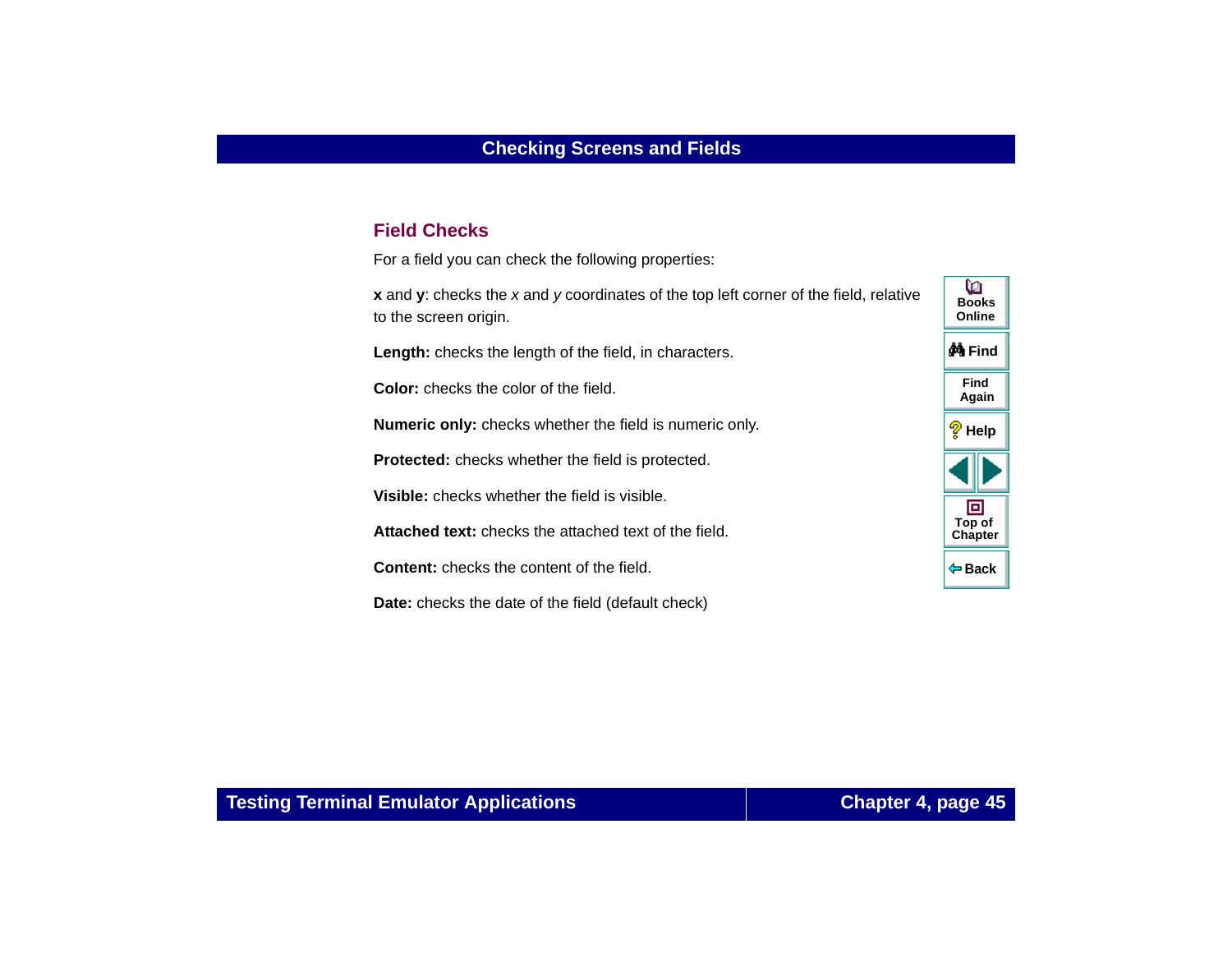## Field Checks

For a field you can check the following properties:

**x** and **y**: checks the *x* and *y* coordinates of the top left corner of the field, relative to the screen origin.

**Length:** checks the length of the field, in characters.

**Color:** checks the color of the field.

**Numeric only:** checks whether the field is numeric only.

**Protected:** checks whether the field is protected.

**Visible:** checks whether the field is visible.

**Attached text:** checks the attached text of the field.

**Content:** checks the content of the field.

**Date:** checks the date of the field (default check)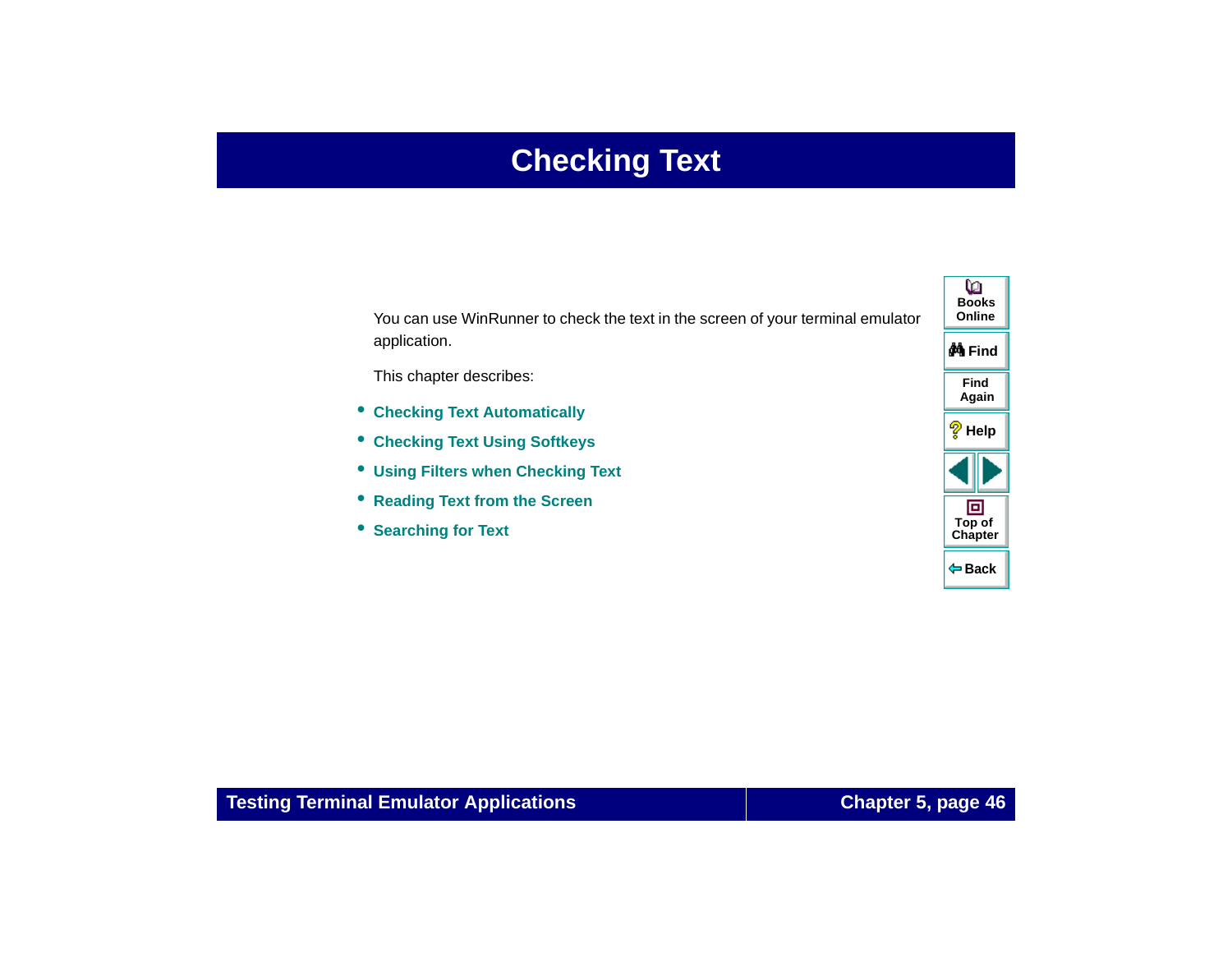# Checking Text

You can use WinRunner to check the text in the screen of your terminal emulator application.

This chapter describes:

- Checking Text Automatically
- Checking Text Using Softkeys
- Using Filters when Checking Text
- Reading Text from the Screen
- Searching for Text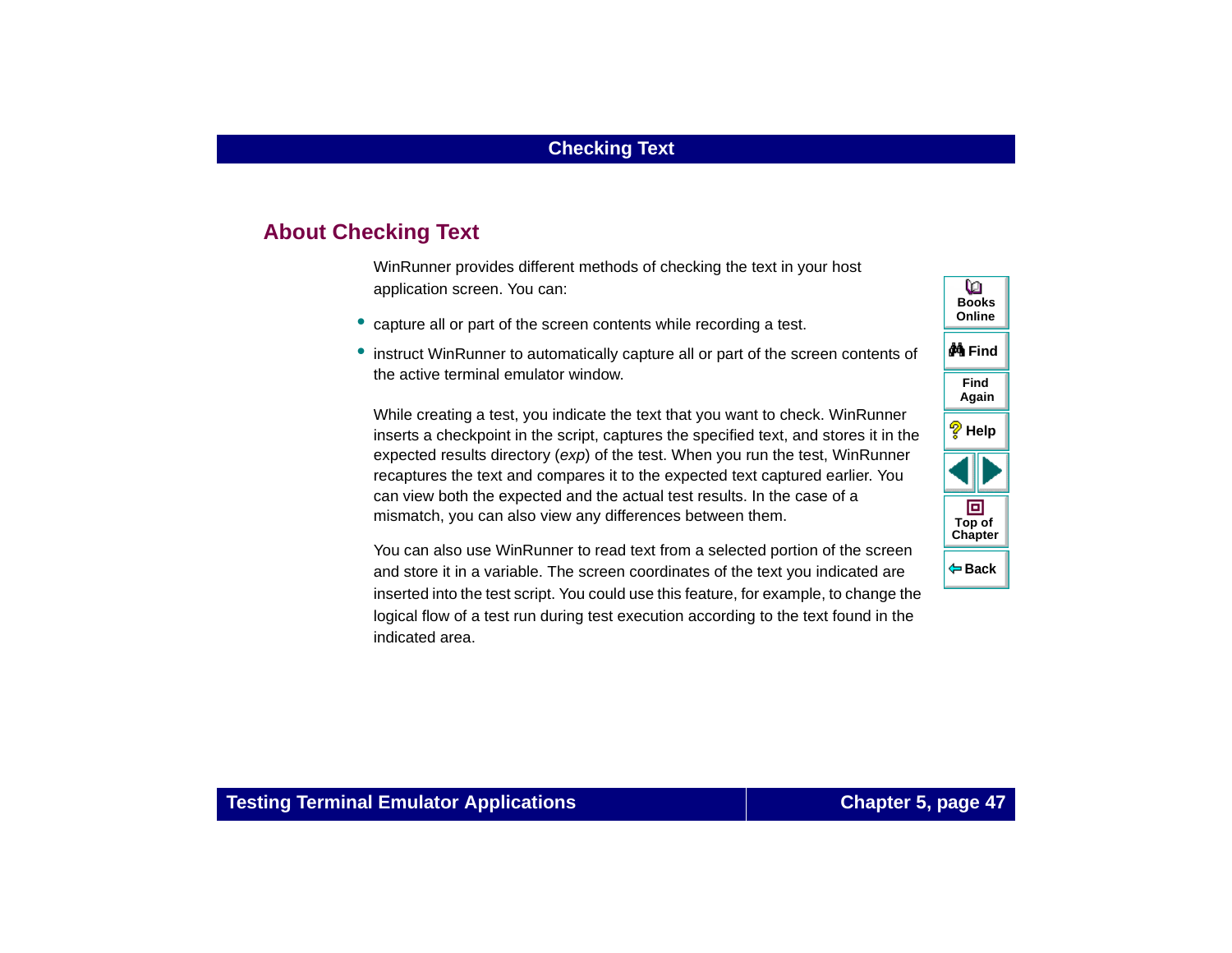## About Checking Text

WinRunner provides different methods of checking the text in your host application screen. You can:

- capture all or part of the screen contents while recording a test.
- instruct WinRunner to automatically capture all or part of the screen contents of the active terminal emulator window.

While creating a test, you indicate the text that you want to check. WinRunner inserts a checkpoint in the script, captures the specified text, and stores it in the expected results directory (*exp*) of the test. When you run the test, WinRunner recaptures the text and compares it to the expected text captured earlier. You can view both the expected and the actual test results. In the case of a mismatch, you can also view any differences between them.

You can also use WinRunner to read text from a selected portion of the screen and store it in a variable. The screen coordinates of the text you indicated are inserted into the test script. You could use this feature, for example, to change the logical flow of a test run during test execution according to the text found in the indicated area.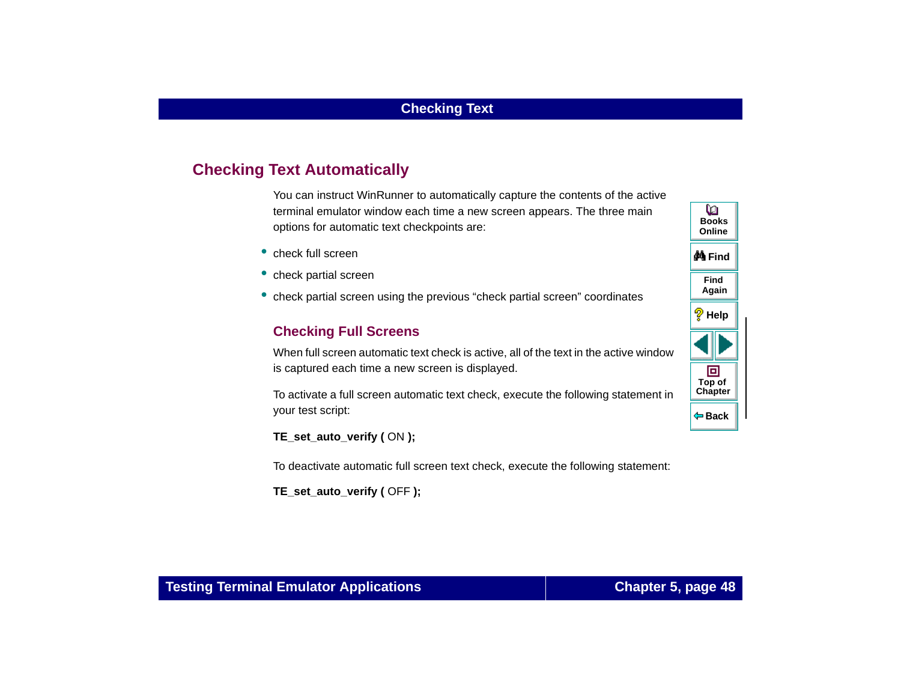## Checking Text Automatically

You can instruct WinRunner to automatically capture the contents of the active terminal emulator window each time a new screen appears. The three main options for automatic text checkpoints are:

- check full screen
- check partial screen
- check partial screen using the previous “check partial screen” coordinates

### Checking Full Screens

When full screen automatic text check is active, all of the text in the active window is captured each time a new screen is displayed.

To activate a full screen automatic text check, execute the following statement in your test script:

**TE_set_auto_verify (** ON **);**

To deactivate automatic full screen text check, execute the following statement:

**TE_set_auto_verify (** OFF **);**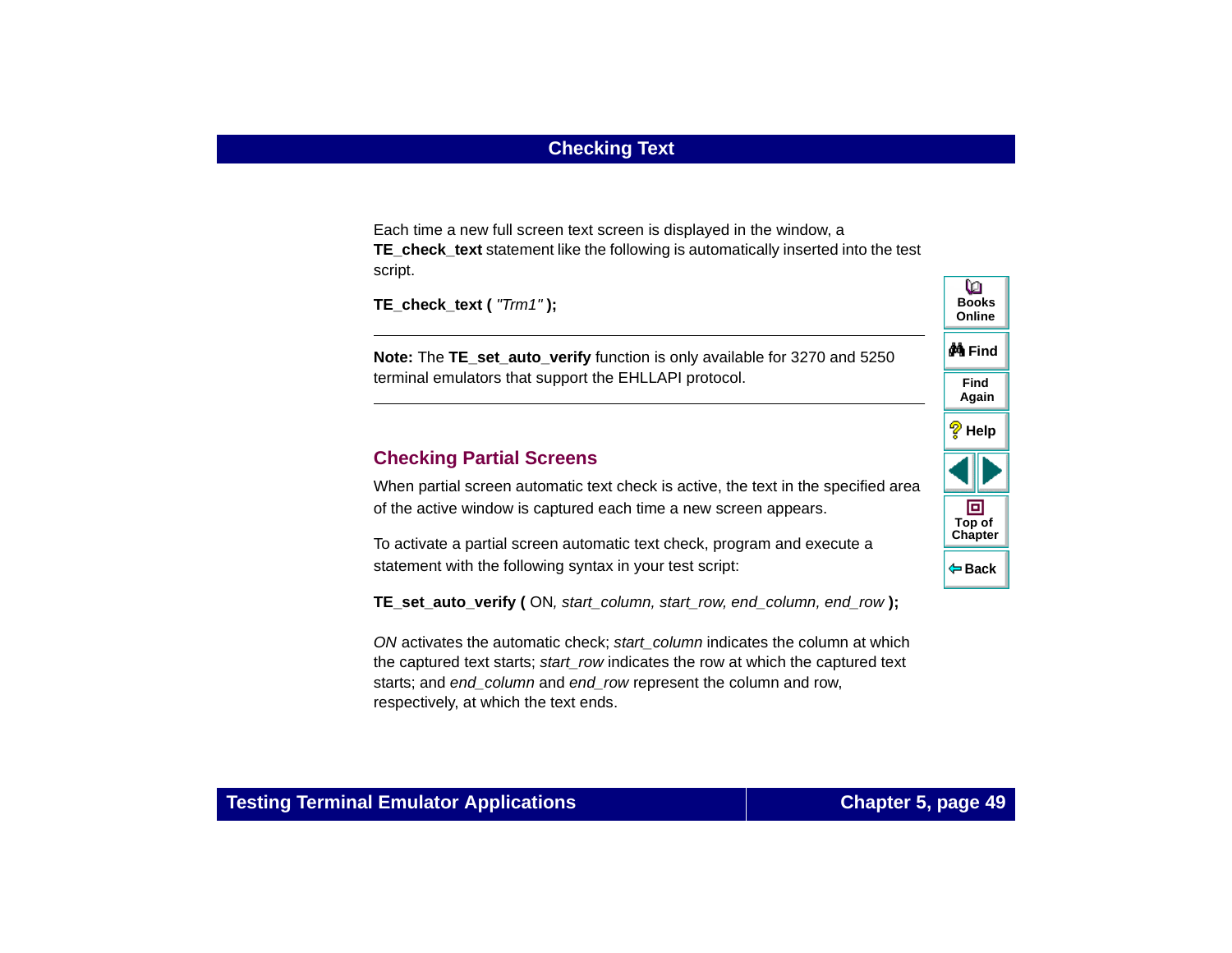Each time a new full screen text screen is displayed in the window, a **TE_check_text** statement like the following is automatically inserted into the test script.

**TE_check_text (** *"Trm1"* **);**

---

**Note:** The **TE_set_auto_verify** function is only available for 3270 and 5250 terminal emulators that support the EHLLAPI protocol.

---

## Checking Partial Screens

When partial screen automatic text check is active, the text in the specified area of the active window is captured each time a new screen appears.

To activate a partial screen automatic text check, program and execute a statement with the following syntax in your test script:

**TE_set_auto_verify (** ON*, start_column, start_row, end_column, end_row* **);**

*ON* activates the automatic check; *start_column* indicates the column at which the captured text starts; *start_row* indicates the row at which the captured text starts; and *end_column* and *end_row* represent the column and row, respectively, at which the text ends.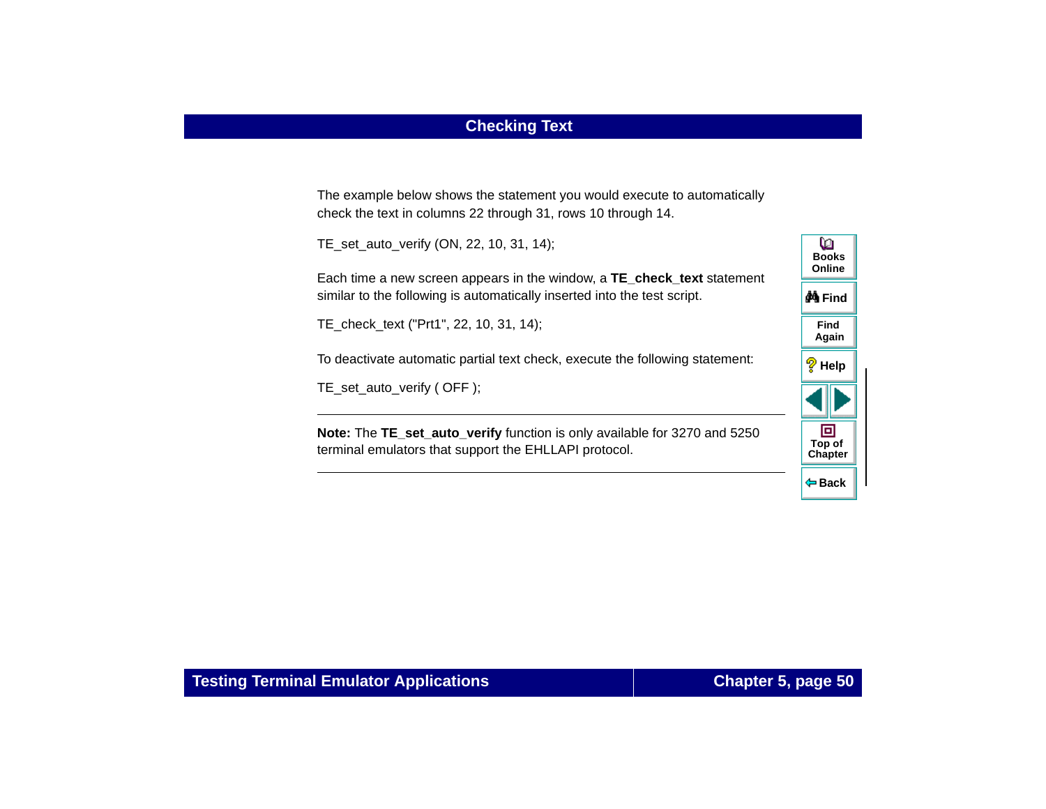## Checking Text

The example below shows the statement you would execute to automatically check the text in columns 22 through 31, rows 10 through 14.

```
TE_set_auto_verify (ON, 22, 10, 31, 14);
```

Each time a new screen appears in the window, a **TE_check_text** statement similar to the following is automatically inserted into the test script.

```
TE_check_text ("Prt1", 22, 10, 31, 14);
```

To deactivate automatic partial text check, execute the following statement:

```
TE_set_auto_verify ( OFF );
```

---

**Note:** The **TE_set_auto_verify** function is only available for 3270 and 5250 terminal emulators that support the EHLLAPI protocol.

---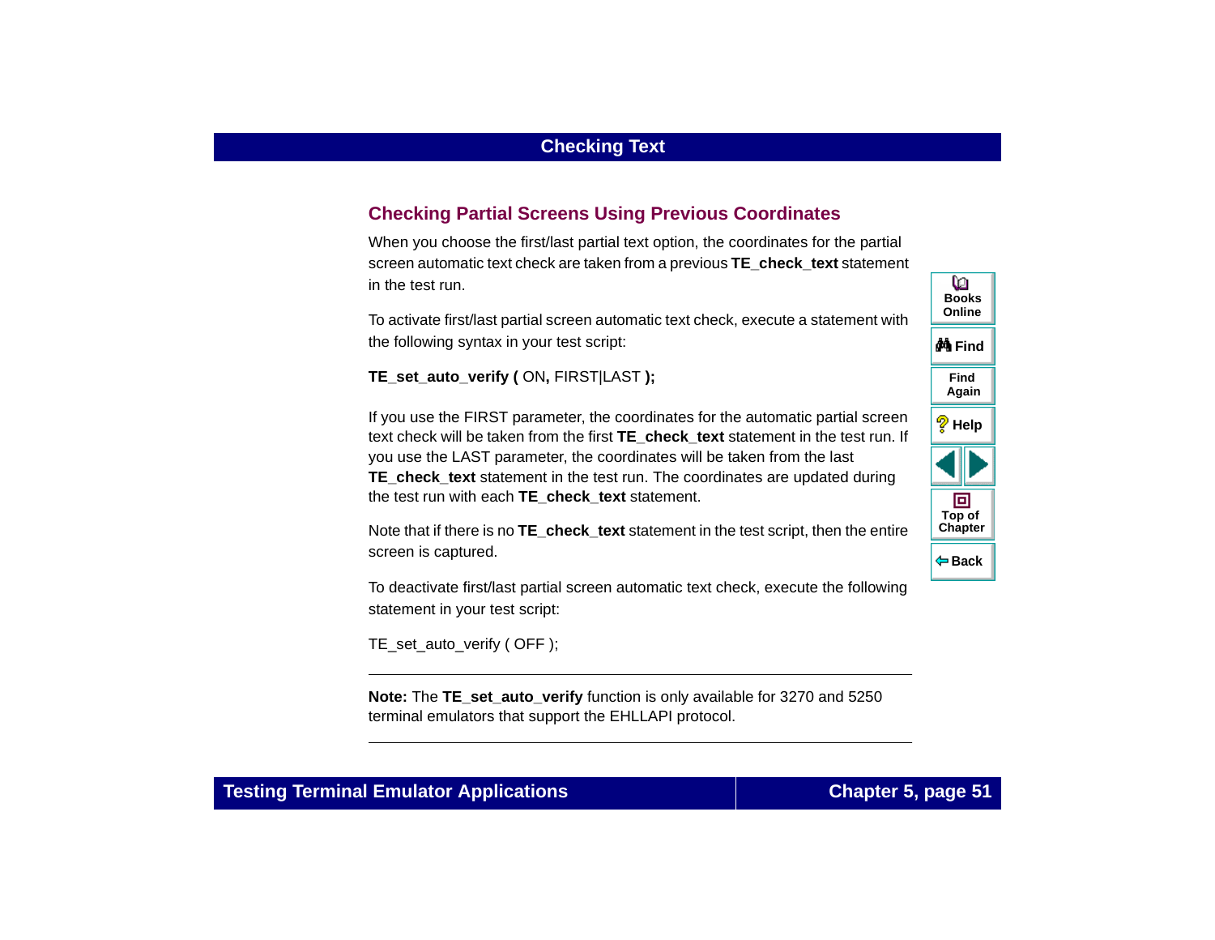## Checking Partial Screens Using Previous Coordinates

When you choose the first/last partial text option, the coordinates for the partial screen automatic text check are taken from a previous **TE_check_text** statement in the test run.

To activate first/last partial screen automatic text check, execute a statement with the following syntax in your test script:

**TE_set_auto_verify (** ON**,** FIRST|LAST **);**

If you use the FIRST parameter, the coordinates for the automatic partial screen text check will be taken from the first **TE_check_text** statement in the test run. If you use the LAST parameter, the coordinates will be taken from the last **TE_check_text** statement in the test run. The coordinates are updated during the test run with each **TE_check_text** statement.

Note that if there is no **TE_check_text** statement in the test script, then the entire screen is captured.

To deactivate first/last partial screen automatic text check, execute the following statement in your test script:

TE_set_auto_verify ( OFF );

---

**Note:** The **TE_set_auto_verify** function is only available for 3270 and 5250 terminal emulators that support the EHLLAPI protocol.

---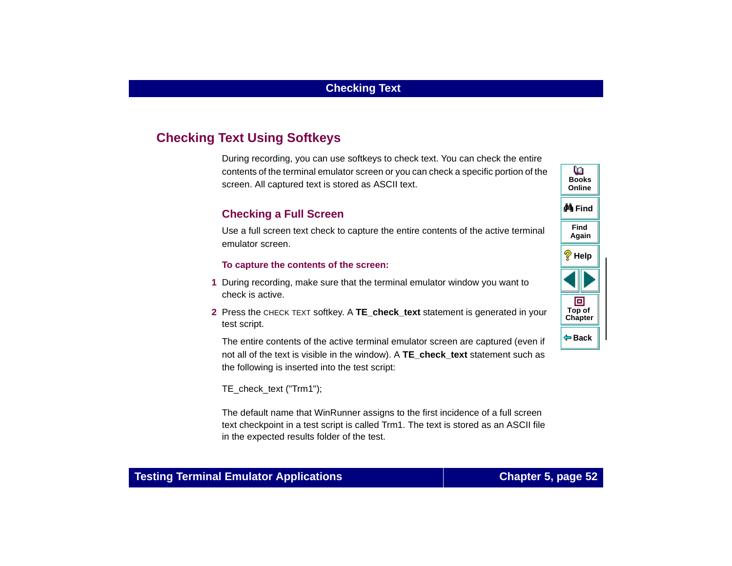## Checking Text Using Softkeys

During recording, you can use softkeys to check text. You can check the entire contents of the terminal emulator screen or you can check a specific portion of the screen. All captured text is stored as ASCII text.

### Checking a Full Screen

Use a full screen text check to capture the entire contents of the active terminal emulator screen.

**To capture the contents of the screen:**

1. During recording, make sure that the terminal emulator window you want to check is active.
2. Press the CHECK TEXT softkey. A **TE_check_text** statement is generated in your test script.

   The entire contents of the active terminal emulator screen are captured (even if not all of the text is visible in the window). A **TE_check_text** statement such as the following is inserted into the test script:

   ```
   TE_check_text ("Trm1");
   ```

   The default name that WinRunner assigns to the first incidence of a full screen text checkpoint in a test script is called Trm1. The text is stored as an ASCII file in the expected results folder of the test.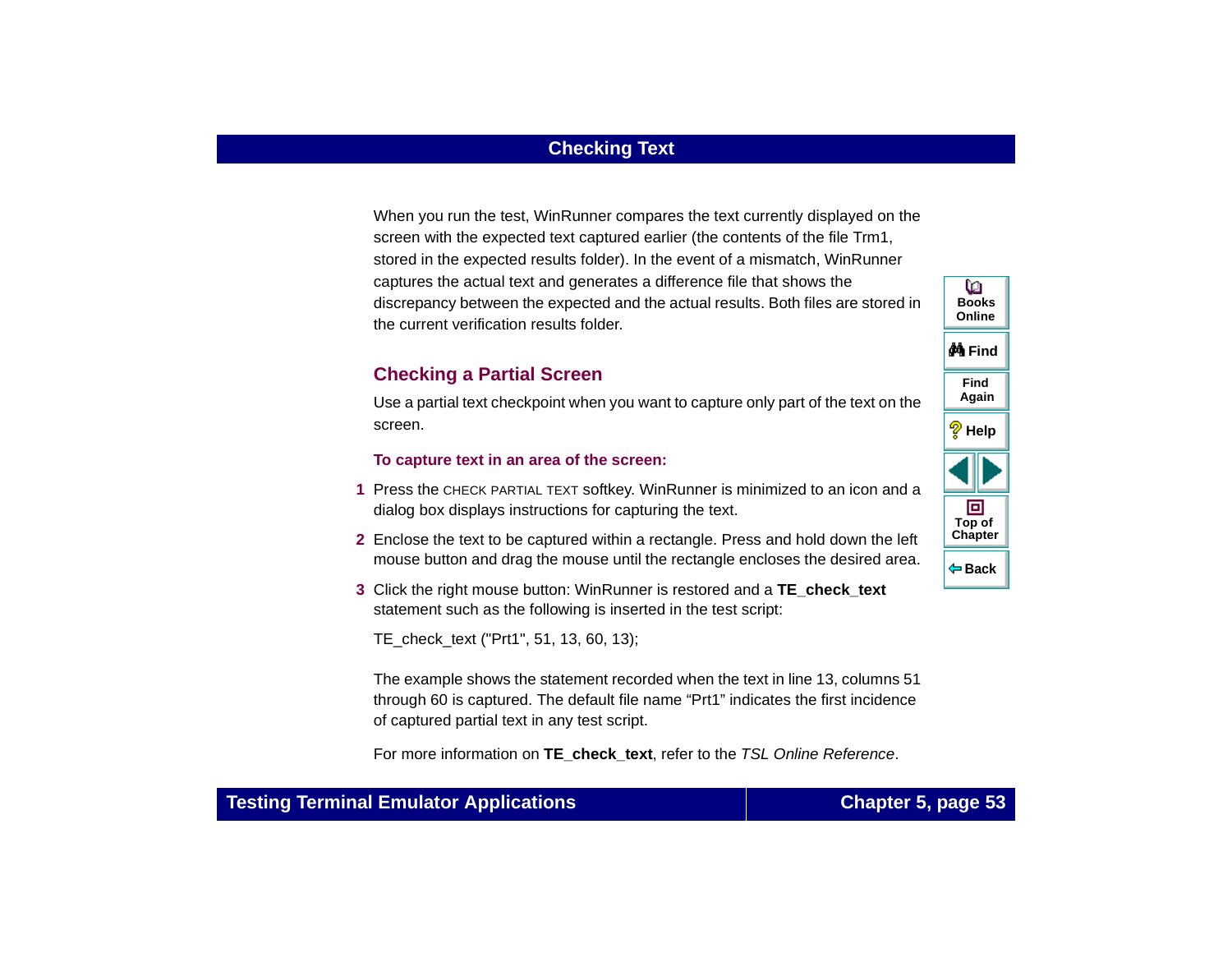When you run the test, WinRunner compares the text currently displayed on the screen with the expected text captured earlier (the contents of the file Trm1, stored in the expected results folder). In the event of a mismatch, WinRunner captures the actual text and generates a difference file that shows the discrepancy between the expected and the actual results. Both files are stored in the current verification results folder.

## Checking a Partial Screen

Use a partial text checkpoint when you want to capture only part of the text on the screen.

**To capture text in an area of the screen:**

1. Press the CHECK PARTIAL TEXT softkey. WinRunner is minimized to an icon and a dialog box displays instructions for capturing the text.
2. Enclose the text to be captured within a rectangle. Press and hold down the left mouse button and drag the mouse until the rectangle encloses the desired area.
3. Click the right mouse button: WinRunner is restored and a **TE_check_text** statement such as the following is inserted in the test script:

```
TE_check_text ("Prt1", 51, 13, 60, 13);
```

The example shows the statement recorded when the text in line 13, columns 51 through 60 is captured. The default file name “Prt1” indicates the first incidence of captured partial text in any test script.

For more information on **TE_check_text**, refer to the *TSL Online Reference*.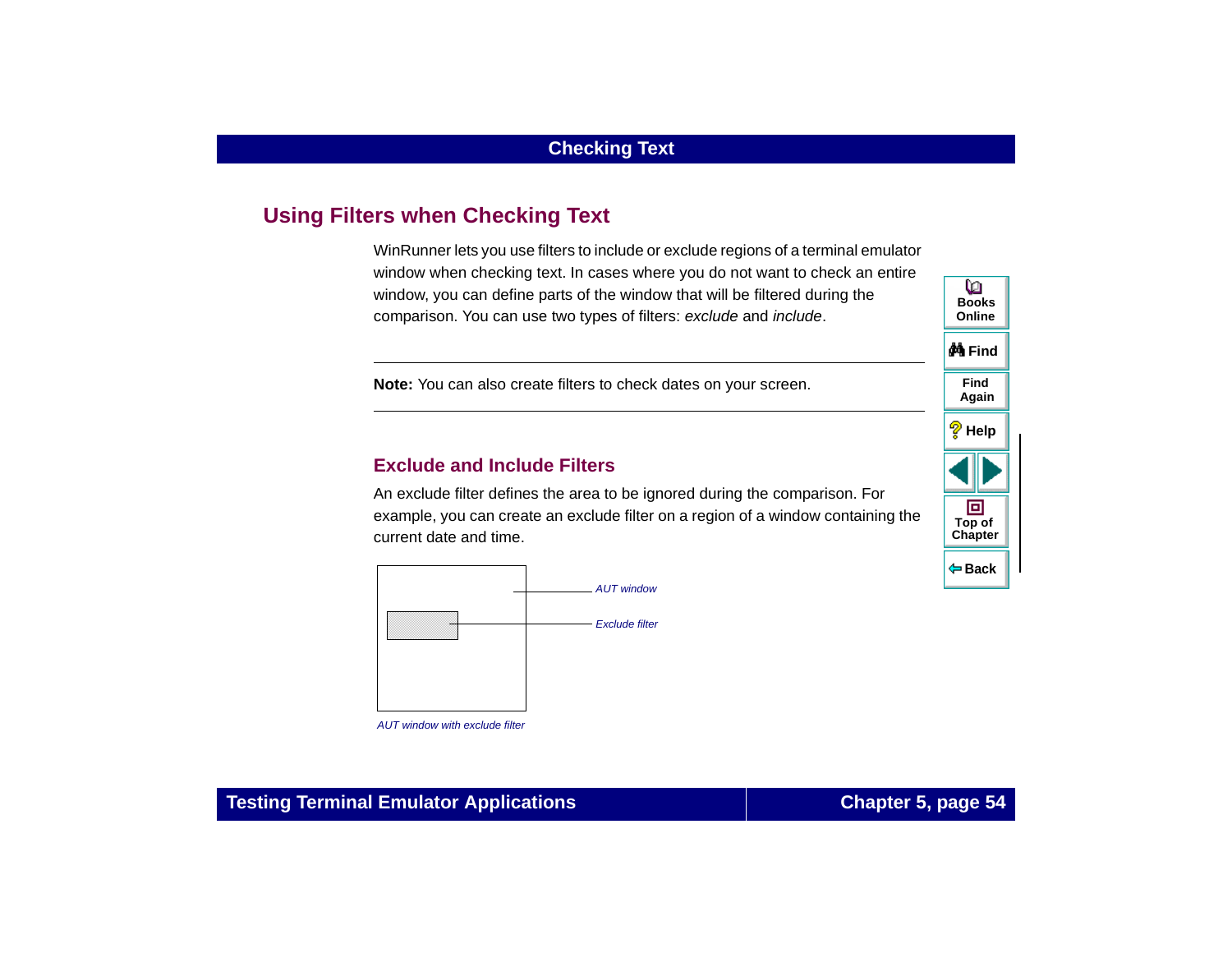## Using Filters when Checking Text

WinRunner lets you use filters to include or exclude regions of a terminal emulator window when checking text. In cases where you do not want to check an entire window, you can define parts of the window that will be filtered during the comparison. You can use two types of filters: *exclude* and *include*.

---

**Note:** You can also create filters to check dates on your screen.

---

### Exclude and Include Filters

An exclude filter defines the area to be ignored during the comparison. For example, you can create an exclude filter on a region of a window containing the current date and time.

*AUT window*

*Exclude filter*

*AUT window with exclude filter*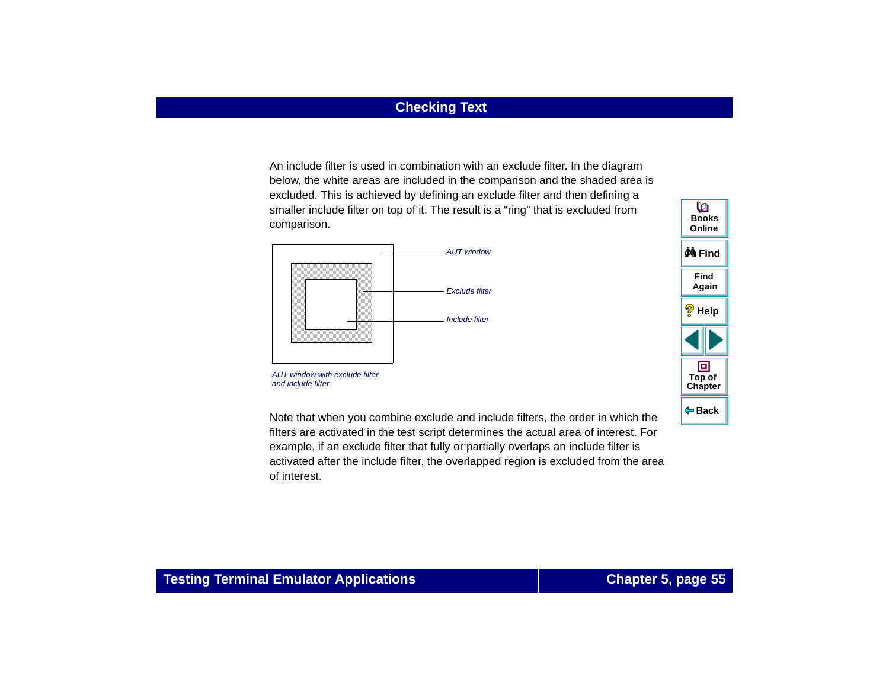An include filter is used in combination with an exclude filter. In the diagram below, the white areas are included in the comparison and the shaded area is excluded. This is achieved by defining an exclude filter and then defining a smaller include filter on top of it. The result is a “ring” that is excluded from comparison.

*AUT window*

*Exclude filter*

*Include filter*

*AUT window with exclude filter and include filter*

Note that when you combine exclude and include filters, the order in which the filters are activated in the test script determines the actual area of interest. For example, if an exclude filter that fully or partially overlaps an include filter is activated after the include filter, the overlapped region is excluded from the area of interest.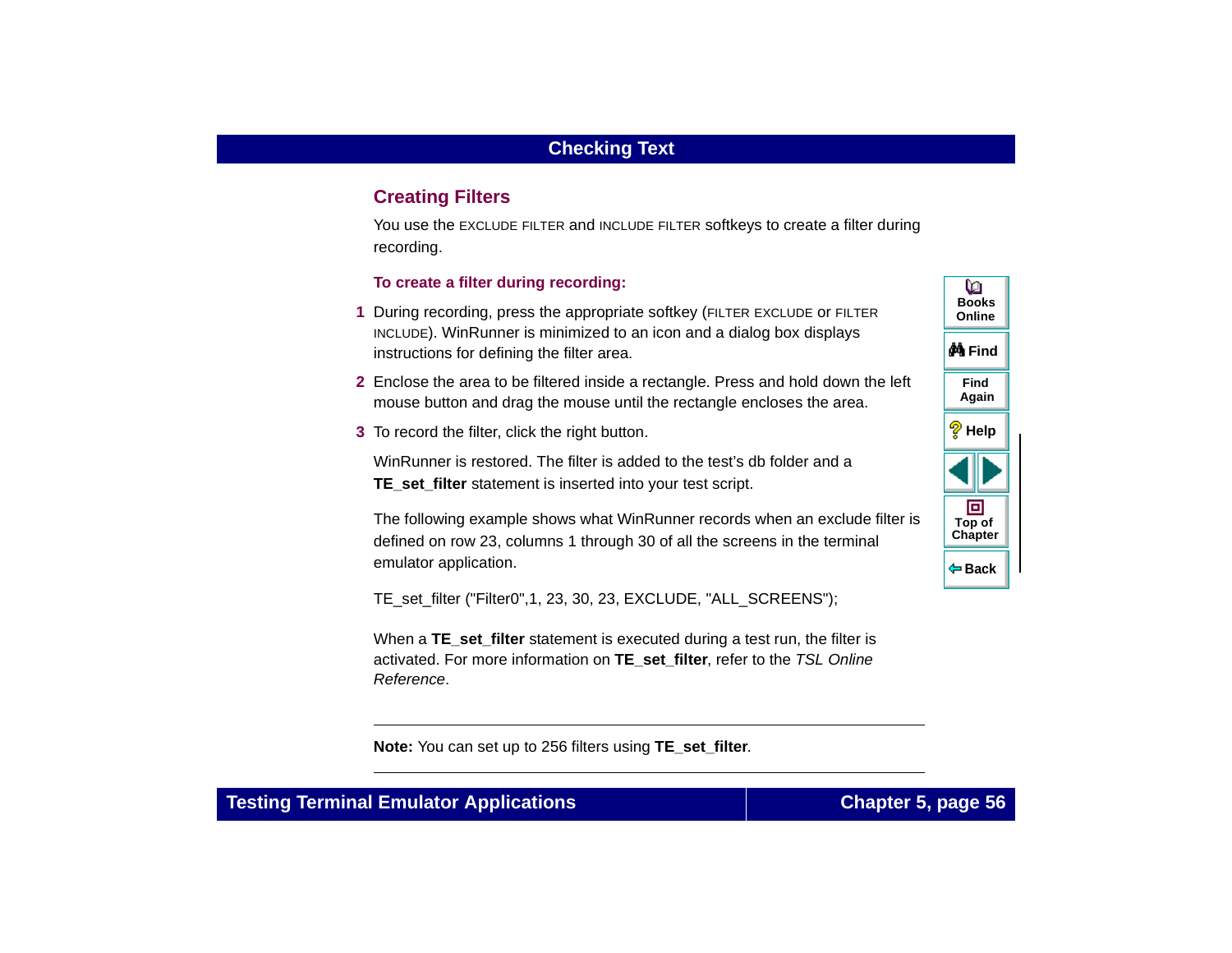## Creating Filters

You use the EXCLUDE FILTER and INCLUDE FILTER softkeys to create a filter during recording.

**To create a filter during recording:**

1. During recording, press the appropriate softkey (FILTER EXCLUDE or FILTER INCLUDE). WinRunner is minimized to an icon and a dialog box displays instructions for defining the filter area.
2. Enclose the area to be filtered inside a rectangle. Press and hold down the left mouse button and drag the mouse until the rectangle encloses the area.
3. To record the filter, click the right button.

   WinRunner is restored. The filter is added to the test's db folder and a **TE_set_filter** statement is inserted into your test script.

The following example shows what WinRunner records when an exclude filter is defined on row 23, columns 1 through 30 of all the screens in the terminal emulator application.

```
TE_set_filter ("Filter0",1, 23, 30, 23, EXCLUDE, "ALL_SCREENS");
```

When a **TE_set_filter** statement is executed during a test run, the filter is activated. For more information on **TE_set_filter**, refer to the *TSL Online Reference*.

---

**Note:** You can set up to 256 filters using **TE_set_filter**.

---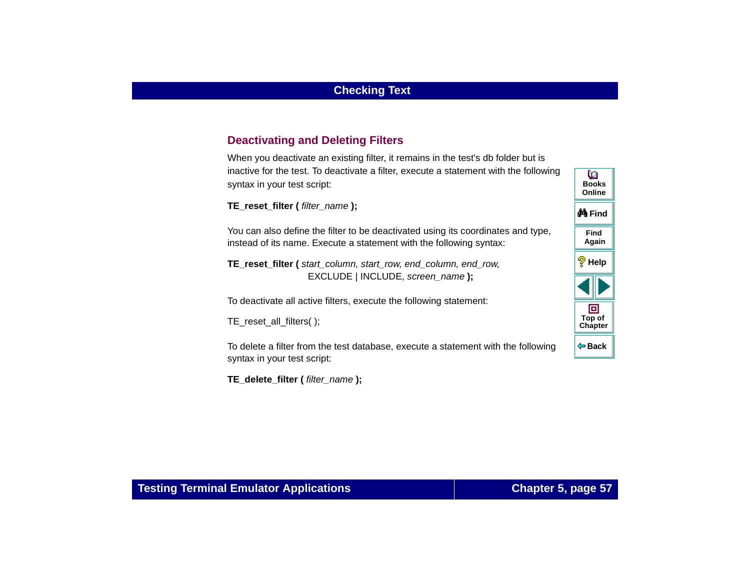## Deactivating and Deleting Filters

When you deactivate an existing filter, it remains in the test's db folder but is inactive for the test. To deactivate a filter, execute a statement with the following syntax in your test script:

**TE_reset_filter (** *filter_name* **);**

You can also define the filter to be deactivated using its coordinates and type, instead of its name. Execute a statement with the following syntax:

**TE_reset_filter (** *start_column, start_row, end_column, end_row,* EXCLUDE | INCLUDE, *screen_name* **);**

To deactivate all active filters, execute the following statement:

```
TE_reset_all_filters( );
```

To delete a filter from the test database, execute a statement with the following syntax in your test script:

**TE_delete_filter (** *filter_name* **);**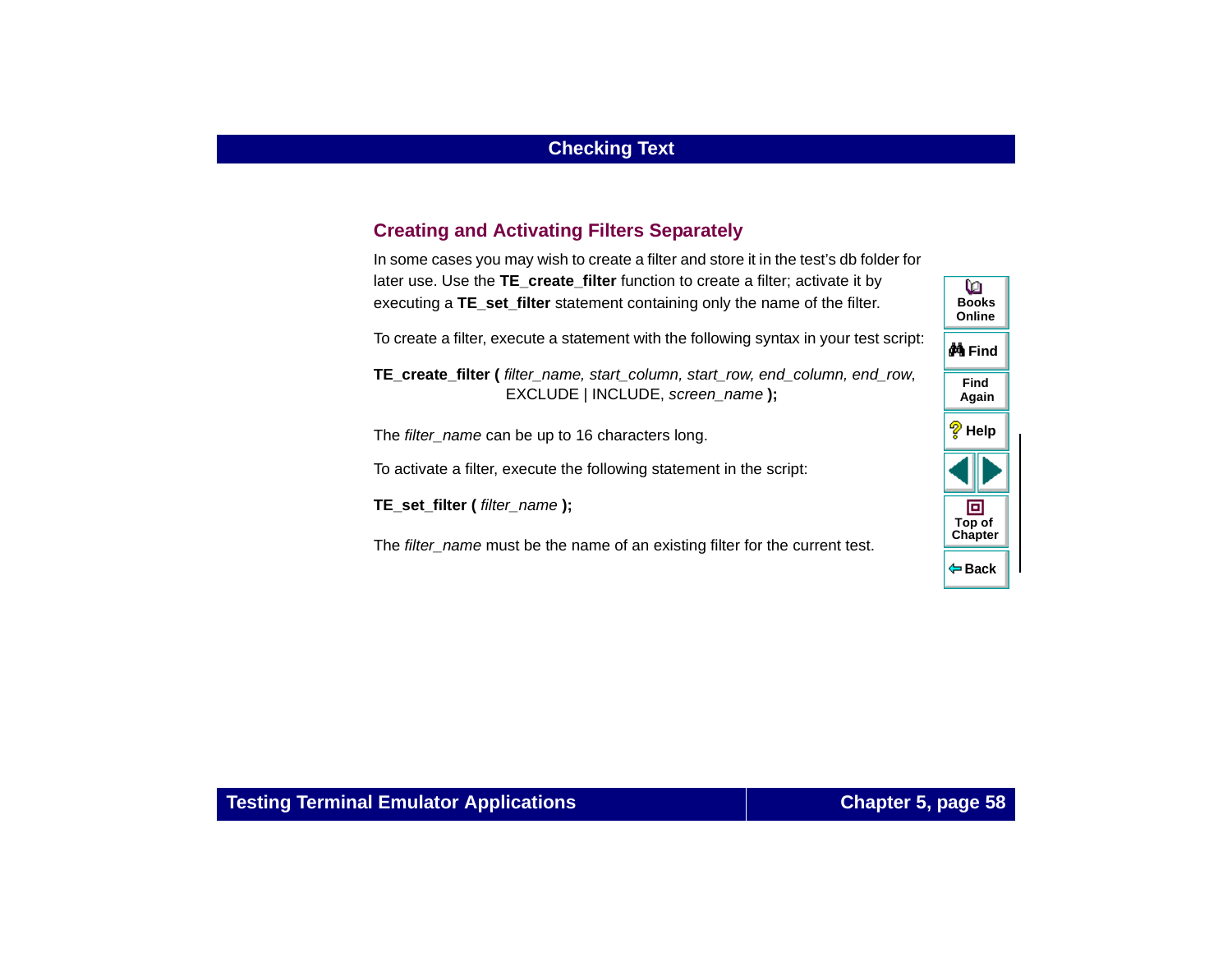## Creating and Activating Filters Separately

In some cases you may wish to create a filter and store it in the test's db folder for later use. Use the **TE_create_filter** function to create a filter; activate it by executing a **TE_set_filter** statement containing only the name of the filter.

To create a filter, execute a statement with the following syntax in your test script:

**TE_create_filter (** *filter_name, start_column, start_row, end_column, end_row,* EXCLUDE | INCLUDE, *screen_name* **);**

The *filter_name* can be up to 16 characters long.

To activate a filter, execute the following statement in the script:

**TE_set_filter (** *filter_name* **);**

The *filter_name* must be the name of an existing filter for the current test.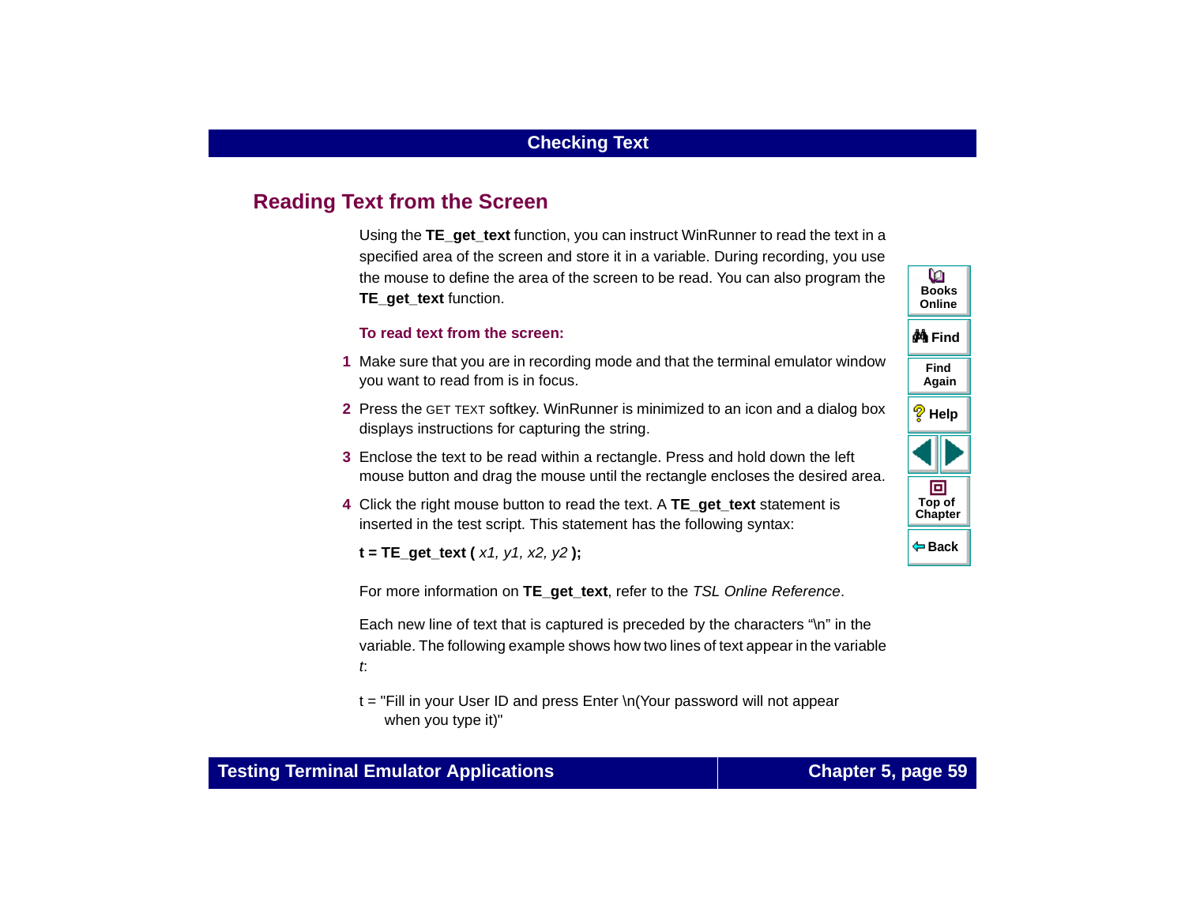## Reading Text from the Screen

Using the **TE_get_text** function, you can instruct WinRunner to read the text in a specified area of the screen and store it in a variable. During recording, you use the mouse to define the area of the screen to be read. You can also program the **TE_get_text** function.

**To read text from the screen:**

1. Make sure that you are in recording mode and that the terminal emulator window you want to read from is in focus.
2. Press the GET TEXT softkey. WinRunner is minimized to an icon and a dialog box displays instructions for capturing the string.
3. Enclose the text to be read within a rectangle. Press and hold down the left mouse button and drag the mouse until the rectangle encloses the desired area.
4. Click the right mouse button to read the text. A **TE_get_text** statement is inserted in the test script. This statement has the following syntax:

   **t = TE_get_text (** *x1, y1, x2, y2* **);**

For more information on **TE_get_text**, refer to the *TSL Online Reference*.

Each new line of text that is captured is preceded by the characters "\n" in the variable. The following example shows how two lines of text appear in the variable *t*:

```
t = "Fill in your User ID and press Enter \n(Your password will not appear
      when you type it)"
```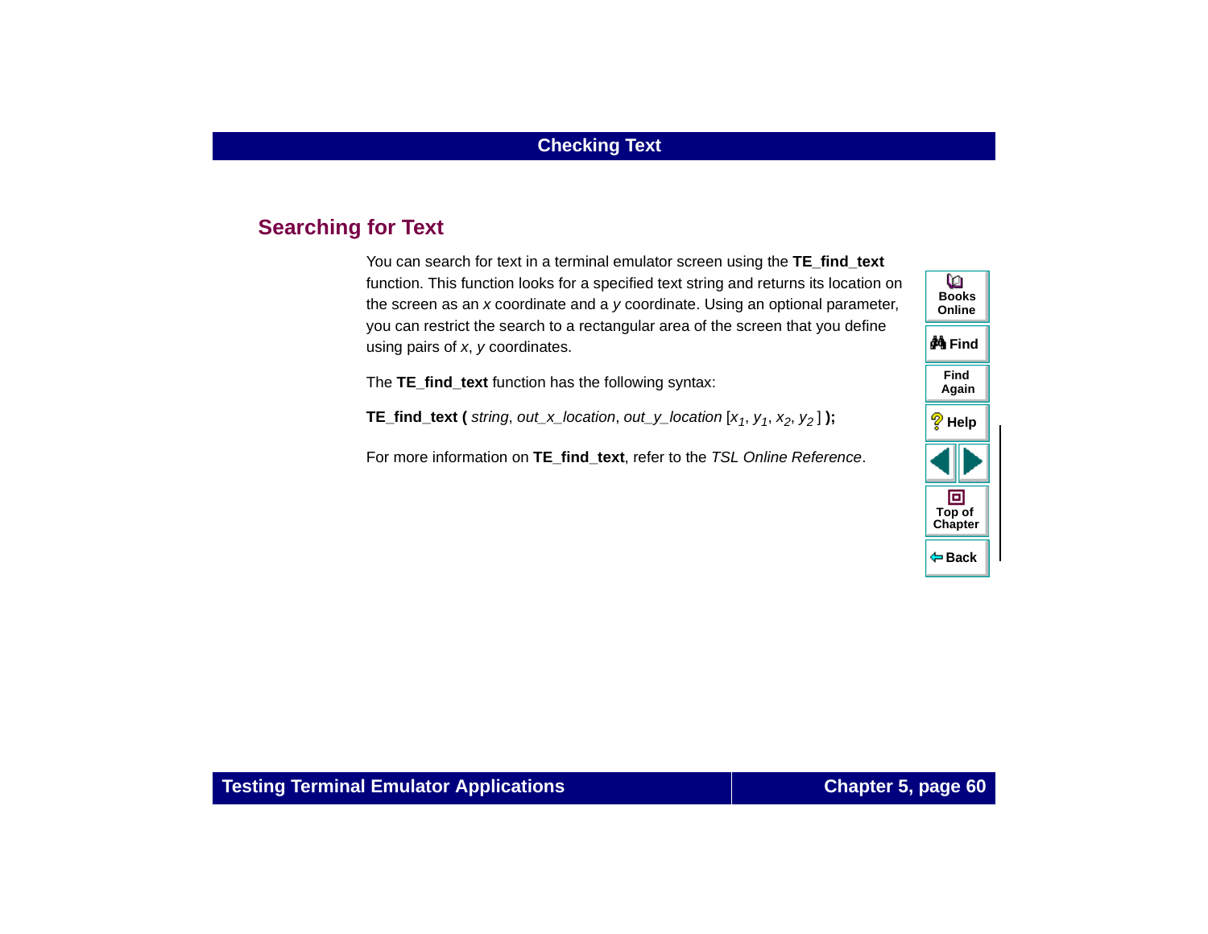## Searching for Text

You can search for text in a terminal emulator screen using the **TE_find_text** function. This function looks for a specified text string and returns its location on the screen as an *x* coordinate and a *y* coordinate. Using an optional parameter, you can restrict the search to a rectangular area of the screen that you define using pairs of *x*, *y* coordinates.

The **TE_find_text** function has the following syntax:

**TE_find_text (** *string*, *out_x_location*, *out_y_location* [$x_1$, $y_1$, $x_2$, $y_2$ ] **);**

For more information on **TE_find_text**, refer to the *TSL Online Reference*.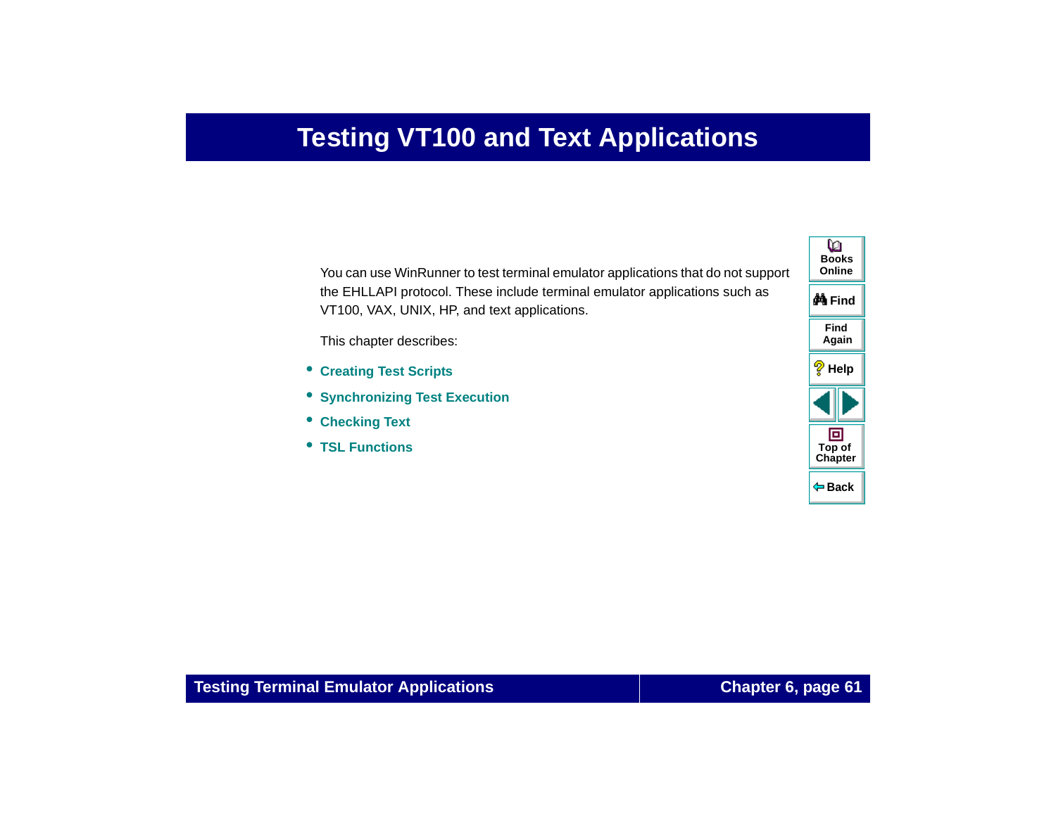# Testing VT100 and Text Applications

You can use WinRunner to test terminal emulator applications that do not support the EHLLAPI protocol. These include terminal emulator applications such as VT100, VAX, UNIX, HP, and text applications.

This chapter describes:

- **Creating Test Scripts**
- **Synchronizing Test Execution**
- **Checking Text**
- **TSL Functions**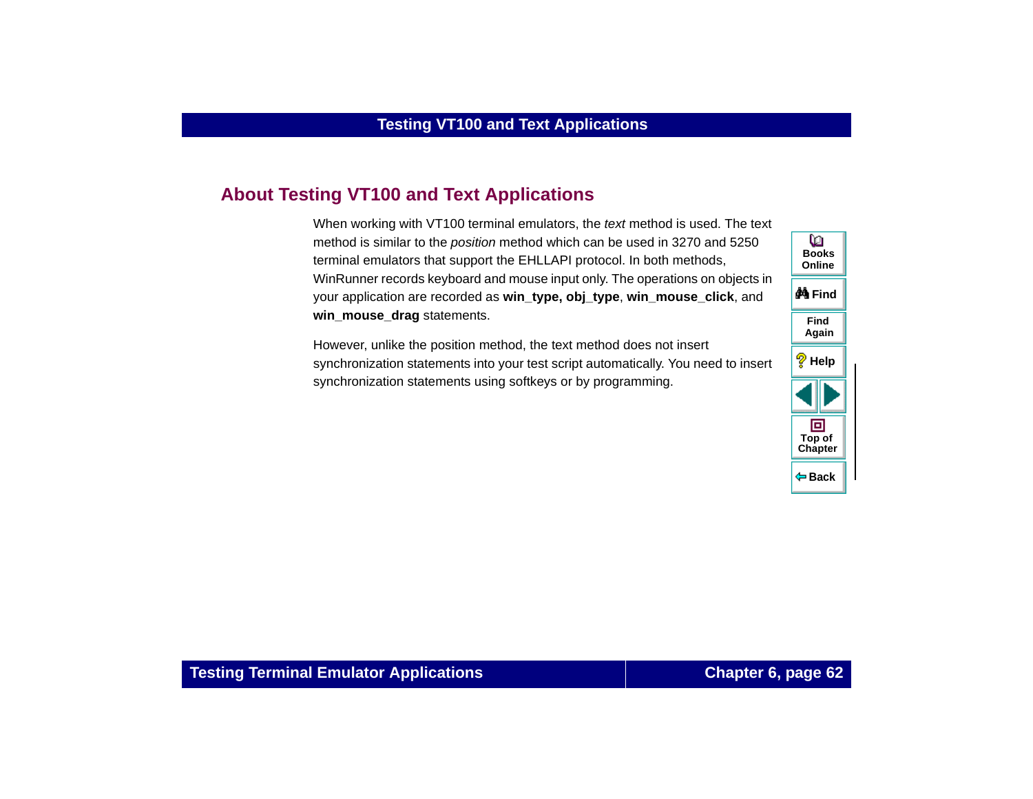## About Testing VT100 and Text Applications

When working with VT100 terminal emulators, the *text* method is used. The text method is similar to the *position* method which can be used in 3270 and 5250 terminal emulators that support the EHLLAPI protocol. In both methods, WinRunner records keyboard and mouse input only. The operations on objects in your application are recorded as **win_type, obj_type**, **win_mouse_click**, and **win_mouse_drag** statements.

However, unlike the position method, the text method does not insert synchronization statements into your test script automatically. You need to insert synchronization statements using softkeys or by programming.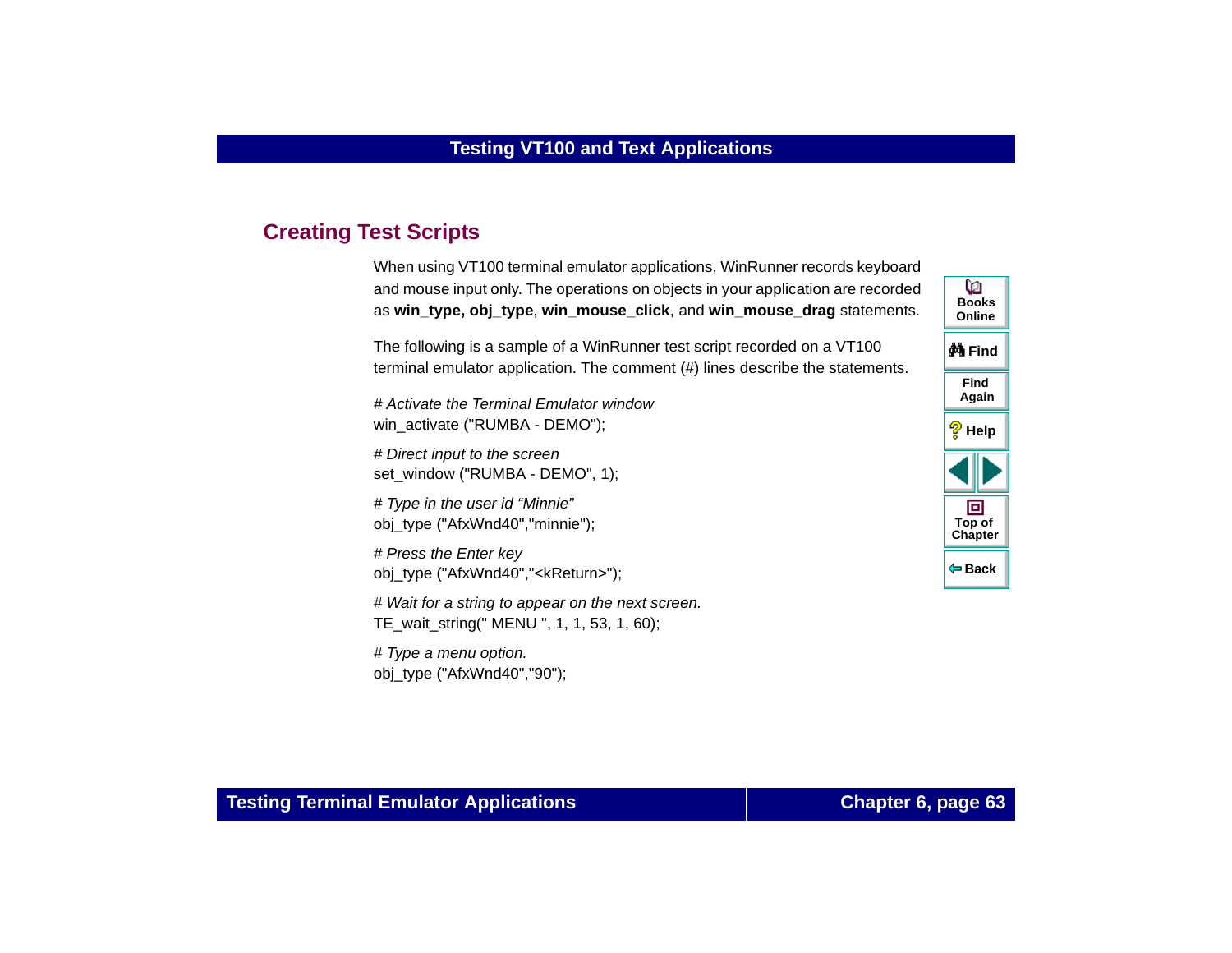## Creating Test Scripts

When using VT100 terminal emulator applications, WinRunner records keyboard and mouse input only. The operations on objects in your application are recorded as **win_type, obj_type**, **win_mouse_click**, and **win_mouse_drag** statements.

The following is a sample of a WinRunner test script recorded on a VT100 terminal emulator application. The comment (#) lines describe the statements.

```
# Activate the Terminal Emulator window
win_activate ("RUMBA - DEMO");

# Direct input to the screen
set_window ("RUMBA - DEMO", 1);

# Type in the user id “Minnie”
obj_type ("AfxWnd40","minnie");

# Press the Enter key
obj_type ("AfxWnd40","<kReturn>");

# Wait for a string to appear on the next screen.
TE_wait_string(" MENU ", 1, 1, 53, 1, 60);

# Type a menu option.
obj_type ("AfxWnd40","90");
```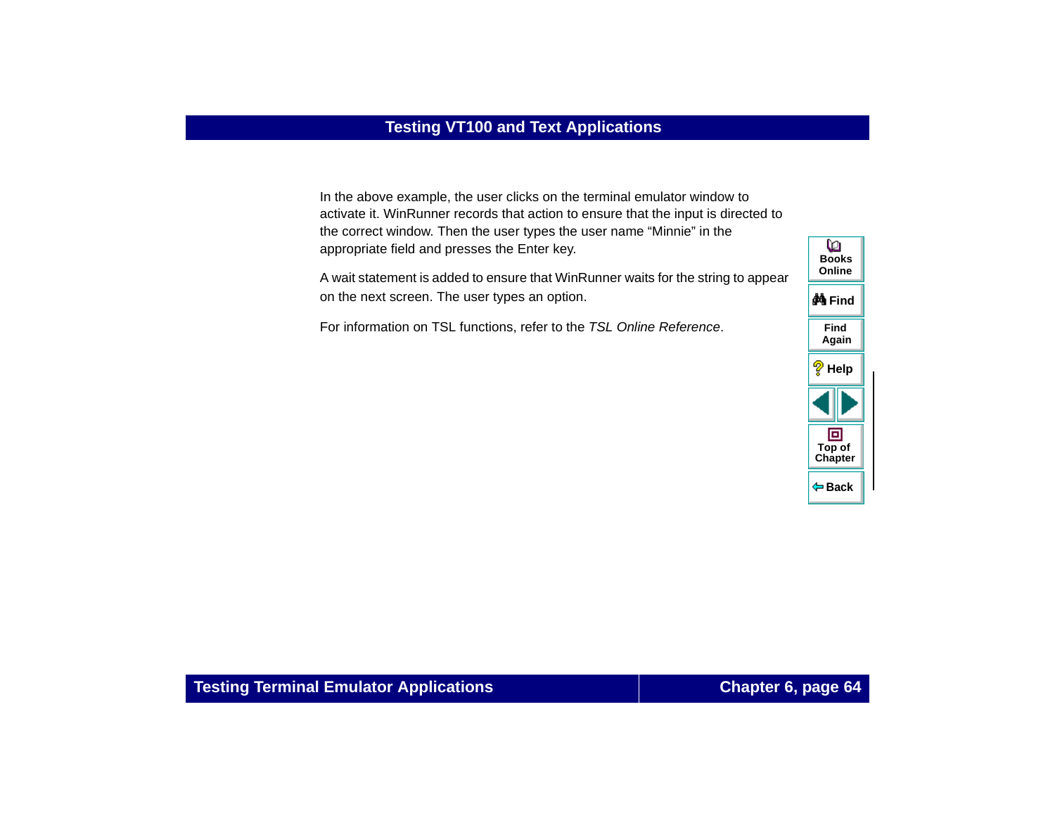In the above example, the user clicks on the terminal emulator window to activate it. WinRunner records that action to ensure that the input is directed to the correct window. Then the user types the user name “Minnie” in the appropriate field and presses the Enter key.

A wait statement is added to ensure that WinRunner waits for the string to appear on the next screen. The user types an option.

For information on TSL functions, refer to the *TSL Online Reference*.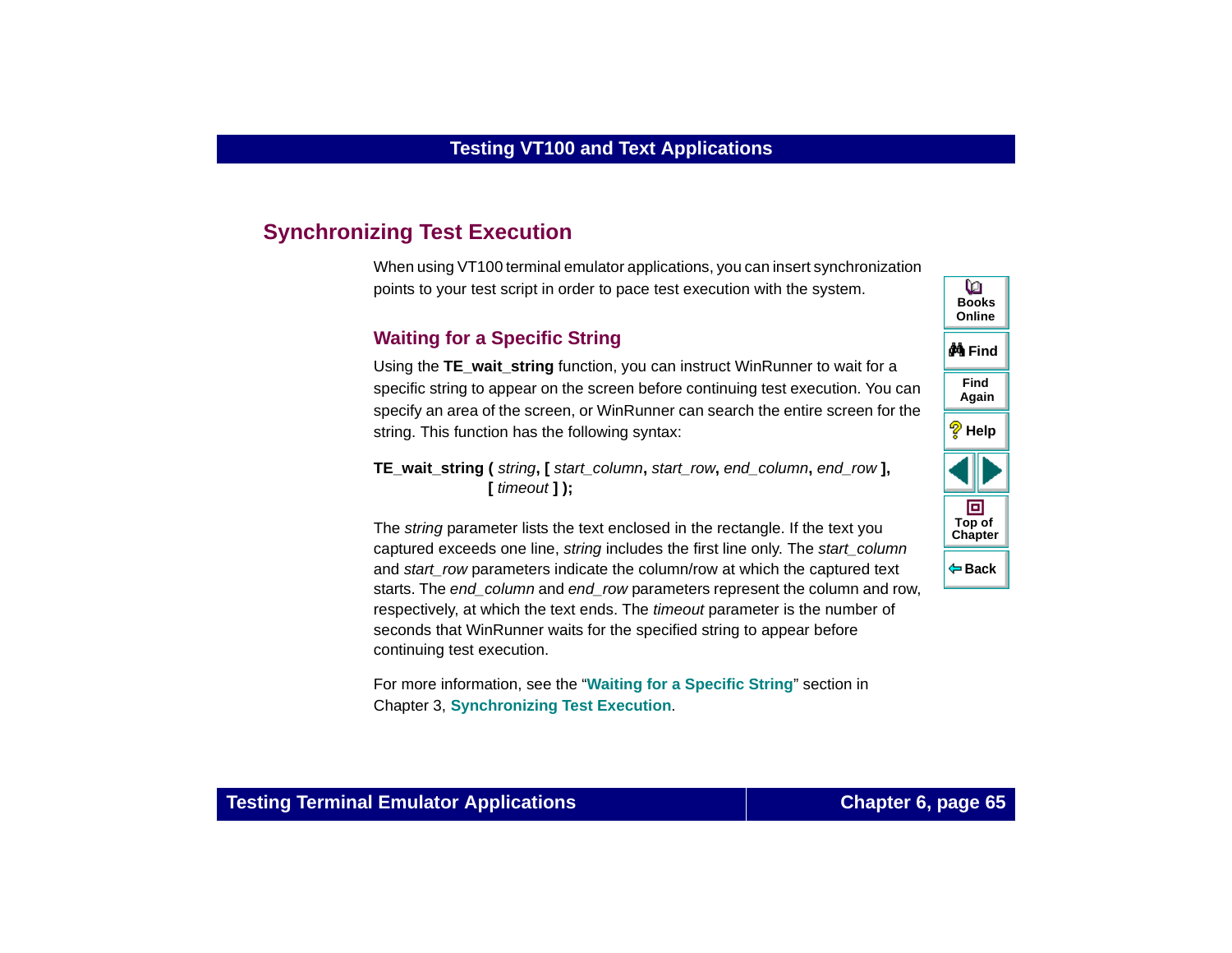## Synchronizing Test Execution

When using VT100 terminal emulator applications, you can insert synchronization points to your test script in order to pace test execution with the system.

### Waiting for a Specific String

Using the **TE_wait_string** function, you can instruct WinRunner to wait for a specific string to appear on the screen before continuing test execution. You can specify an area of the screen, or WinRunner can search the entire screen for the string. This function has the following syntax:

**TE_wait_string (** *string*, **[** *start_column*, *start_row*, *end_column*, *end_row* **],**
**[** *timeout* **] );**

The *string* parameter lists the text enclosed in the rectangle. If the text you captured exceeds one line, *string* includes the first line only. The *start_column* and *start_row* parameters indicate the column/row at which the captured text starts. The *end_column* and *end_row* parameters represent the column and row, respectively, at which the text ends. The *timeout* parameter is the number of seconds that WinRunner waits for the specified string to appear before continuing test execution.

For more information, see the "**Waiting for a Specific String**" section in Chapter 3, **Synchronizing Test Execution**.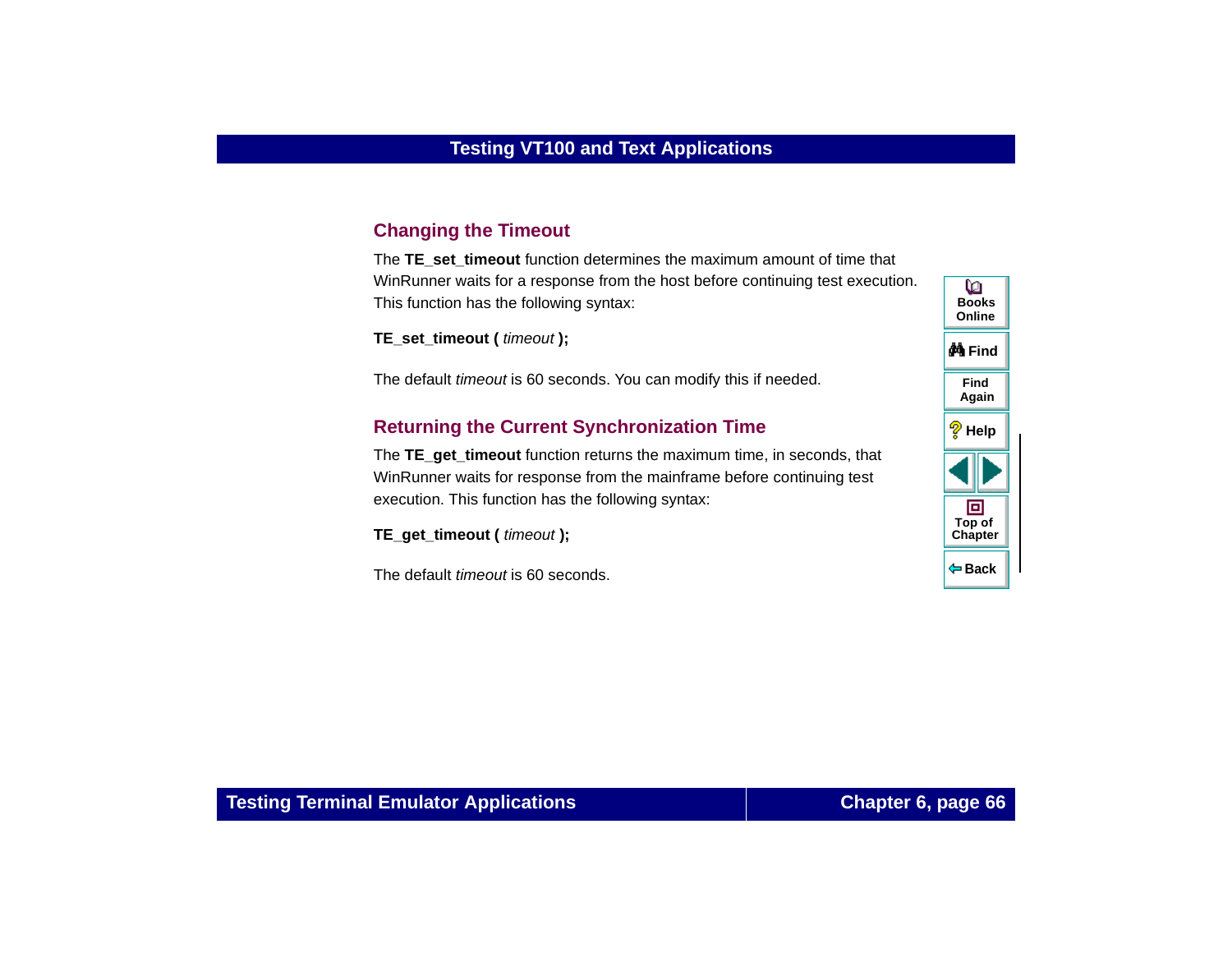## Changing the Timeout

The **TE_set_timeout** function determines the maximum amount of time that WinRunner waits for a response from the host before continuing test execution. This function has the following syntax:

**TE_set_timeout (** *timeout* **);**

The default *timeout* is 60 seconds. You can modify this if needed.

## Returning the Current Synchronization Time

The **TE_get_timeout** function returns the maximum time, in seconds, that WinRunner waits for response from the mainframe before continuing test execution. This function has the following syntax:

**TE_get_timeout (** *timeout* **);**

The default *timeout* is 60 seconds.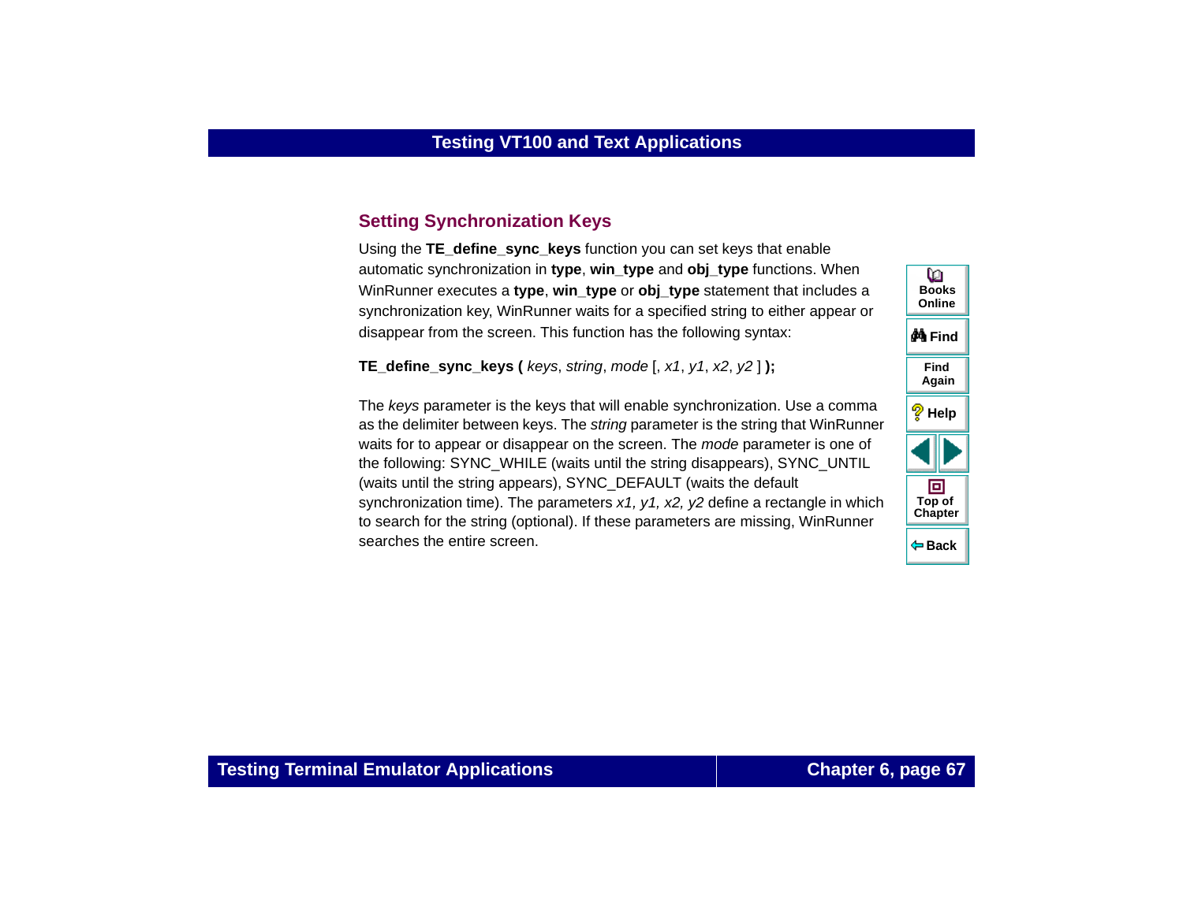## Setting Synchronization Keys

Using the **TE_define_sync_keys** function you can set keys that enable automatic synchronization in **type**, **win_type** and **obj_type** functions. When WinRunner executes a **type**, **win_type** or **obj_type** statement that includes a synchronization key, WinRunner waits for a specified string to either appear or disappear from the screen. This function has the following syntax:

**TE_define_sync_keys (** *keys*, *string*, *mode* [, *x1*, *y1*, *x2*, *y2* ] **);**

The *keys* parameter is the keys that will enable synchronization. Use a comma as the delimiter between keys. The *string* parameter is the string that WinRunner waits for to appear or disappear on the screen. The *mode* parameter is one of the following: SYNC_WHILE (waits until the string disappears), SYNC_UNTIL (waits until the string appears), SYNC_DEFAULT (waits the default synchronization time). The parameters *x1, y1, x2, y2* define a rectangle in which to search for the string (optional). If these parameters are missing, WinRunner searches the entire screen.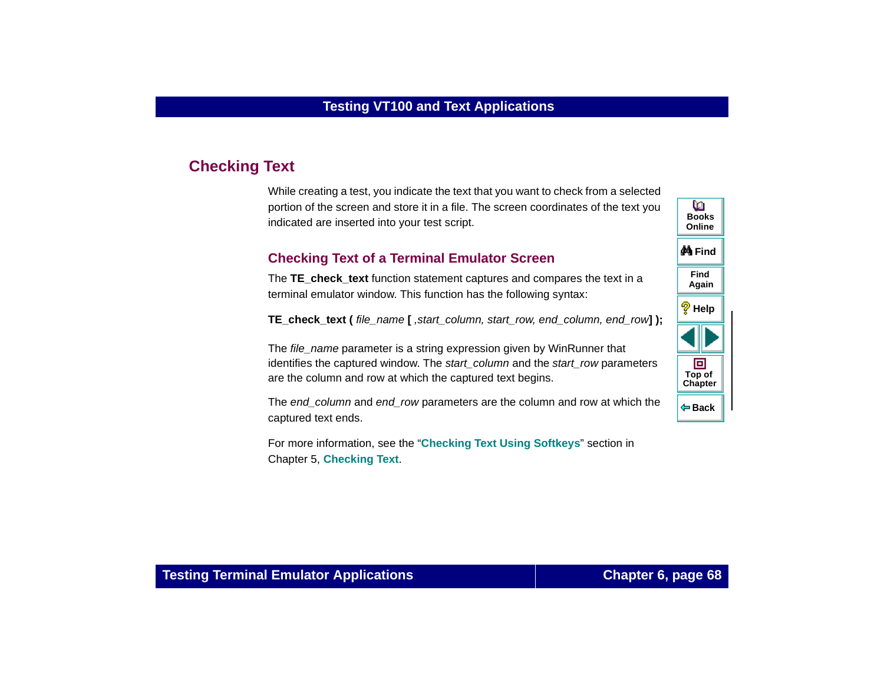## Checking Text

While creating a test, you indicate the text that you want to check from a selected portion of the screen and store it in a file. The screen coordinates of the text you indicated are inserted into your test script.

### Checking Text of a Terminal Emulator Screen

The **TE_check_text** function statement captures and compares the text in a terminal emulator window. This function has the following syntax:

**TE_check_text (** *file_name* **[** *,start_column, start_row, end_column, end_row* **] );**

The *file_name* parameter is a string expression given by WinRunner that identifies the captured window. The *start_column* and the *start_row* parameters are the column and row at which the captured text begins.

The *end_column* and *end_row* parameters are the column and row at which the captured text ends.

For more information, see the "**Checking Text Using Softkeys**" section in Chapter 5, **Checking Text**.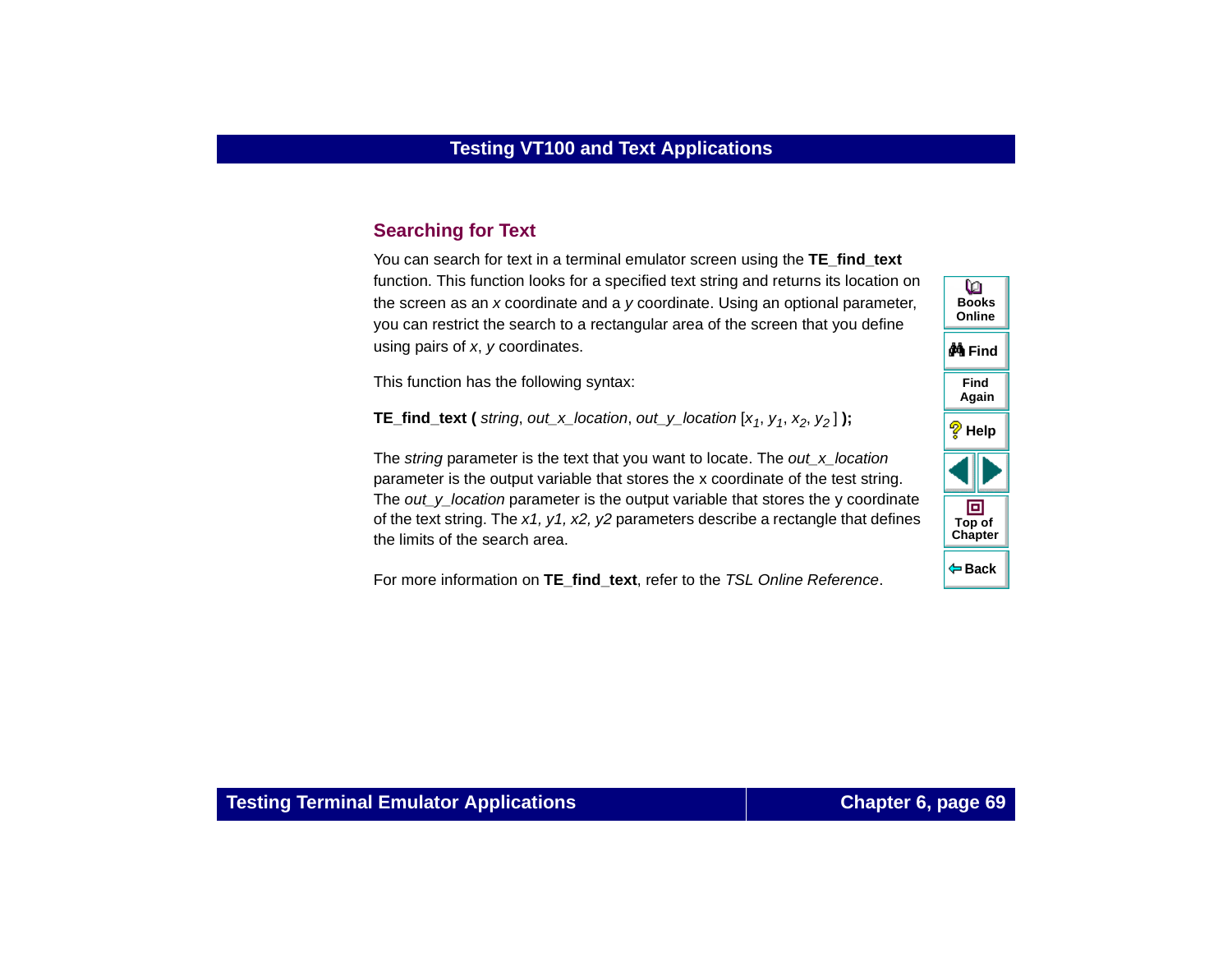## Searching for Text

You can search for text in a terminal emulator screen using the **TE_find_text** function. This function looks for a specified text string and returns its location on the screen as an *x* coordinate and a *y* coordinate. Using an optional parameter, you can restrict the search to a rectangular area of the screen that you define using pairs of *x*, *y* coordinates.

This function has the following syntax:

**TE_find_text (** *string*, *out_x_location*, *out_y_location* [$x_1$, $y_1$, $x_2$, $y_2$ ] **);**

The *string* parameter is the text that you want to locate. The *out_x_location* parameter is the output variable that stores the x coordinate of the test string. The *out_y_location* parameter is the output variable that stores the y coordinate of the text string. The *x1, y1, x2, y2* parameters describe a rectangle that defines the limits of the search area.

For more information on **TE_find_text**, refer to the *TSL Online Reference*.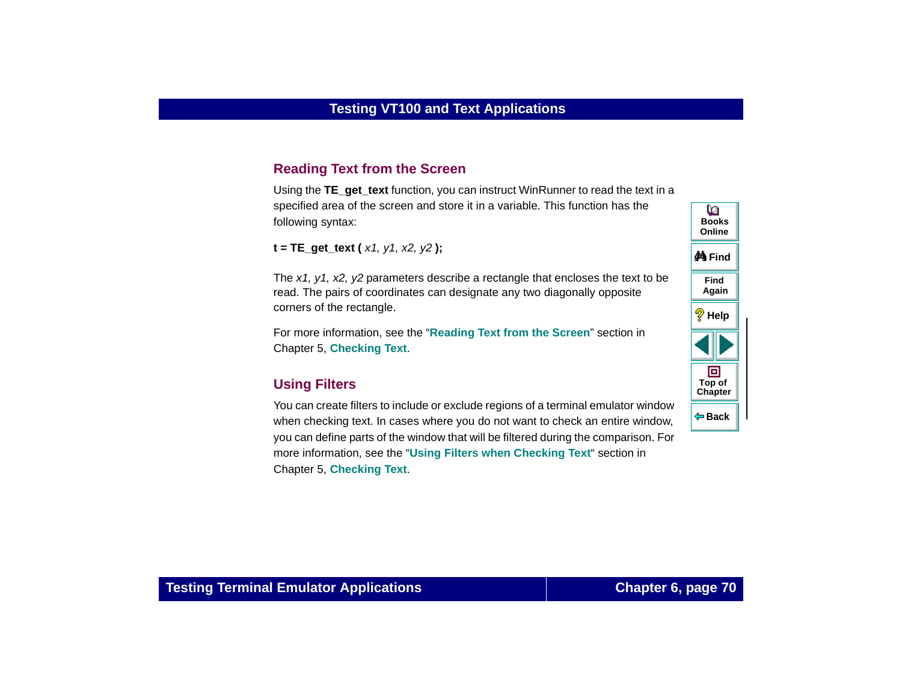## Reading Text from the Screen

Using the **TE_get_text** function, you can instruct WinRunner to read the text in a specified area of the screen and store it in a variable. This function has the following syntax:

**t = TE_get_text (** *x1, y1, x2, y2* **);**

The *x1, y1, x2, y2* parameters describe a rectangle that encloses the text to be read. The pairs of coordinates can designate any two diagonally opposite corners of the rectangle.

For more information, see the "**Reading Text from the Screen**" section in Chapter 5, **Checking Text**.

## Using Filters

You can create filters to include or exclude regions of a terminal emulator window when checking text. In cases where you do not want to check an entire window, you can define parts of the window that will be filtered during the comparison. For more information, see the "**Using Filters when Checking Text**" section in Chapter 5, **Checking Text**.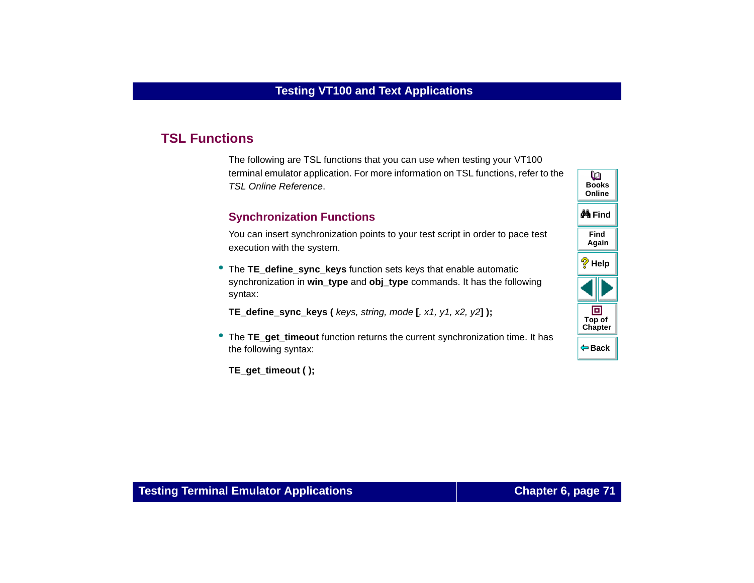## TSL Functions

The following are TSL functions that you can use when testing your VT100 terminal emulator application. For more information on TSL functions, refer to the *TSL Online Reference*.

### Synchronization Functions

You can insert synchronization points to your test script in order to pace test execution with the system.

- The **TE_define_sync_keys** function sets keys that enable automatic synchronization in **win_type** and **obj_type** commands. It has the following syntax:

  **TE_define_sync_keys (** *keys, string, mode* **[**, *x1, y1, x2, y2* **] );**

- The **TE_get_timeout** function returns the current synchronization time. It has the following syntax:

  **TE_get_timeout ( );**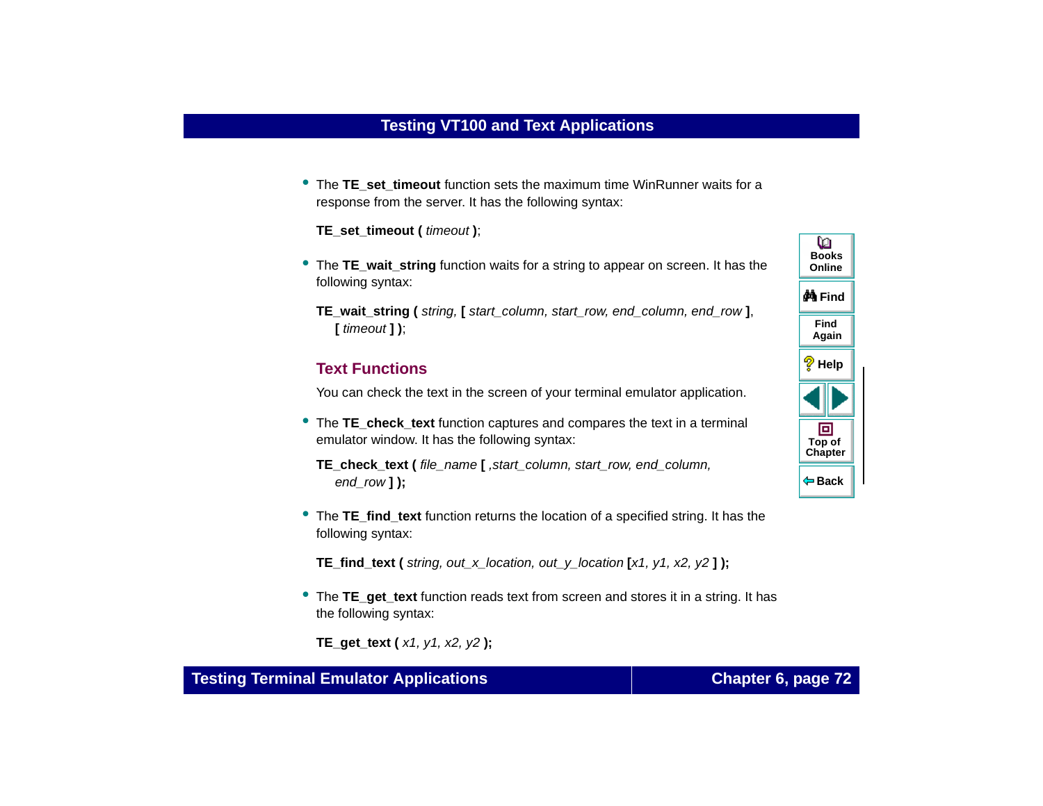- The **TE_set_timeout** function sets the maximum time WinRunner waits for a response from the server. It has the following syntax:

  **TE_set_timeout (** *timeout* **)**;

- The **TE_wait_string** function waits for a string to appear on screen. It has the following syntax:

  **TE_wait_string (** *string,* **[** *start_column, start_row, end_column, end_row* **]**, **[** *timeout* **] )**;

## Text Functions

You can check the text in the screen of your terminal emulator application.

- The **TE_check_text** function captures and compares the text in a terminal emulator window. It has the following syntax:

  **TE_check_text (** *file_name* **[** *,start_column, start_row, end_column, end_row* **] );**

- The **TE_find_text** function returns the location of a specified string. It has the following syntax:

  **TE_find_text (** *string, out_x_location, out_y_location* **[***x1, y1, x2, y2* **] );**

- The **TE_get_text** function reads text from screen and stores it in a string. It has the following syntax:

  **TE_get_text (** *x1, y1, x2, y2* **);**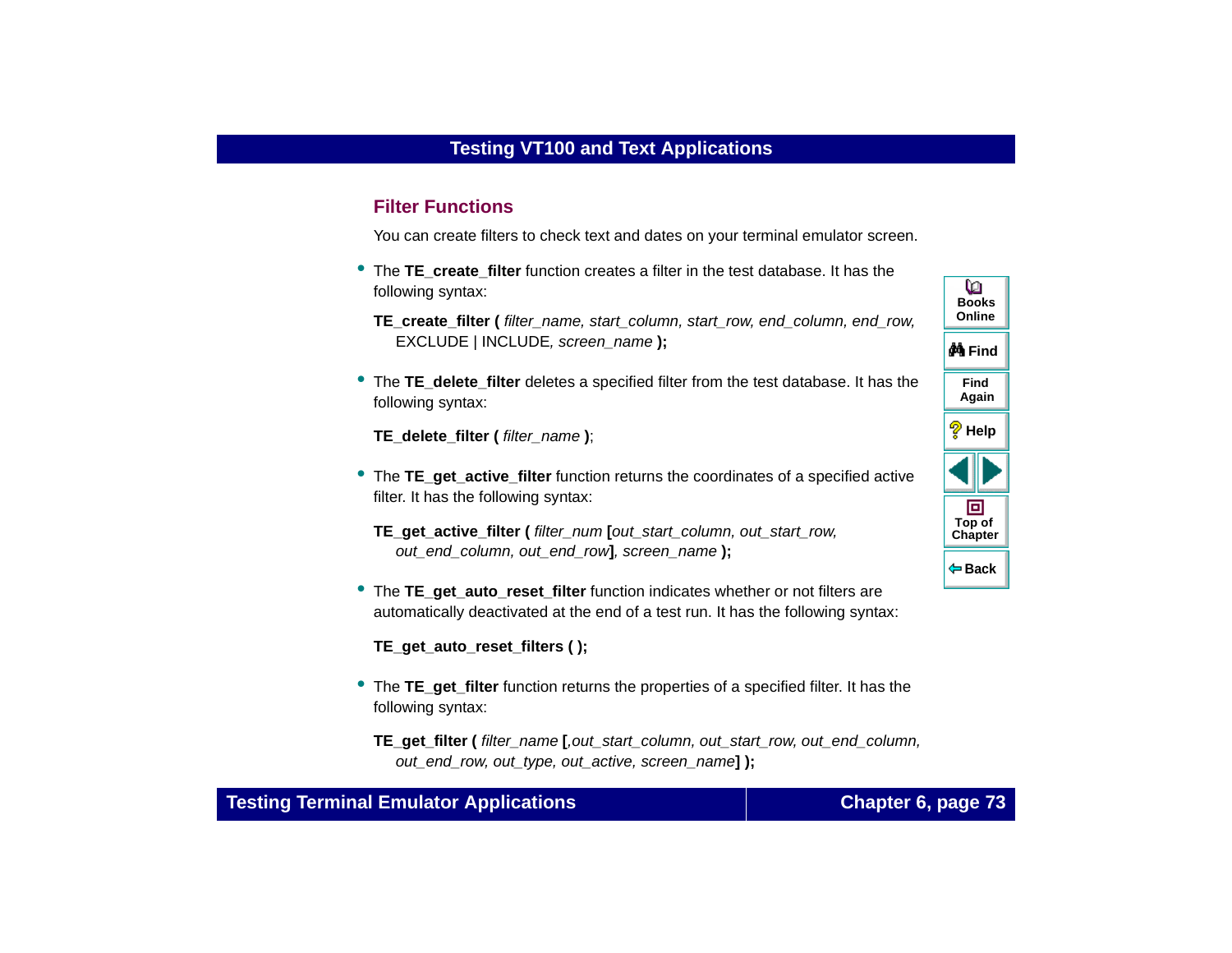## Filter Functions

You can create filters to check text and dates on your terminal emulator screen.

- The **TE_create_filter** function creates a filter in the test database. It has the following syntax:

  **TE_create_filter (** *filter_name, start_column, start_row, end_column, end_row,* EXCLUDE | INCLUDE*, screen_name* **);**

- The **TE_delete_filter** deletes a specified filter from the test database. It has the following syntax:

  **TE_delete_filter (** *filter_name* **)**;

- The **TE_get_active_filter** function returns the coordinates of a specified active filter. It has the following syntax:

  **TE_get_active_filter (** *filter_num* **[***out_start_column, out_start_row, out_end_column, out_end_row***]**, *screen_name* **);**

- The **TE_get_auto_reset_filter** function indicates whether or not filters are automatically deactivated at the end of a test run. It has the following syntax:

  **TE_get_auto_reset_filters ( );**

- The **TE_get_filter** function returns the properties of a specified filter. It has the following syntax:

  **TE_get_filter (** *filter_name* **[**,*out_start_column, out_start_row, out_end_column, out_end_row, out_type, out_active, screen_name***] );**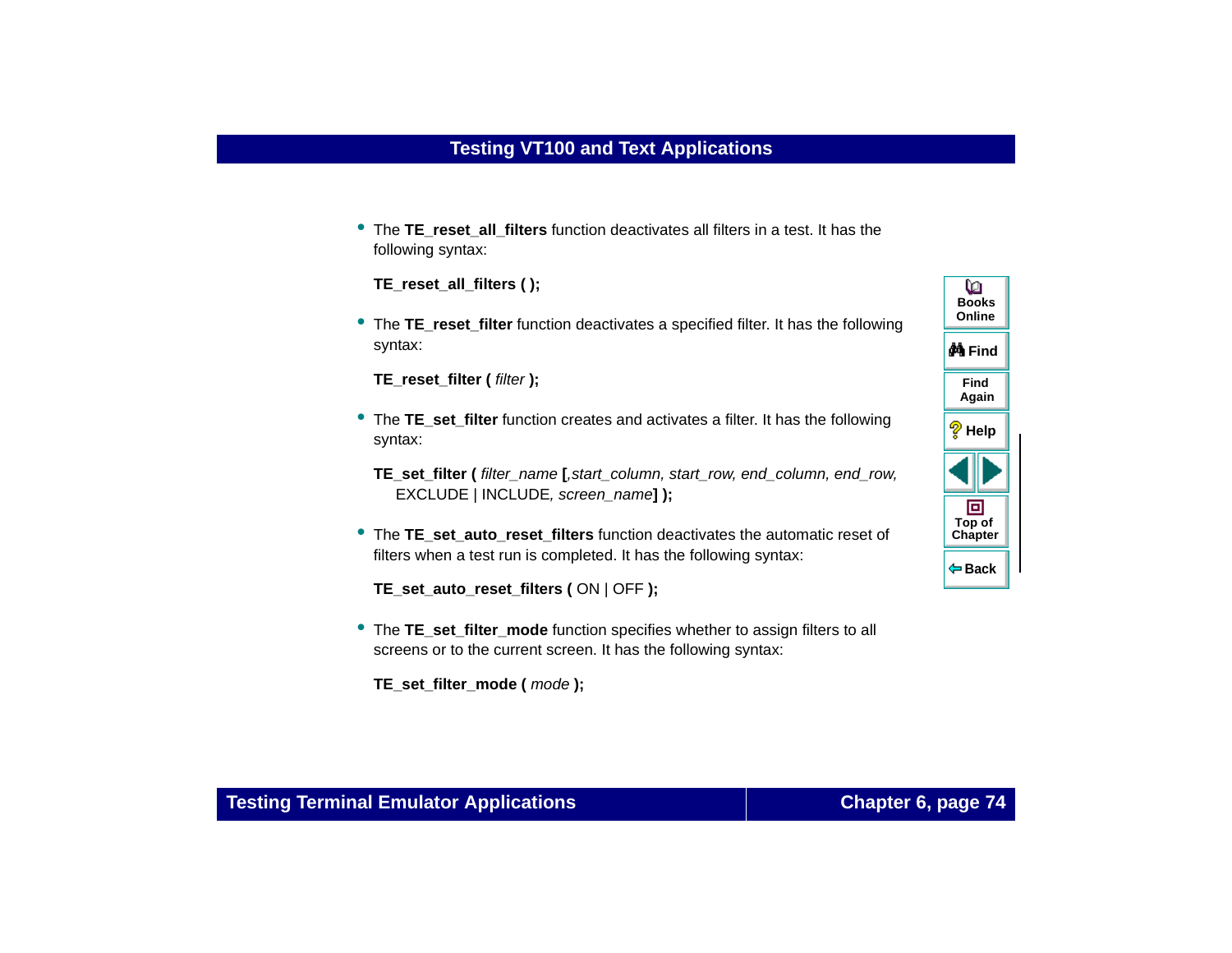- The **TE_reset_all_filters** function deactivates all filters in a test. It has the following syntax:

  **TE_reset_all_filters ( );**

- The **TE_reset_filter** function deactivates a specified filter. It has the following syntax:

  **TE_reset_filter (** *filter* **);**

- The **TE_set_filter** function creates and activates a filter. It has the following syntax:

  **TE_set_filter (** *filter_name* **[**,*start_column, start_row, end_column, end_row,* EXCLUDE | INCLUDE, *screen_name*] **);**

- The **TE_set_auto_reset_filters** function deactivates the automatic reset of filters when a test run is completed. It has the following syntax:

  **TE_set_auto_reset_filters (** ON | OFF **);**

- The **TE_set_filter_mode** function specifies whether to assign filters to all screens or to the current screen. It has the following syntax:

  **TE_set_filter_mode (** *mode* **);**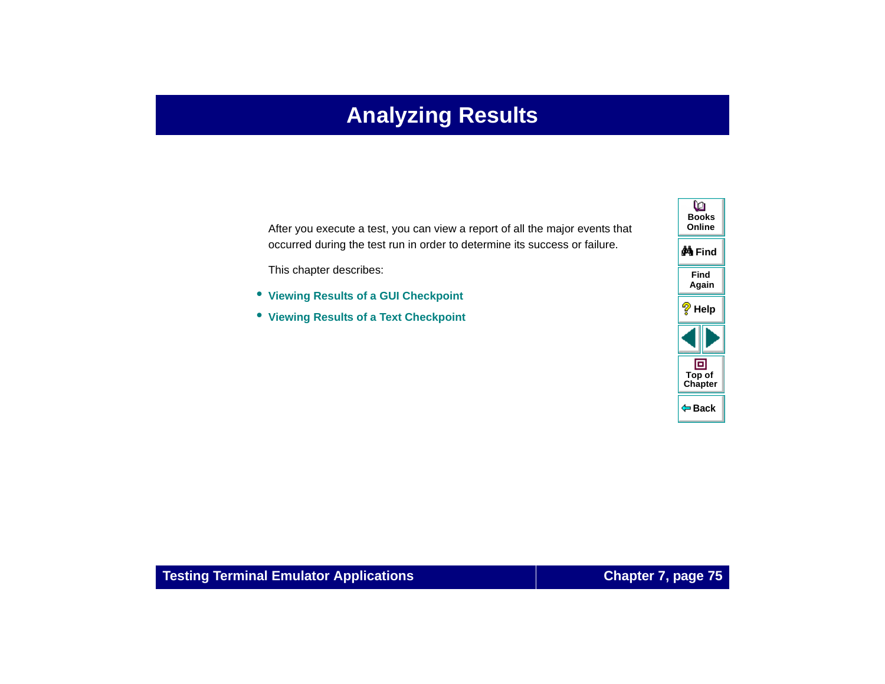# Analyzing Results

After you execute a test, you can view a report of all the major events that occurred during the test run in order to determine its success or failure.

This chapter describes:

- **Viewing Results of a GUI Checkpoint**
- **Viewing Results of a Text Checkpoint**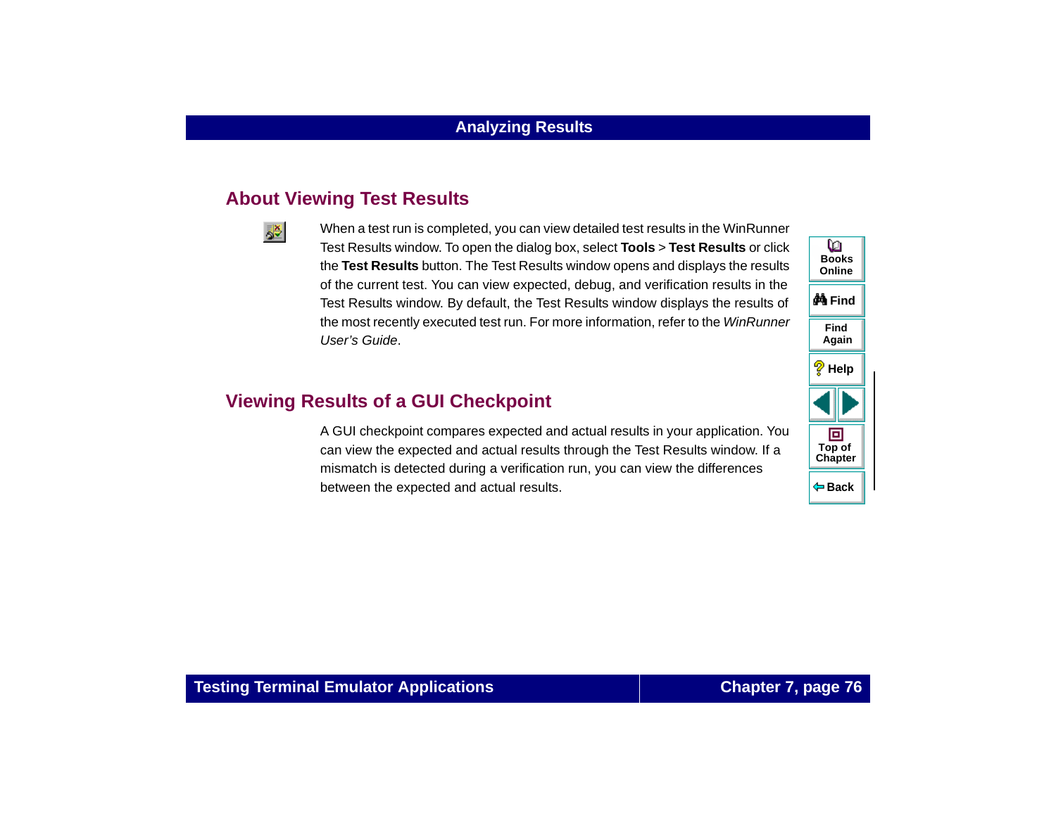## About Viewing Test Results

When a test run is completed, you can view detailed test results in the WinRunner Test Results window. To open the dialog box, select **Tools** > **Test Results** or click the **Test Results** button. The Test Results window opens and displays the results of the current test. You can view expected, debug, and verification results in the Test Results window. By default, the Test Results window displays the results of the most recently executed test run. For more information, refer to the *WinRunner User's Guide*.

## Viewing Results of a GUI Checkpoint

A GUI checkpoint compares expected and actual results in your application. You can view the expected and actual results through the Test Results window. If a mismatch is detected during a verification run, you can view the differences between the expected and actual results.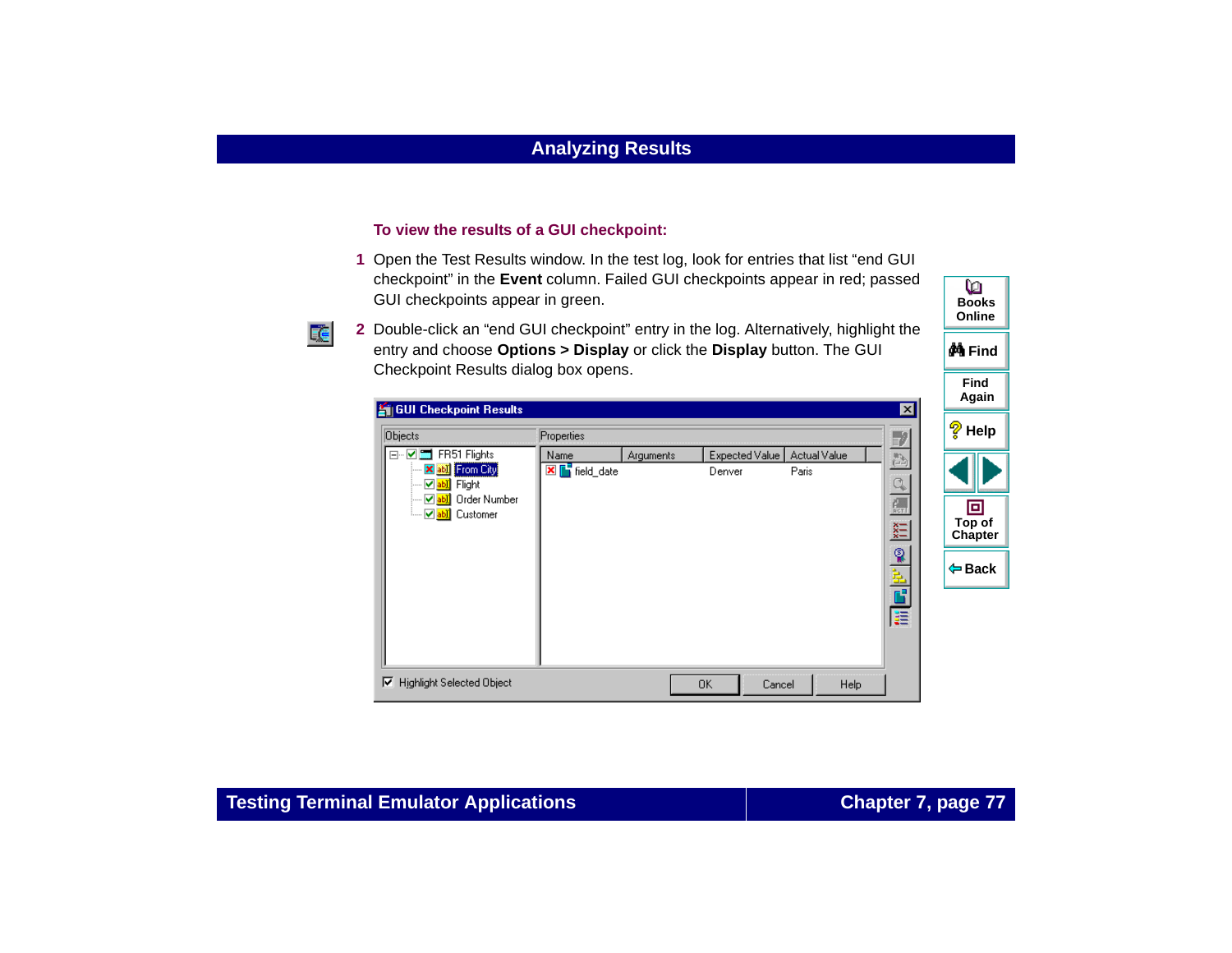**To view the results of a GUI checkpoint:**

1. Open the Test Results window. In the test log, look for entries that list “end GUI checkpoint” in the **Event** column. Failed GUI checkpoints appear in red; passed GUI checkpoints appear in green.
2. Double-click an “end GUI checkpoint” entry in the log. Alternatively, highlight the entry and choose **Options > Display** or click the **Display** button. The GUI Checkpoint Results dialog box opens.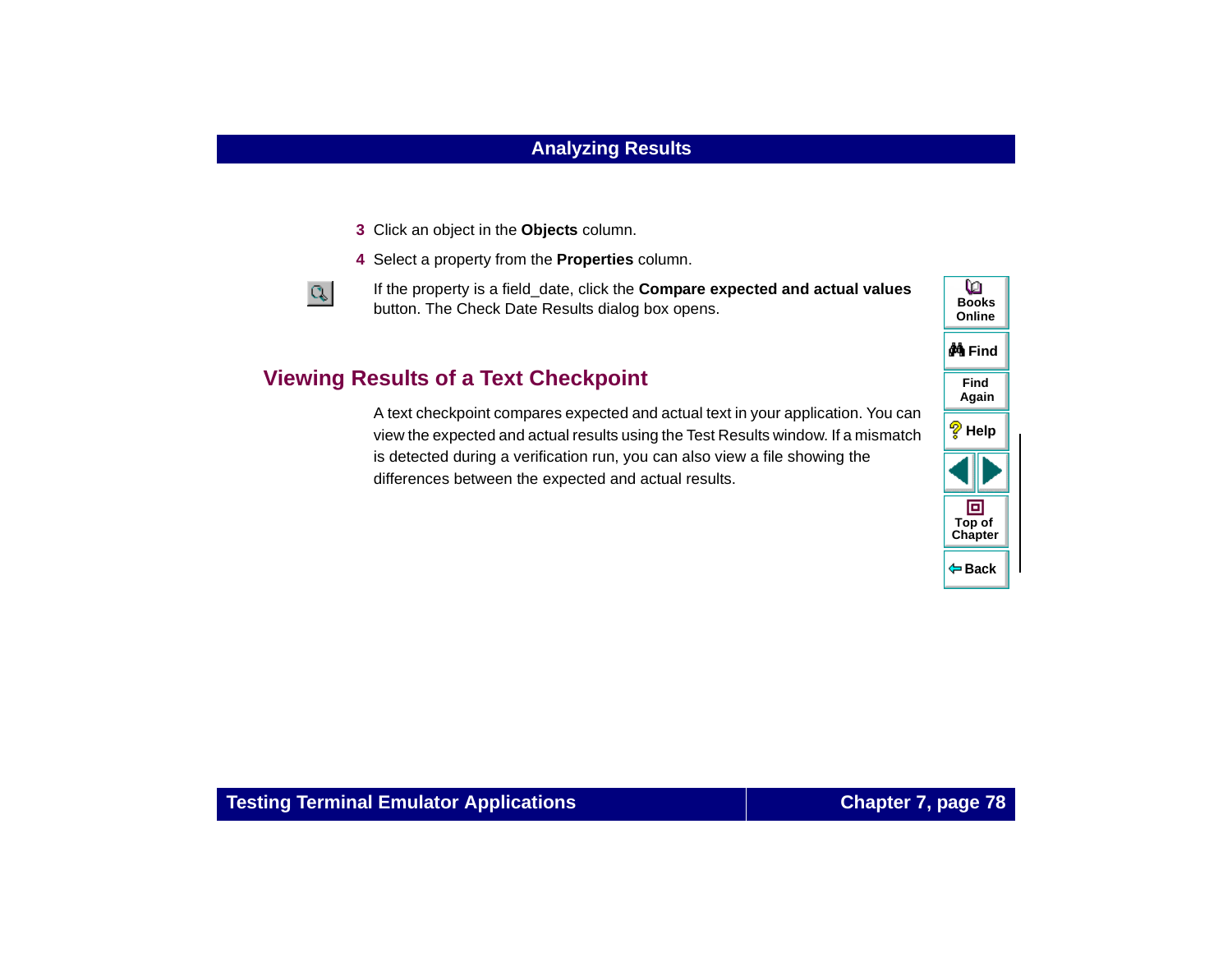3. Click an object in the **Objects** column.
4. Select a property from the **Properties** column.

   If the property is a field_date, click the **Compare expected and actual values** button. The Check Date Results dialog box opens.

## Viewing Results of a Text Checkpoint

A text checkpoint compares expected and actual text in your application. You can view the expected and actual results using the Test Results window. If a mismatch is detected during a verification run, you can also view a file showing the differences between the expected and actual results.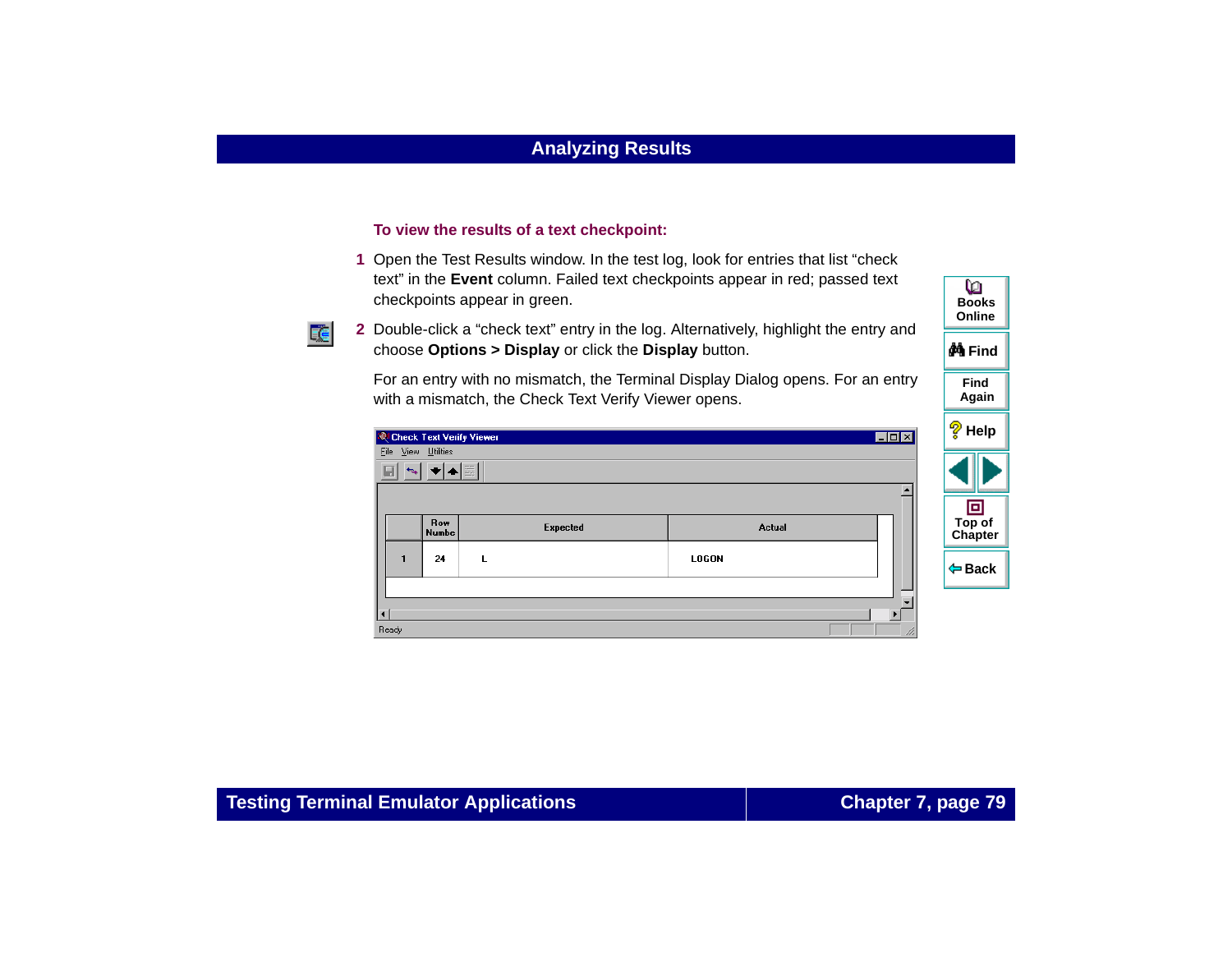**To view the results of a text checkpoint:**

1. Open the Test Results window. In the test log, look for entries that list “check text” in the **Event** column. Failed text checkpoints appear in red; passed text checkpoints appear in green.
2. Double-click a “check text” entry in the log. Alternatively, highlight the entry and choose **Options > Display** or click the **Display** button.

   For an entry with no mismatch, the Terminal Display Dialog opens. For an entry with a mismatch, the Check Text Verify Viewer opens.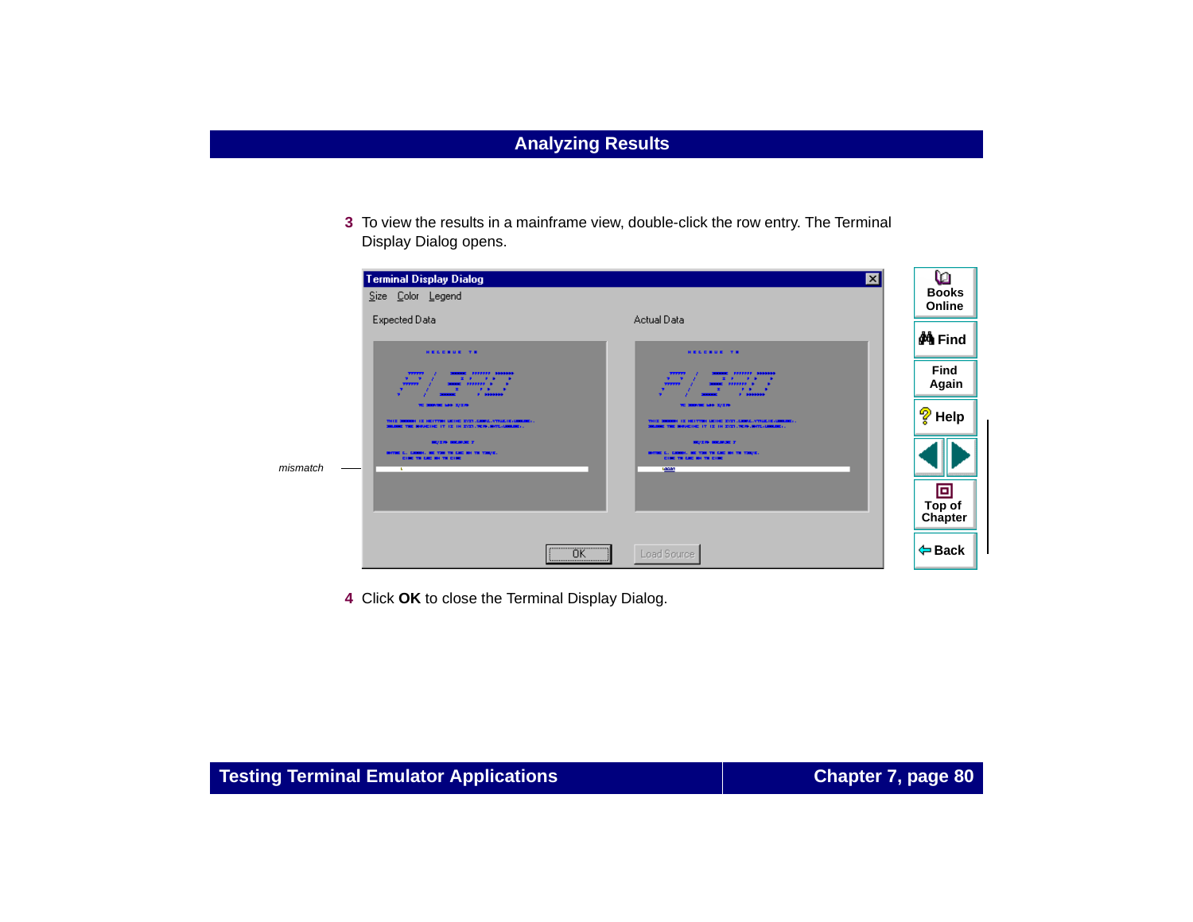## Analyzing Results

3 To view the results in a mainframe view, double-click the row entry. The Terminal Display Dialog opens.

4 Click **OK** to close the Terminal Display Dialog.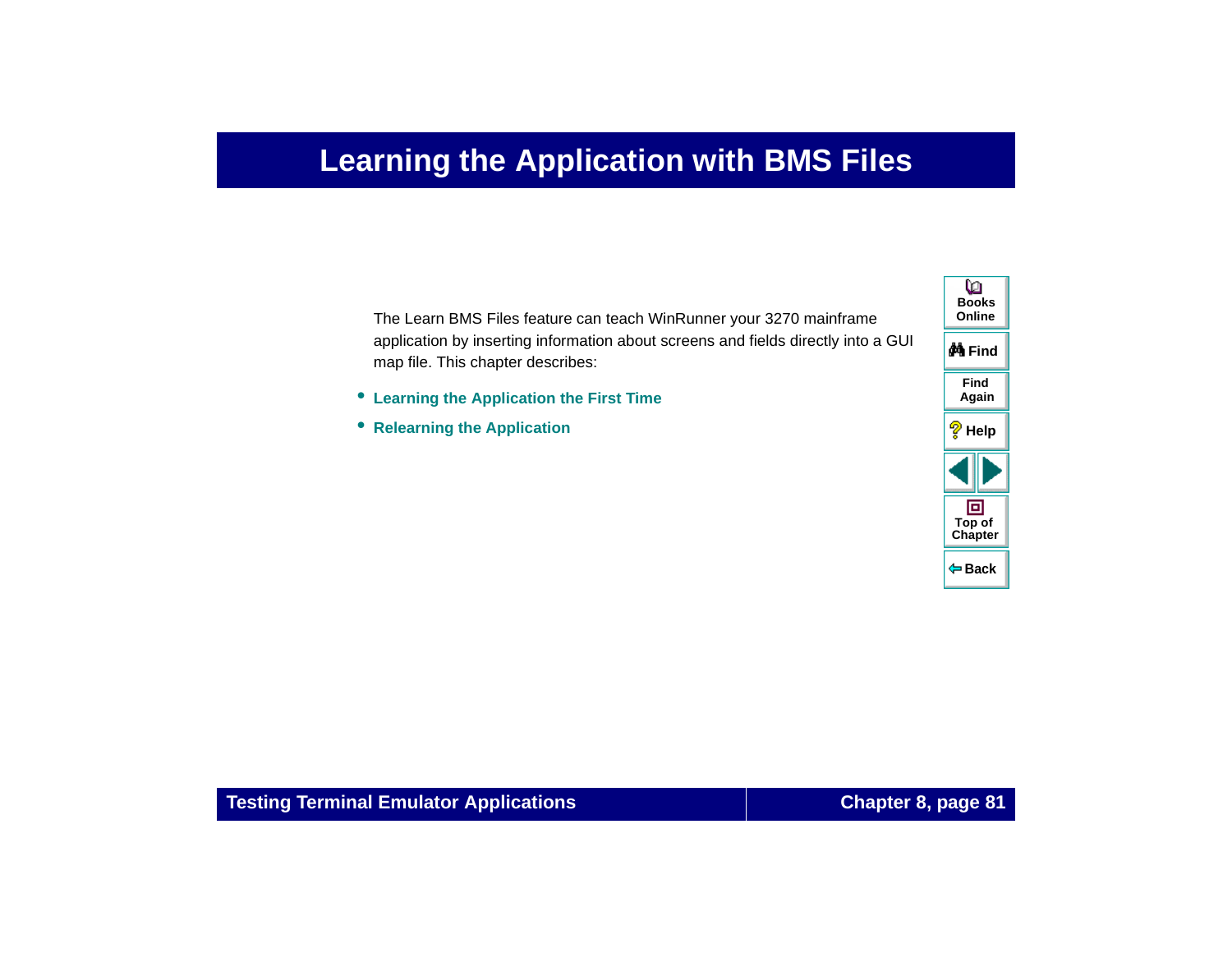# Learning the Application with BMS Files

The Learn BMS Files feature can teach WinRunner your 3270 mainframe application by inserting information about screens and fields directly into a GUI map file. This chapter describes:

- **Learning the Application the First Time**
- **Relearning the Application**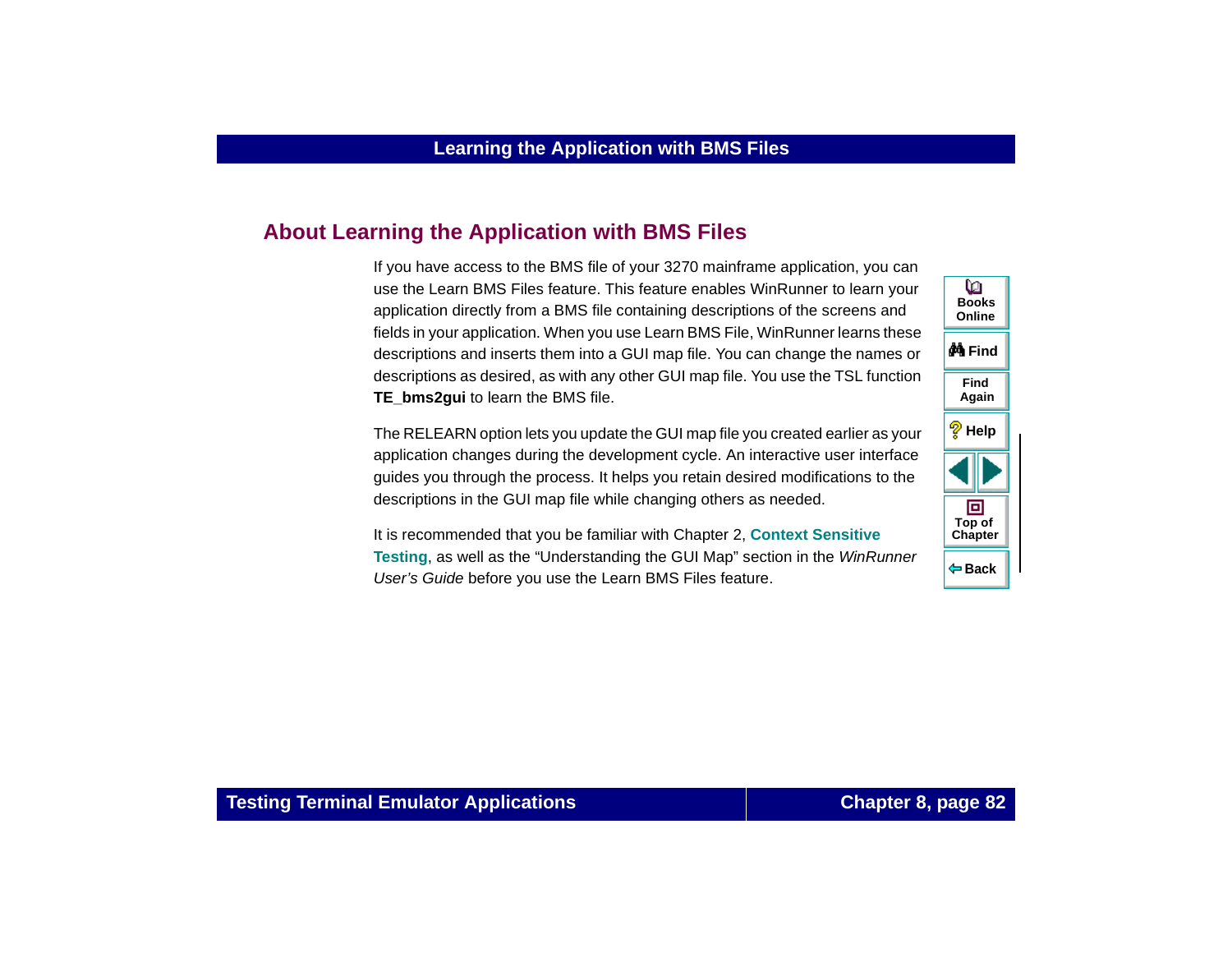## About Learning the Application with BMS Files

If you have access to the BMS file of your 3270 mainframe application, you can use the Learn BMS Files feature. This feature enables WinRunner to learn your application directly from a BMS file containing descriptions of the screens and fields in your application. When you use Learn BMS File, WinRunner learns these descriptions and inserts them into a GUI map file. You can change the names or descriptions as desired, as with any other GUI map file. You use the TSL function **TE_bms2gui** to learn the BMS file.

The RELEARN option lets you update the GUI map file you created earlier as your application changes during the development cycle. An interactive user interface guides you through the process. It helps you retain desired modifications to the descriptions in the GUI map file while changing others as needed.

It is recommended that you be familiar with Chapter 2, **Context Sensitive Testing**, as well as the "Understanding the GUI Map" section in the *WinRunner User's Guide* before you use the Learn BMS Files feature.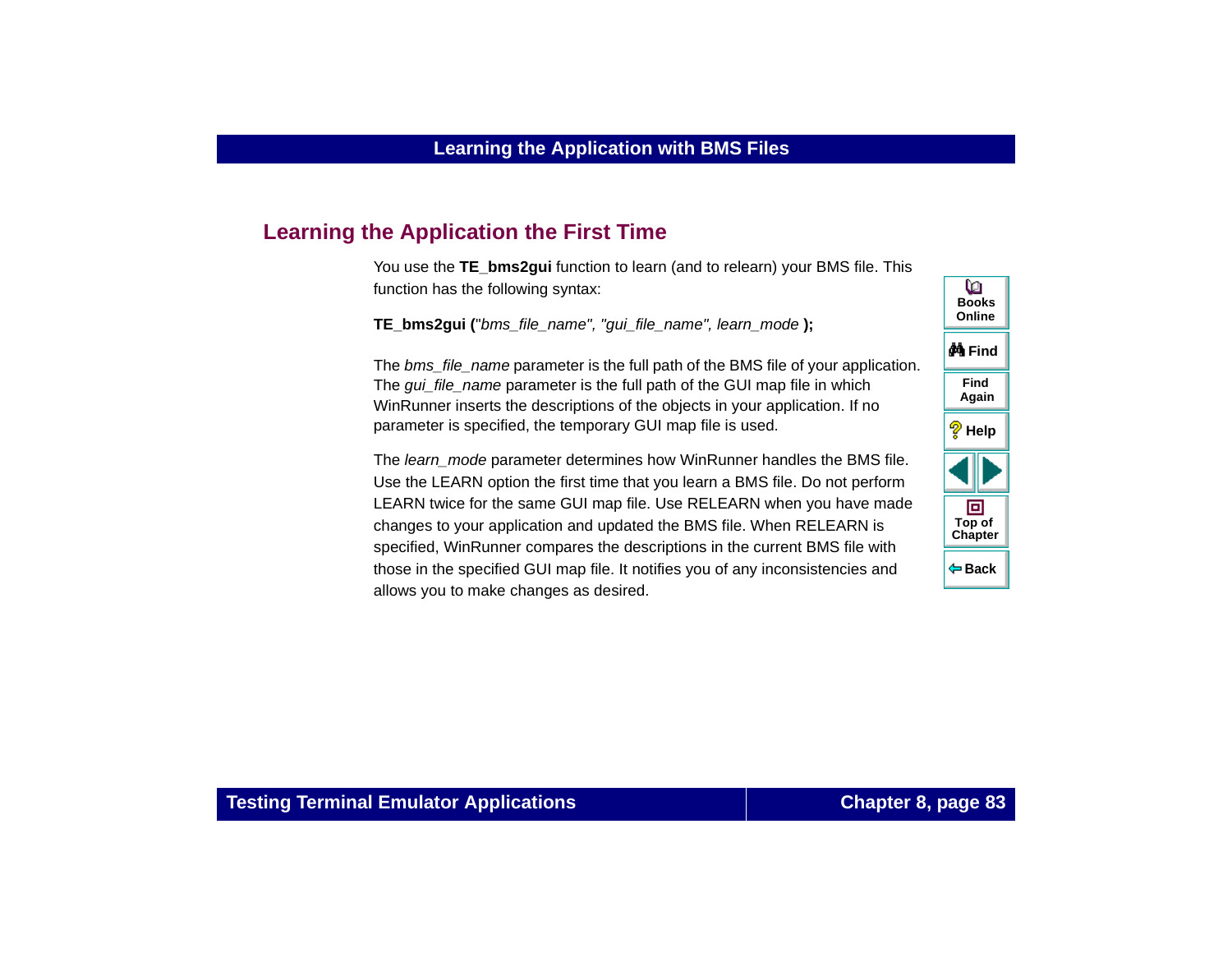## Learning the Application the First Time

You use the **TE_bms2gui** function to learn (and to relearn) your BMS file. This function has the following syntax:

**TE_bms2gui (**"*bms_file_name", "gui_file_name", learn_mode* **);**

The *bms_file_name* parameter is the full path of the BMS file of your application. The *gui_file_name* parameter is the full path of the GUI map file in which WinRunner inserts the descriptions of the objects in your application. If no parameter is specified, the temporary GUI map file is used.

The *learn_mode* parameter determines how WinRunner handles the BMS file. Use the LEARN option the first time that you learn a BMS file. Do not perform LEARN twice for the same GUI map file. Use RELEARN when you have made changes to your application and updated the BMS file. When RELEARN is specified, WinRunner compares the descriptions in the current BMS file with those in the specified GUI map file. It notifies you of any inconsistencies and allows you to make changes as desired.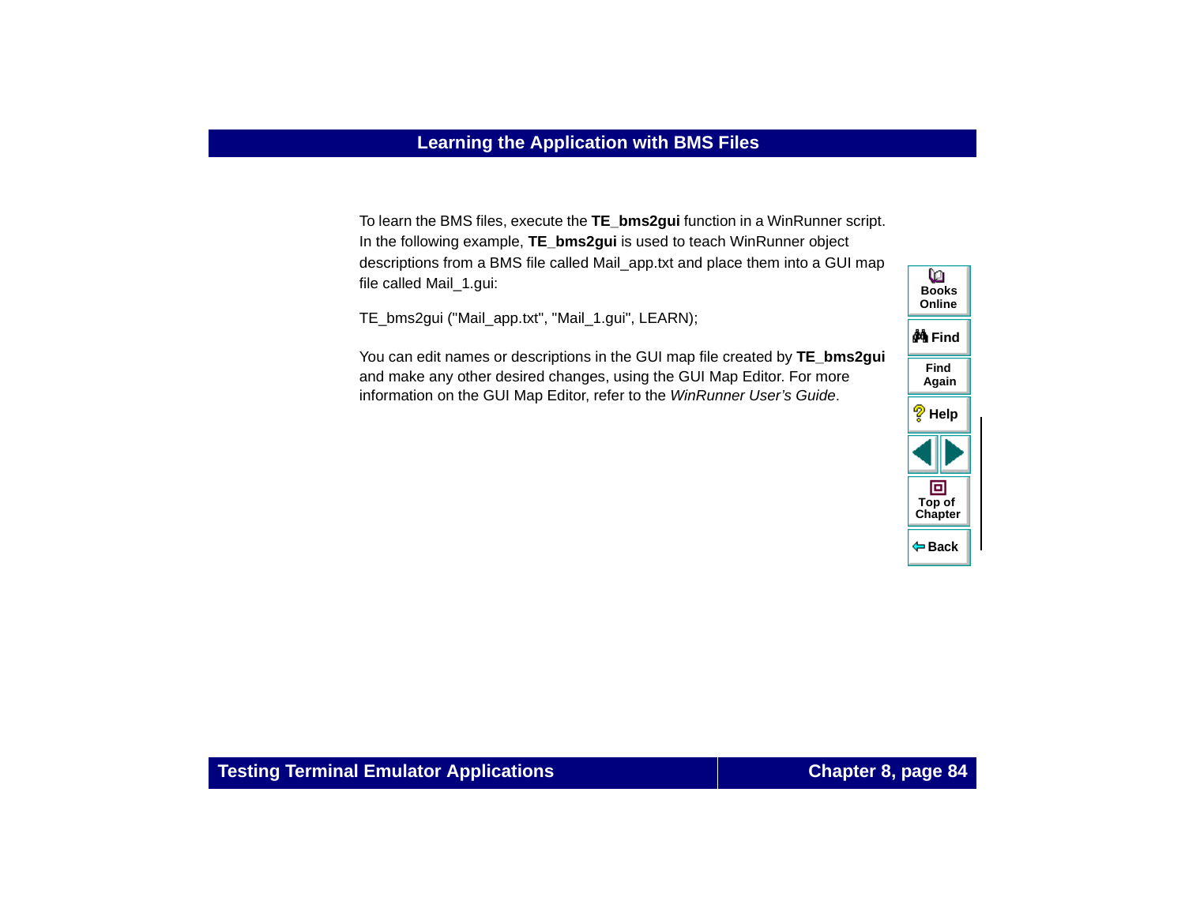## Learning the Application with BMS Files

To learn the BMS files, execute the **TE_bms2gui** function in a WinRunner script. In the following example, **TE_bms2gui** is used to teach WinRunner object descriptions from a BMS file called Mail_app.txt and place them into a GUI map file called Mail_1.gui:

```
TE_bms2gui ("Mail_app.txt", "Mail_1.gui", LEARN);
```

You can edit names or descriptions in the GUI map file created by **TE_bms2gui** and make any other desired changes, using the GUI Map Editor. For more information on the GUI Map Editor, refer to the *WinRunner User's Guide*.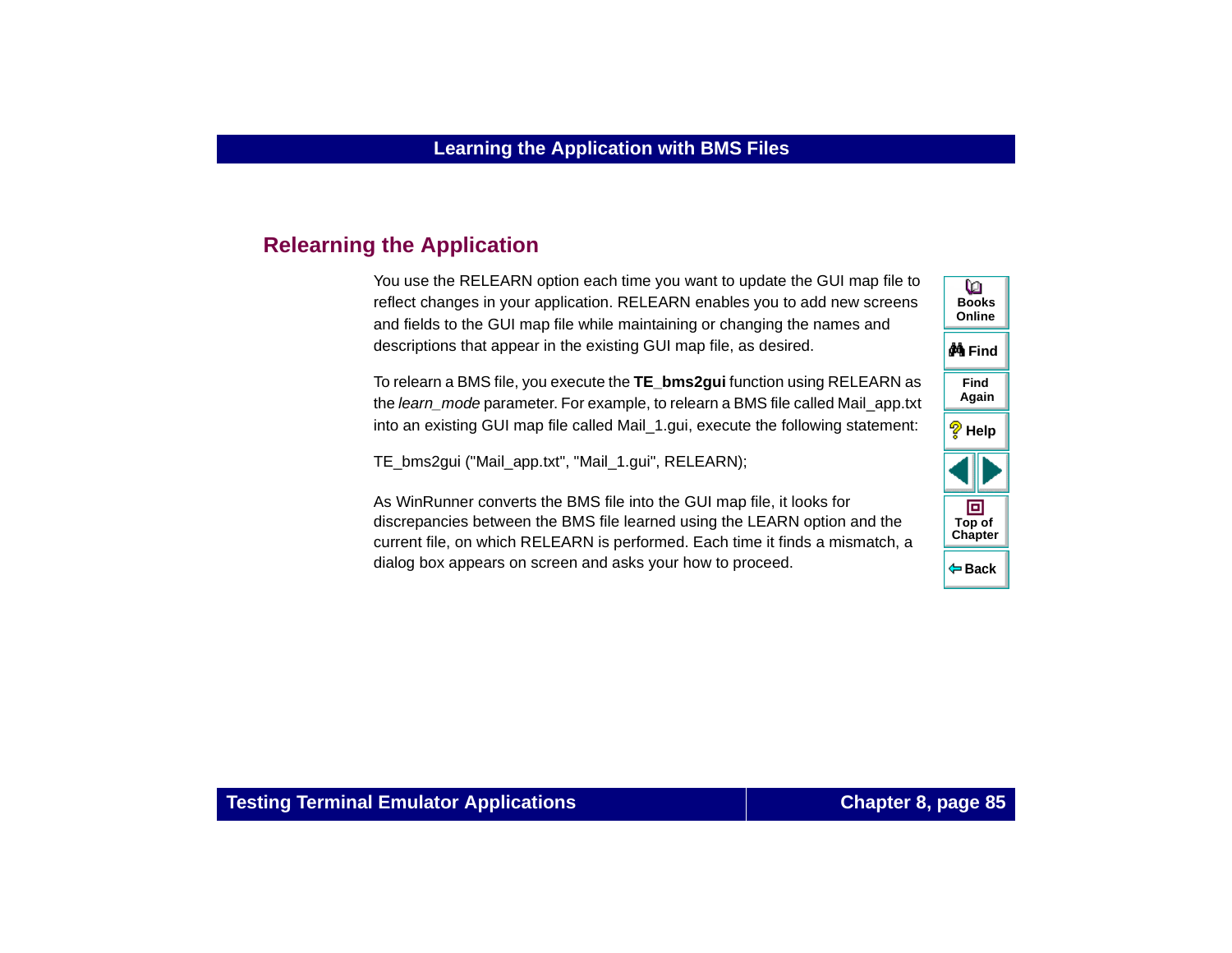## Relearning the Application

You use the RELEARN option each time you want to update the GUI map file to reflect changes in your application. RELEARN enables you to add new screens and fields to the GUI map file while maintaining or changing the names and descriptions that appear in the existing GUI map file, as desired.

To relearn a BMS file, you execute the **TE_bms2gui** function using RELEARN as the *learn_mode* parameter. For example, to relearn a BMS file called Mail_app.txt into an existing GUI map file called Mail_1.gui, execute the following statement:

```
TE_bms2gui ("Mail_app.txt", "Mail_1.gui", RELEARN);
```

As WinRunner converts the BMS file into the GUI map file, it looks for discrepancies between the BMS file learned using the LEARN option and the current file, on which RELEARN is performed. Each time it finds a mismatch, a dialog box appears on screen and asks your how to proceed.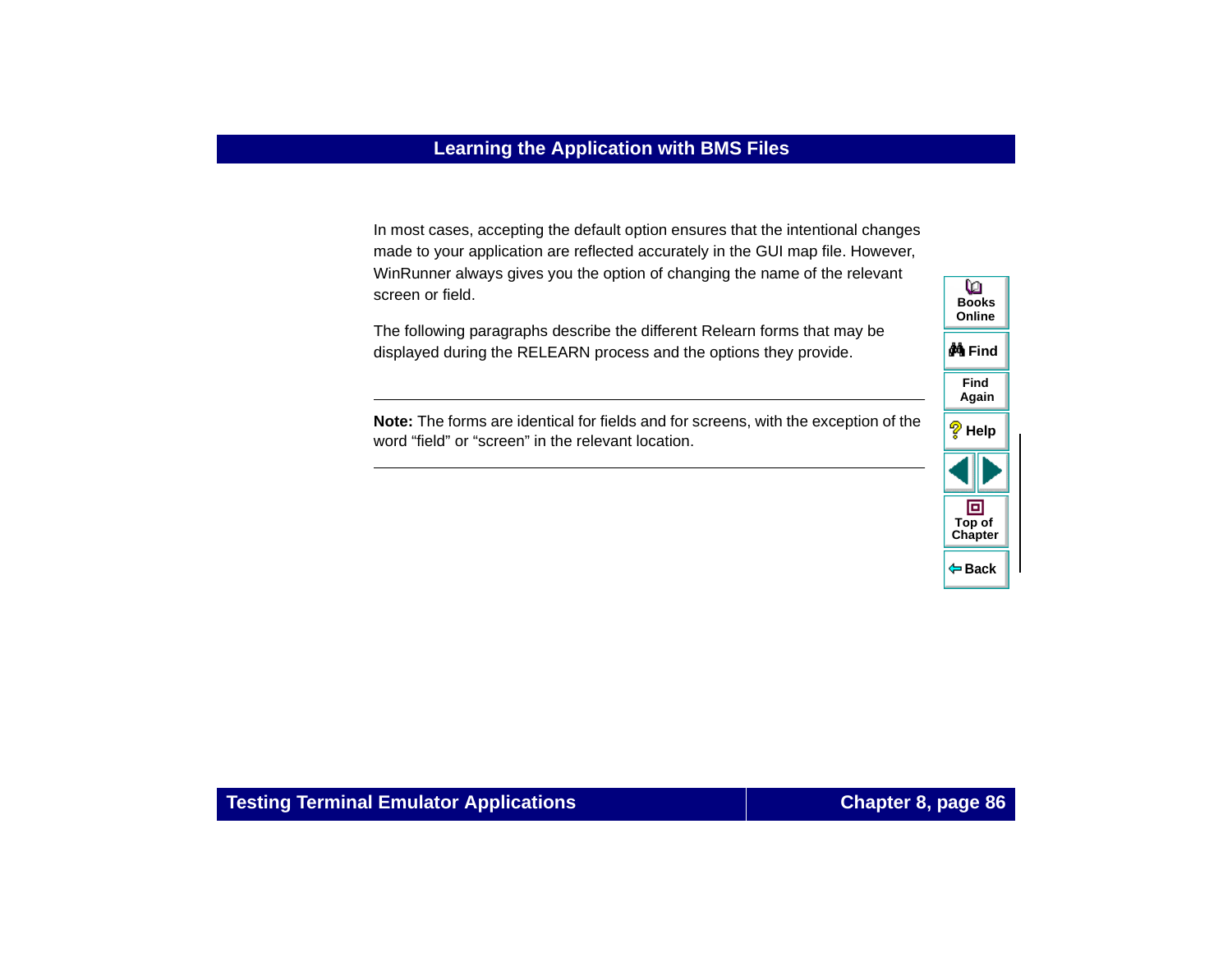In most cases, accepting the default option ensures that the intentional changes made to your application are reflected accurately in the GUI map file. However, WinRunner always gives you the option of changing the name of the relevant screen or field.

The following paragraphs describe the different Relearn forms that may be displayed during the RELEARN process and the options they provide.

---

**Note:** The forms are identical for fields and for screens, with the exception of the word “field” or “screen” in the relevant location.

---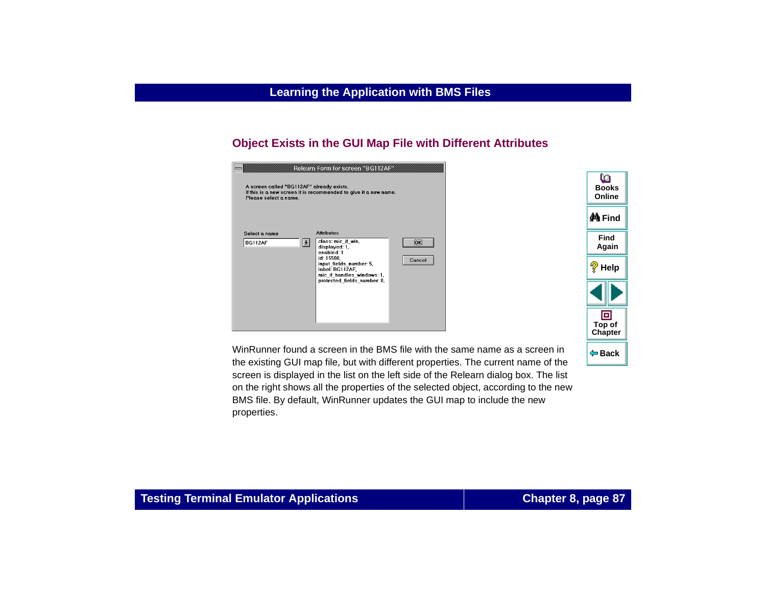## Object Exists in the GUI Map File with Different Attributes

WinRunner found a screen in the BMS file with the same name as a screen in the existing GUI map file, but with different properties. The current name of the screen is displayed in the list on the left side of the Relearn dialog box. The list on the right shows all the properties of the selected object, according to the new BMS file. By default, WinRunner updates the GUI map to include the new properties.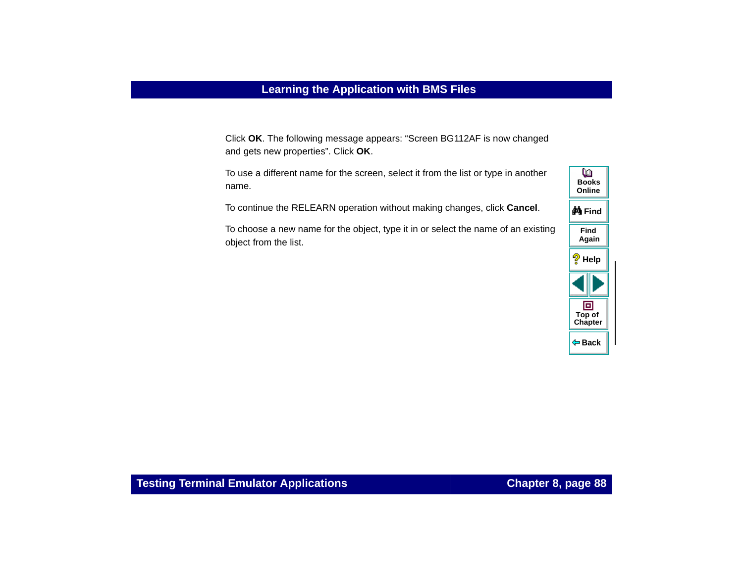Click **OK**. The following message appears: “Screen BG112AF is now changed and gets new properties”. Click **OK**.

To use a different name for the screen, select it from the list or type in another name.

To continue the RELEARN operation without making changes, click **Cancel**.

To choose a new name for the object, type it in or select the name of an existing object from the list.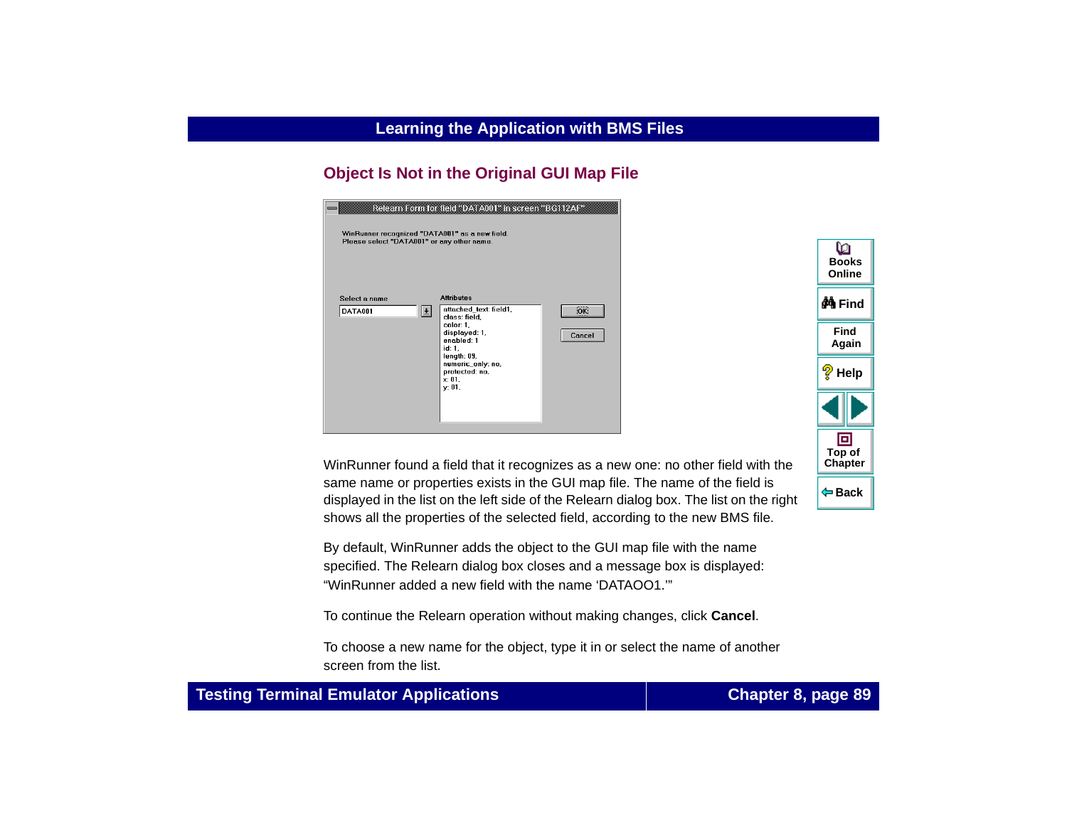## Object Is Not in the Original GUI Map File

WinRunner found a field that it recognizes as a new one: no other field with the same name or properties exists in the GUI map file. The name of the field is displayed in the list on the left side of the Relearn dialog box. The list on the right shows all the properties of the selected field, according to the new BMS file.

By default, WinRunner adds the object to the GUI map file with the name specified. The Relearn dialog box closes and a message box is displayed: “WinRunner added a new field with the name ‘DATAOO1.’”

To continue the Relearn operation without making changes, click **Cancel**.

To choose a new name for the object, type it in or select the name of another screen from the list.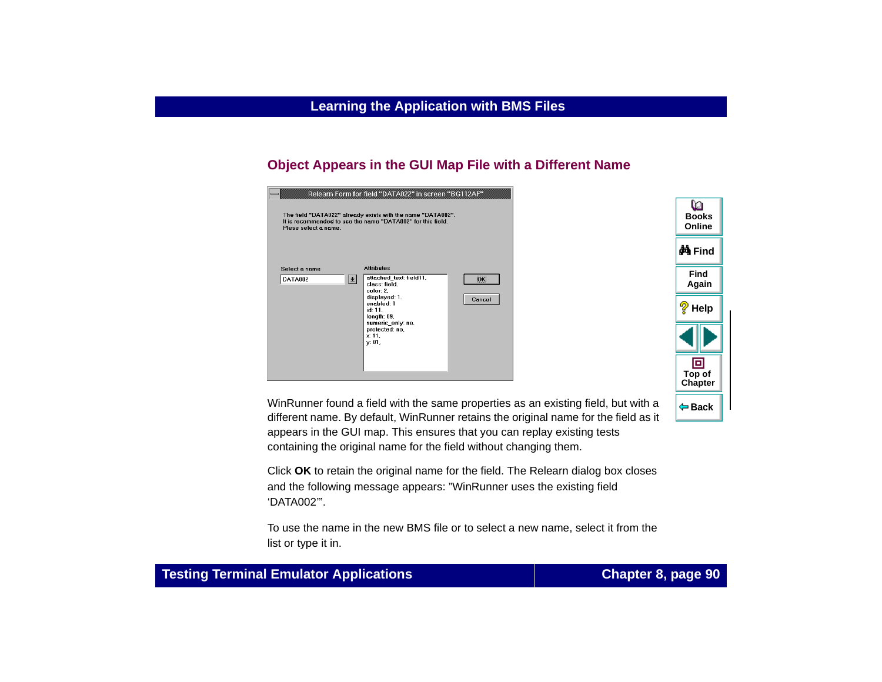## Object Appears in the GUI Map File with a Different Name

WinRunner found a field with the same properties as an existing field, but with a different name. By default, WinRunner retains the original name for the field as it appears in the GUI map. This ensures that you can replay existing tests containing the original name for the field without changing them.

Click **OK** to retain the original name for the field. The Relearn dialog box closes and the following message appears: "WinRunner uses the existing field 'DATA002'".

To use the name in the new BMS file or to select a new name, select it from the list or type it in.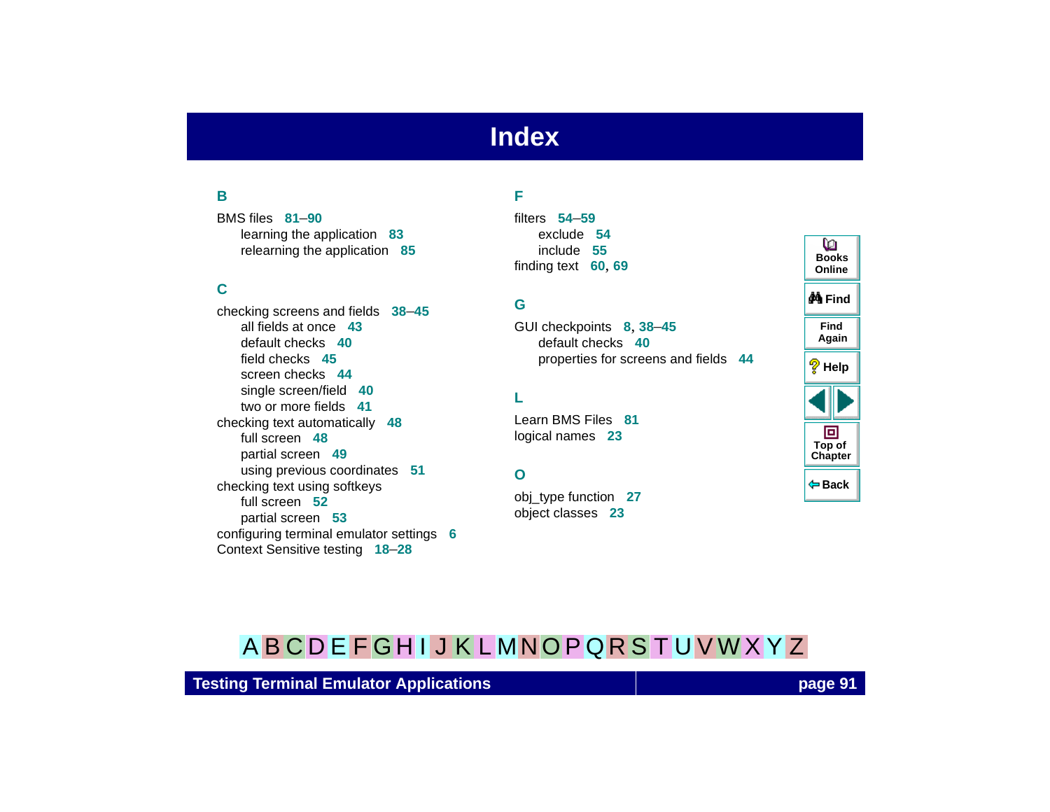# Index

## B

BMS files 81–90
- learning the application 83
- relearning the application 85

## C

checking screens and fields 38–45
- all fields at once 43
- default checks 40
- field checks 45
- screen checks 44
- single screen/field 40
- two or more fields 41

checking text automatically 48
- full screen 48
- partial screen 49
- using previous coordinates 51

checking text using softkeys
- full screen 52
- partial screen 53

configuring terminal emulator settings 6

Context Sensitive testing 18–28

## F

filters 54–59
- exclude 54
- include 55

finding text 60, 69

## G

GUI checkpoints 8, 38–45
- default checks 40
- properties for screens and fields 44

## L

Learn BMS Files 81

logical names 23

## O

obj_type function 27

object classes 23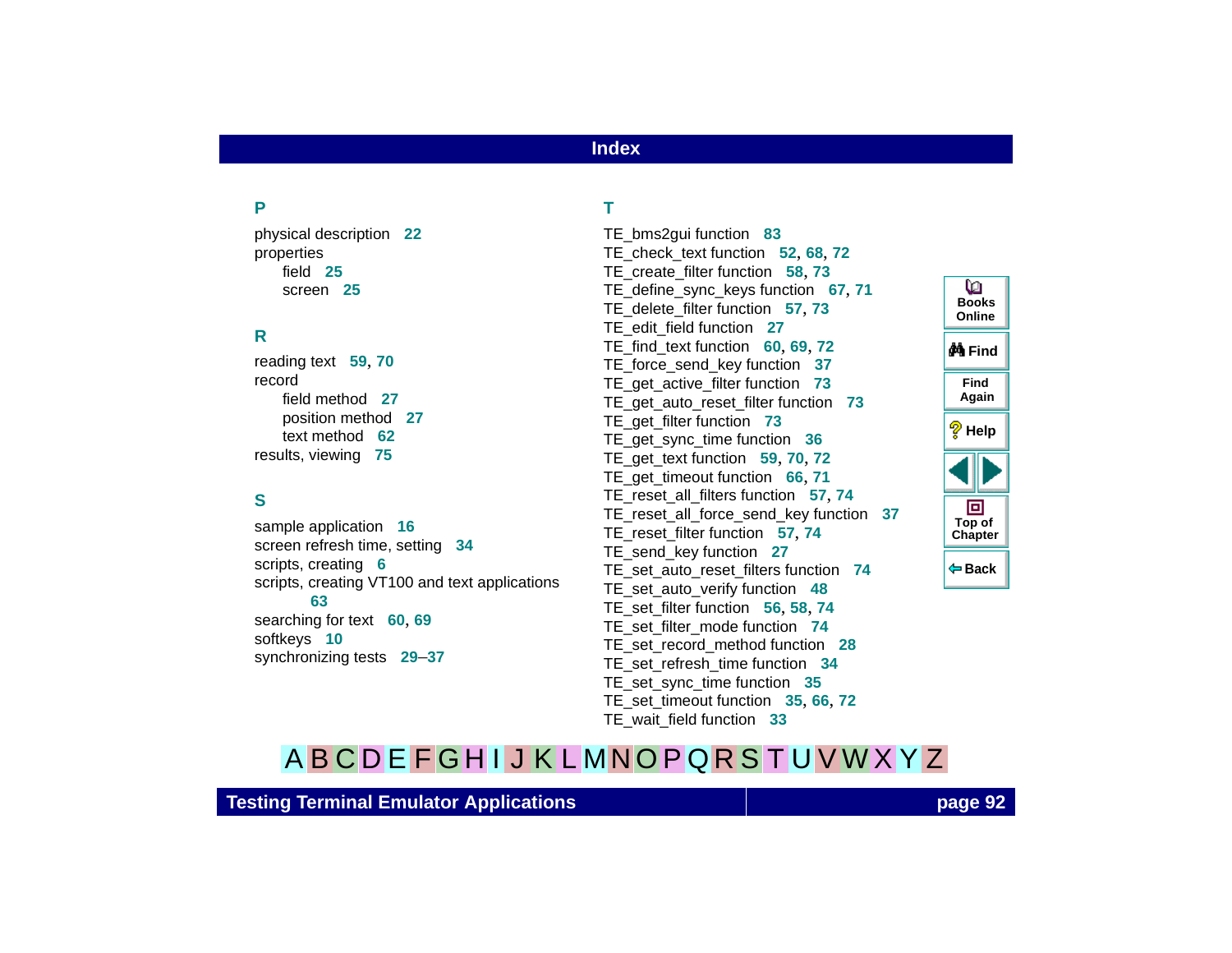# Index

## P

physical description 22
properties
- field 25
- screen 25

## R

reading text 59, 70
record
- field method 27
- position method 27
- text method 62

results, viewing 75

## S

sample application 16
screen refresh time, setting 34
scripts, creating 6
scripts, creating VT100 and text applications 63
searching for text 60, 69
softkeys 10
synchronizing tests 29–37

## T

TE_bms2gui function 83
TE_check_text function 52, 68, 72
TE_create_filter function 58, 73
TE_define_sync_keys function 67, 71
TE_delete_filter function 57, 73
TE_edit_field function 27
TE_find_text function 60, 69, 72
TE_force_send_key function 37
TE_get_active_filter function 73
TE_get_auto_reset_filter function 73
TE_get_filter function 73
TE_get_sync_time function 36
TE_get_text function 59, 70, 72
TE_get_timeout function 66, 71
TE_reset_all_filters function 57, 74
TE_reset_all_force_send_key function 37
TE_reset_filter function 57, 74
TE_send_key function 27
TE_set_auto_reset_filters function 74
TE_set_auto_verify function 48
TE_set_filter function 56, 58, 74
TE_set_filter_mode function 74
TE_set_record_method function 28
TE_set_refresh_time function 34
TE_set_sync_time function 35
TE_set_timeout function 35, 66, 72
TE_wait_field function 33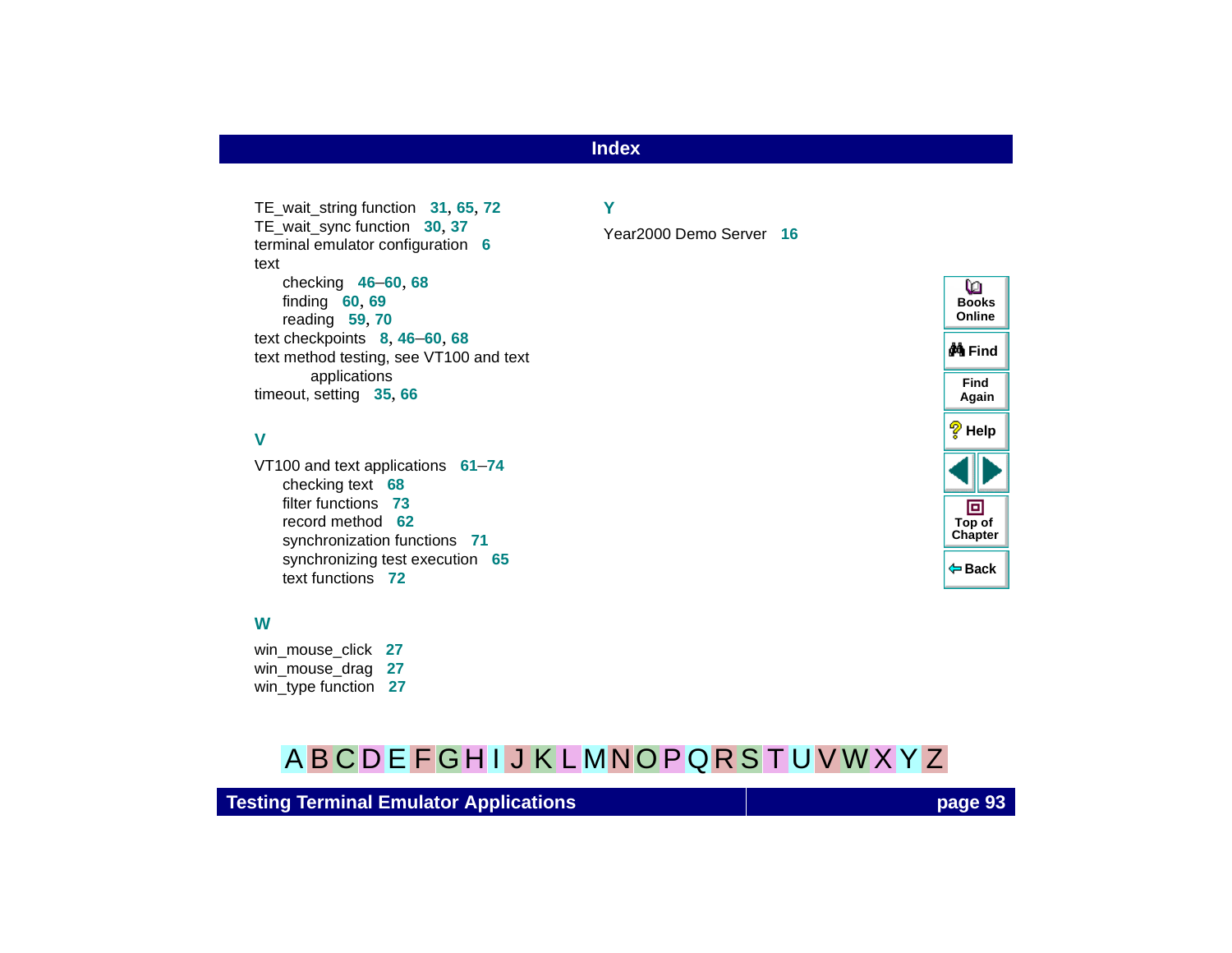TE_wait_string function 31, 65, 72
TE_wait_sync function 30, 37
terminal emulator configuration 6
text
- checking 46–60, 68
- finding 60, 69
- reading 59, 70

text checkpoints 8, 46–60, 68
text method testing, see VT100 and text applications
timeout, setting 35, 66

## V

VT100 and text applications 61–74
- checking text 68
- filter functions 73
- record method 62
- synchronization functions 71
- synchronizing test execution 65
- text functions 72

## W

win_mouse_click 27
win_mouse_drag 27
win_type function 27

## Y

Year2000 Demo Server 16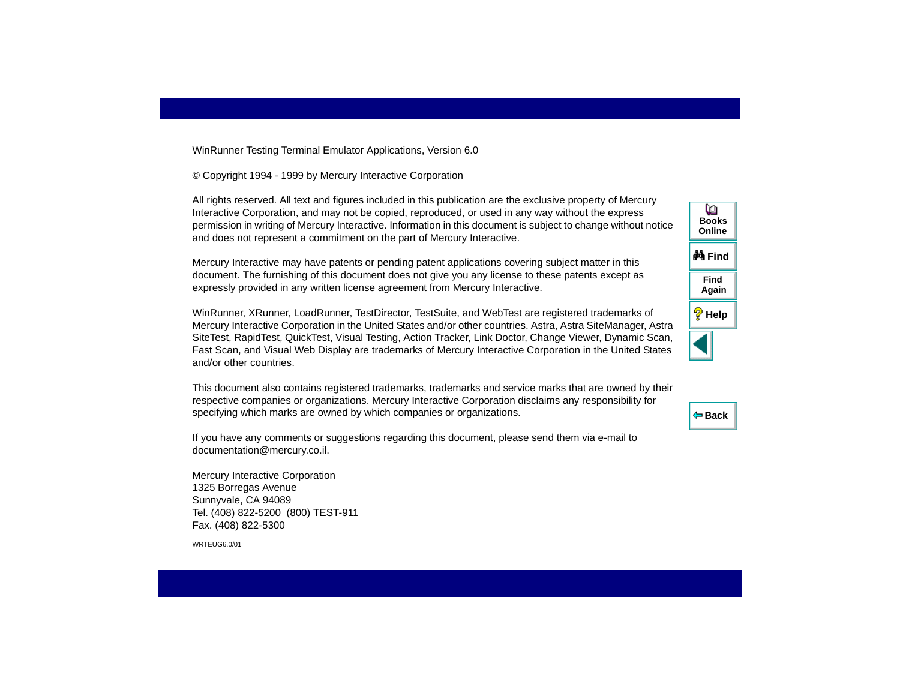WinRunner Testing Terminal Emulator Applications, Version 6.0

© Copyright 1994 - 1999 by Mercury Interactive Corporation

All rights reserved. All text and figures included in this publication are the exclusive property of Mercury Interactive Corporation, and may not be copied, reproduced, or used in any way without the express permission in writing of Mercury Interactive. Information in this document is subject to change without notice and does not represent a commitment on the part of Mercury Interactive.

Mercury Interactive may have patents or pending patent applications covering subject matter in this document. The furnishing of this document does not give you any license to these patents except as expressly provided in any written license agreement from Mercury Interactive.

WinRunner, XRunner, LoadRunner, TestDirector, TestSuite, and WebTest are registered trademarks of Mercury Interactive Corporation in the United States and/or other countries. Astra, Astra SiteManager, Astra SiteTest, RapidTest, QuickTest, Visual Testing, Action Tracker, Link Doctor, Change Viewer, Dynamic Scan, Fast Scan, and Visual Web Display are trademarks of Mercury Interactive Corporation in the United States and/or other countries.

This document also contains registered trademarks, trademarks and service marks that are owned by their respective companies or organizations. Mercury Interactive Corporation disclaims any responsibility for specifying which marks are owned by which companies or organizations.

If you have any comments or suggestions regarding this document, please send them via e-mail to documentation@mercury.co.il.

Mercury Interactive Corporation
1325 Borregas Avenue
Sunnyvale, CA 94089
Tel. (408) 822-5200  (800) TEST-911
Fax. (408) 822-5300

WRTEUG6.0/01